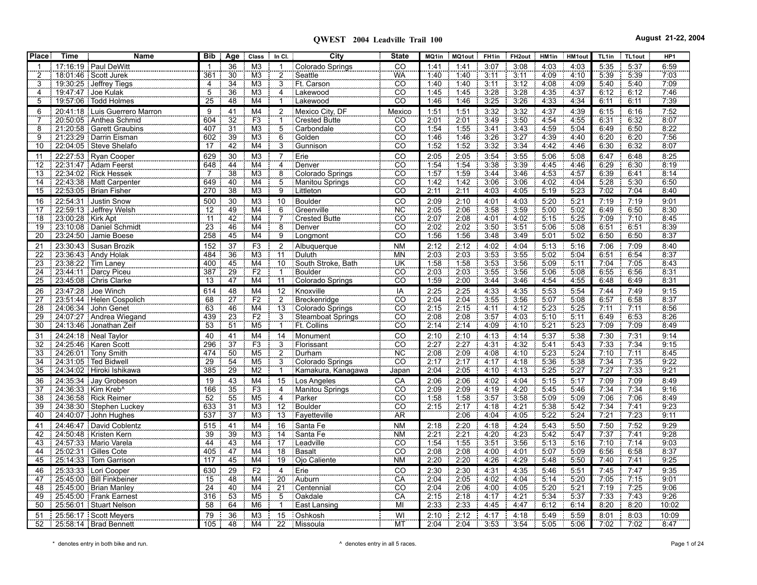# QWEST 2004 Leadville Trail 100

August 21-22, 2004

| Place | Time | Name | Bib | Age | Class | In Cl. | City | State | MQ1in | MQ1out | FH1in | FH2out | HM1in | HM1out | TL1in | TL1out | HP1 |
|---|---|---|---|---|---|---|---|---|---|---|---|---|---|---|---|---|---|
| 1 | 17:16:19 | Paul DeWitt | 1 | 36 | M3 | 1 | Colorado Springs | CO | 1:41 | 1:41 | 3:07 | 3:08 | 4:03 | 4:03 | 5:35 | 5:37 | 6:59 |
| 2 | 18:01:46 | Scott Jurek | 361 | 30 | M3 | 2 | Seattle | WA | 1:40 | 1:40 | 3:11 | 3:11 | 4:09 | 4:10 | 5:39 | 5:39 | 7:03 |
| 3 | 19:30:25 | Jeffrey Tiegs | 4 | 34 | M3 | 3 | Ft. Carson | CO | 1:40 | 1:40 | 3:11 | 3:12 | 4:08 | 4:09 | 5:40 | 5:40 | 7:09 |
| 4 | 19:47:47 | Joe Kulak | 5 | 36 | M3 | 4 | Lakewood | CO | 1:45 | 1:45 | 3:28 | 3:28 | 4:35 | 4:37 | 6:12 | 6:12 | 7:46 |
| 5 | 19:57:06 | Todd Holmes | 25 | 48 | M4 | 1 | Lakewood | CO | 1:46 | 1:46 | 3:25 | 3:26 | 4:33 | 4:34 | 6:11 | 6:11 | 7:39 |
| 6 | 20:41:18 | Luis Guerrero Marron | 9 | 41 | M4 | 2 | Mexico City, DF | Mexico | 1:51 | 1:51 | 3:32 | 3:32 | 4:37 | 4:39 | 6:15 | 6:16 | 7:52 |
| 7 | 20:50:05 | Anthea Schmid | 604 | 32 | F3 | 1 | Crested Butte | CO | 2:01 | 2:01 | 3:49 | 3:50 | 4:54 | 4:55 | 6:31 | 6:32 | 8:07 |
| 8 | 21:20:58 | Garett Graubins | 407 | 31 | M3 | 5 | Carbondale | CO | 1:54 | 1:55 | 3:41 | 3:43 | 4:59 | 5:04 | 6:49 | 6:50 | 8:22 |
| 9 | 21:23:29 | Darrin Eisman | 602 | 39 | M3 | 6 | Golden | CO | 1:46 | 1:46 | 3:26 | 3:27 | 4:39 | 4:40 | 6:20 | 6:20 | 7:56 |
| 10 | 22:04:05 | Steve Shelafo | 17 | 42 | M4 | 3 | Gunnison | CO | 1:52 | 1:52 | 3:32 | 3:34 | 4:42 | 4:46 | 6:30 | 6:32 | 8:07 |
| 11 | 22:27:53 | Ryan Cooper | 629 | 30 | M3 | 7 | Erie | CO | 2:05 | 2:05 | 3:54 | 3:55 | 5:06 | 5:08 | 6:47 | 6:48 | 8:25 |
| 12 | 22:31:47 | Adam Feerst | 648 | 44 | M4 | 4 | Denver | CO | 1:54 | 1:54 | 3:38 | 3:39 | 4:45 | 4:46 | 6:29 | 6:30 | 8:19 |
| 13 | 22:34:02 | Rick Hessek | 7 | 38 | M3 | 8 | Colorado Springs | CO | 1:57 | 1:59 | 3:44 | 3:46 | 4:53 | 4:57 | 6:39 | 6:41 | 8:14 |
| 14 | 22:43:38 | Matt Carpenter | 649 | 40 | M4 | 5 | Manitou Springs | CO | 1:42 | 1:42 | 3:06 | 3:06 | 4:02 | 4:04 | 5:28 | 5:30 | 6:50 |
| 15 | 22:53:05 | Brian Fisher | 270 | 38 | M3 | 9 | Littleton | CO | 2:11 | 2:11 | 4:03 | 4:05 | 5:19 | 5:23 | 7:02 | 7:04 | 8:40 |
| 16 | 22:54:31 | Justin Snow | 500 | 30 | M3 | 10 | Boulder | CO | 2:09 | 2:10 | 4:01 | 4:03 | 5:20 | 5:21 | 7:19 | 7:19 | 9:01 |
| 17 | 22:59:13 | Jeffrey Welsh | 12 | 49 | M4 | 6 | Greenville | NC | 2:05 | 2:06 | 3:58 | 3:59 | 5:00 | 5:02 | 6:49 | 6:50 | 8:30 |
| 18 | 23:00:28 | Kirk Apt | 11 | 42 | M4 | 7 | Crested Butte | CO | 2:07 | 2:08 | 4:01 | 4:02 | 5:15 | 5:25 | 7:09 | 7:10 | 8:45 |
| 19 | 23:10:08 | Daniel Schmidt | 23 | 46 | M4 | 8 | Denver | CO | 2:02 | 2:02 | 3:50 | 3:51 | 5:06 | 5:08 | 6:51 | 6:51 | 8:39 |
| 20 | 23:24:50 | Jamie Boese | 258 | 45 | M4 | 9 | Longmont | CO | 1:56 | 1:56 | 3:48 | 3:49 | 5:01 | 5:02 | 6:50 | 6:50 | 8:37 |
| 21 | 23:30:43 | Susan Brozik | 152 | 37 | F3 | 2 | Albuquerque | NM | 2:12 | 2:12 | 4:02 | 4:04 | 5:13 | 5:16 | 7:06 | 7:09 | 8:40 |
| 22 | 23:36:43 | Andy Holak | 484 | 36 | M3 | 11 | Duluth | MN | 2:03 | 2:03 | 3:53 | 3:55 | 5:02 | 5:04 | 6:51 | 6:54 | 8:37 |
| 23 | 23:38:22 | Tim Laney | 400 | 45 | M4 | 10 | South Stroke, Bath | UK | 1:58 | 1:58 | 3:53 | 3:56 | 5:09 | 5:11 | 7:04 | 7:05 | 8:43 |
| 24 | 23:44:11 | Darcy Piceu | 387 | 29 | F2 | 1 | Boulder | CO | 2:03 | 2:03 | 3:55 | 3:56 | 5:06 | 5:08 | 6:55 | 6:56 | 8:31 |
| 25 | 23:45:08 | Chris Clarke | 13 | 47 | M4 | 11 | Colorado Springs | CO | 1:59 | 2:00 | 3:44 | 3:46 | 4:54 | 4:55 | 6:48 | 6:49 | 8:31 |
| 26 | 23:47:28 | Joe Winch | 614 | 48 | M4 | 12 | Knoxville | IA | 2:25 | 2:25 | 4:33 | 4:35 | 5:53 | 5:54 | 7:44 | 7:49 | 9:15 |
| 27 | 23:51:44 | Helen Cospolich | 68 | 27 | F2 | 2 | Breckenridge | CO | 2:04 | 2:04 | 3:55 | 3:56 | 5:07 | 5:08 | 6:57 | 6:58 | 8:37 |
| 28 | 24:06:34 | John Genet | 63 | 46 | M4 | 13 | Colorado Springs | CO | 2:15 | 2:15 | 4:11 | 4:12 | 5:23 | 5:25 | 7:11 | 7:11 | 8:56 |
| 29 | 24:07:27 | Andrea Wiegand | 439 | 23 | F2 | 3 | Steamboat Springs | CO | 2:08 | 2:08 | 3:57 | 4:03 | 5:10 | 5:11 | 6:49 | 6:53 | 8:26 |
| 30 | 24:13:46 | Jonathan Zeif | 53 | 51 | M5 | 1 | Ft. Collins | CO | 2:14 | 2:14 | 4:09 | 4:10 | 5:21 | 5:23 | 7:09 | 7:09 | 8:49 |
| 31 | 24:24:18 | Neal Taylor | 40 | 41 | M4 | 14 | Monument | CO | 2:10 | 2:10 | 4:13 | 4:14 | 5:37 | 5:38 | 7:30 | 7:31 | 9:14 |
| 32 | 24:25:46 | Karen Scott | 296 | 37 | F3 | 3 | Florissant | CO | 2:27 | 2:27 | 4:31 | 4:32 | 5:41 | 5:43 | 7:33 | 7:34 | 9:15 |
| 33 | 24:26:01 | Tony Smith | 474 | 50 | M5 | 2 | Durham | NC | 2:08 | 2:09 | 4:08 | 4:10 | 5:23 | 5:24 | 7:10 | 7:11 | 8:45 |
| 34 | 24:31:05 | Ted Bidwell | 29 | 54 | M5 | 3 | Colorado Springs | CO | 2:17 | 2:17 | 4:17 | 4:18 | 5:36 | 5:38 | 7:34 | 7:35 | 9:22 |
| 35 | 24:34:02 | Hiroki Ishikawa | 385 | 29 | M2 | 1 | Kamakura, Kanagawa | Japan | 2:04 | 2:05 | 4:10 | 4:13 | 5:25 | 5:27 | 7:27 | 7:33 | 9:21 |
| 36 | 24:35:34 | Jay Grobeson | 19 | 43 | M4 | 15 | Los Angeles | CA | 2:06 | 2:06 | 4:02 | 4:04 | 5:15 | 5:17 | 7:09 | 7:09 | 8:49 |
| 37 | 24:36:33 | Kim Kreb^ | 166 | 35 | F3 | 4 | Manitou Springs | CO | 2:09 | 2:09 | 4:19 | 4:20 | 5:45 | 5:46 | 7:34 | 7:34 | 9:16 |
| 38 | 24:36:58 | Rick Reimer | 52 | 55 | M5 | 4 | Parker | CO | 1:58 | 1:58 | 3:57 | 3:58 | 5:09 | 5:09 | 7:06 | 7:06 | 8:49 |
| 39 | 24:38:30 | Stephen Luckey | 633 | 31 | M3 | 12 | Boulder | CO | 2:15 | 2:17 | 4:18 | 4:21 | 5:38 | 5:42 | 7:34 | 7:41 | 9:23 |
| 40 | 24:40:07 | John Hughes | 537 | 37 | M3 | 13 | Fayetteville | AR | | 2:06 | 4:04 | 4:05 | 5:22 | 5:24 | 7:21 | 7:23 | 9:11 |
| 41 | 24:46:47 | David Coblentz | 515 | 41 | M4 | 16 | Santa Fe | NM | 2:18 | 2:20 | 4:18 | 4:24 | 5:43 | 5:50 | 7:50 | 7:52 | 9:29 |
| 42 | 24:50:48 | Kristen Kern | 39 | 39 | M3 | 14 | Santa Fe | NM | 2:21 | 2:21 | 4:20 | 4:23 | 5:42 | 5:47 | 7:37 | 7:41 | 9:28 |
| 43 | 24:57:33 | Mario Varela | 44 | 43 | M4 | 17 | Leadville | CO | 1:54 | 1:55 | 3:51 | 3:56 | 5:13 | 5:16 | 7:10 | 7:14 | 9:03 |
| 44 | 25:02:31 | Gilles Cote | 405 | 47 | M4 | 18 | Basalt | CO | 2:08 | 2:08 | 4:00 | 4:01 | 5:07 | 5:09 | 6:56 | 6:58 | 8:37 |
| 45 | 25:14:33 | Tom Garrison | 117 | 45 | M4 | 19 | Ojo Caliente | NM | 2:20 | 2:20 | 4:26 | 4:29 | 5:48 | 5:50 | 7:40 | 7:41 | 9:25 |
| 46 | 25:33:33 | Lori Cooper | 630 | 29 | F2 | 4 | Erie | CO | 2:30 | 2:30 | 4:31 | 4:35 | 5:46 | 5:51 | 7:45 | 7:47 | 9:35 |
| 47 | 25:45:00 | Bill Finkbeiner | 15 | 48 | M4 | 20 | Auburn | CA | 2:04 | 2:05 | 4:02 | 4:04 | 5:14 | 5:20 | 7:05 | 7:15 | 9:01 |
| 48 | 25:45:00 | Brian Manley | 24 | 40 | M4 | 21 | Centennial | CO | 2:04 | 2:06 | 4:00 | 4:05 | 5:20 | 5:21 | 7:19 | 7:25 | 9:06 |
| 49 | 25:45:00 | Frank Earnest | 316 | 53 | M5 | 5 | Oakdale | CA | 2:15 | 2:18 | 4:17 | 4:21 | 5:34 | 5:37 | 7:33 | 7:43 | 9:26 |
| 50 | 25:56:01 | Stuart Nelson | 58 | 64 | M6 | 1 | East Lansing | MI | 2:33 | 2:33 | 4:45 | 4:47 | 6:12 | 6:14 | 8:20 | 8:20 | 10:02 |
| 51 | 25:56:17 | Scott Meyers | 79 | 36 | M3 | 15 | Oshkosh | WI | 2:10 | 2:12 | 4:17 | 4:18 | 5:49 | 5:59 | 8:01 | 8:03 | 10:09 |
| 52 | 25:58:14 | Brad Bennett | 105 | 48 | M4 | 22 | Missoula | MT | 2:04 | 2:04 | 3:53 | 3:54 | 5:05 | 5:06 | 7:02 | 7:02 | 8:47 |

\* denotes entry in both bike and run.

^ denotes entry in all 5 races.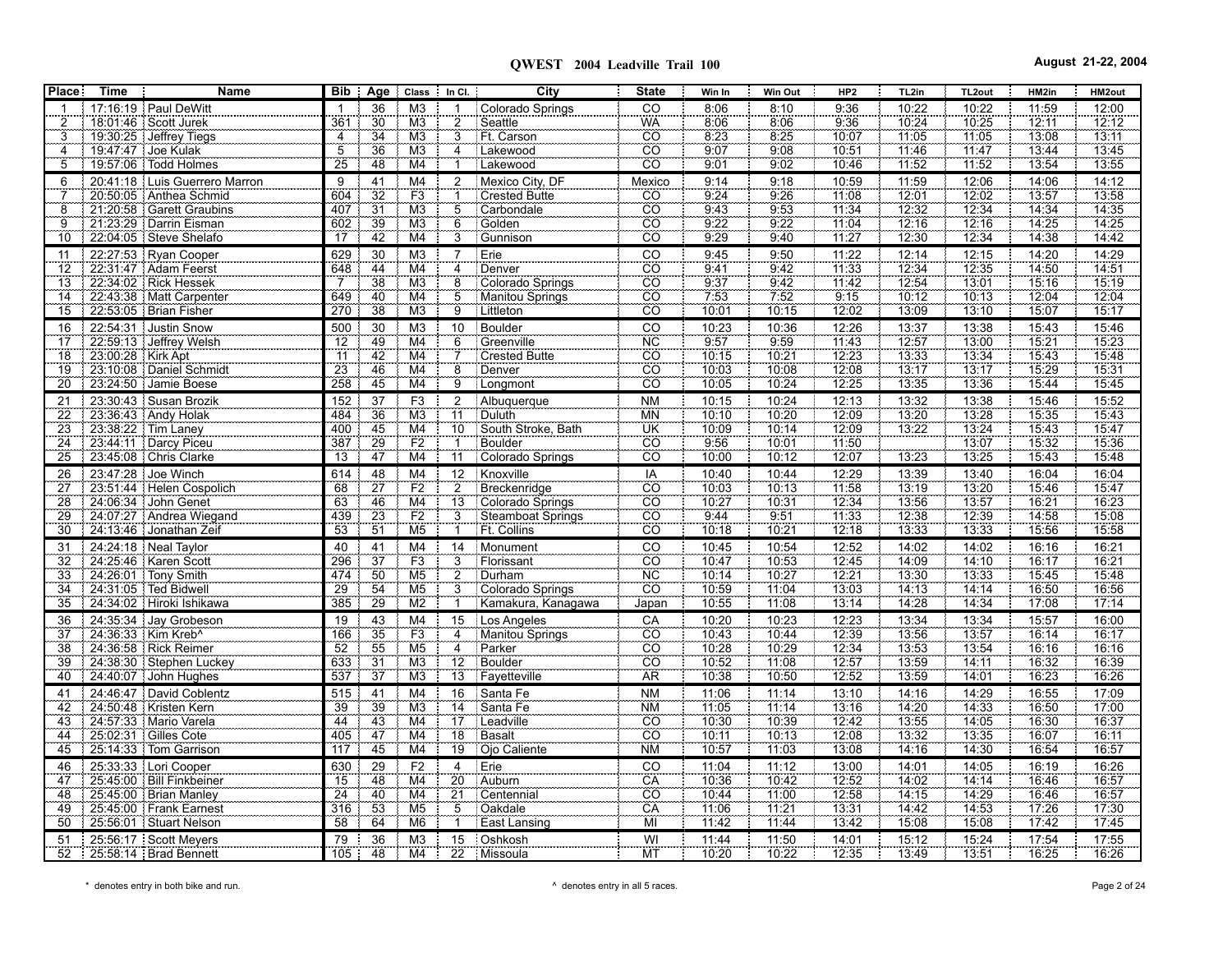# QWEST 2004 Leadville Trail 100

August 21-22, 2004

| Place | Time | Name | Bib | Age | Class | In Cl. | City | State | Win In | Win Out | HP2 | TL2in | TL2out | HM2in | HM2out |
|---|---|---|---|---|---|---|---|---|---|---|---|---|---|---|---|
| 1 | 17:16:19 | Paul DeWitt | 1 | 36 | M3 | 1 | Colorado Springs | CO | 8:06 | 8:10 | 9:36 | 10:22 | 10:22 | 11:59 | 12:00 |
| 2 | 18:01:46 | Scott Jurek | 361 | 30 | M3 | 2 | Seattle | WA | 8:06 | 8:06 | 9:36 | 10:24 | 10:25 | 12:11 | 12:12 |
| 3 | 19:30:25 | Jeffrey Tiegs | 4 | 34 | M3 | 3 | Ft. Carson | CO | 8:23 | 8:25 | 10:07 | 11:05 | 11:05 | 13:08 | 13:11 |
| 4 | 19:47:47 | Joe Kulak | 5 | 36 | M3 | 4 | Lakewood | CO | 9:07 | 9:08 | 10:51 | 11:46 | 11:47 | 13:44 | 13:45 |
| 5 | 19:57:06 | Todd Holmes | 25 | 48 | M4 | 1 | Lakewood | CO | 9:01 | 9:02 | 10:46 | 11:52 | 11:52 | 13:54 | 13:55 |
| 6 | 20:41:18 | Luis Guerrero Marron | 9 | 41 | M4 | 2 | Mexico City, DF | Mexico | 9:14 | 9:18 | 10:59 | 11:59 | 12:06 | 14:06 | 14:12 |
| 7 | 20:50:05 | Anthea Schmid | 604 | 32 | F3 | 1 | Crested Butte | CO | 9:24 | 9:26 | 11:08 | 12:01 | 12:02 | 13:57 | 13:58 |
| 8 | 21:20:58 | Garett Graubins | 407 | 31 | M3 | 5 | Carbondale | CO | 9:43 | 9:53 | 11:34 | 12:32 | 12:34 | 14:34 | 14:35 |
| 9 | 21:23:29 | Darrin Eisman | 602 | 39 | M3 | 6 | Golden | CO | 9:22 | 9:22 | 11:04 | 12:16 | 12:16 | 14:25 | 14:25 |
| 10 | 22:04:05 | Steve Shelafo | 17 | 42 | M4 | 3 | Gunnison | CO | 9:29 | 9:40 | 11:27 | 12:30 | 12:34 | 14:38 | 14:42 |
| 11 | 22:27:53 | Ryan Cooper | 629 | 30 | M3 | 7 | Erie | CO | 9:45 | 9:50 | 11:22 | 12:14 | 12:15 | 14:20 | 14:29 |
| 12 | 22:31:47 | Adam Feerst | 648 | 44 | M4 | 4 | Denver | CO | 9:41 | 9:42 | 11:33 | 12:34 | 12:35 | 14:50 | 14:51 |
| 13 | 22:34:02 | Rick Hessek | 7 | 38 | M3 | 8 | Colorado Springs | CO | 9:37 | 9:42 | 11:42 | 12:54 | 13:01 | 15:16 | 15:19 |
| 14 | 22:43:38 | Matt Carpenter | 649 | 40 | M4 | 5 | Manitou Springs | CO | 7:53 | 7:52 | 9:15 | 10:12 | 10:13 | 12:04 | 12:04 |
| 15 | 22:53:05 | Brian Fisher | 270 | 38 | M3 | 9 | Littleton | CO | 10:01 | 10:15 | 12:02 | 13:09 | 13:10 | 15:07 | 15:17 |
| 16 | 22:54:31 | Justin Snow | 500 | 30 | M3 | 10 | Boulder | CO | 10:23 | 10:36 | 12:26 | 13:37 | 13:38 | 15:43 | 15:46 |
| 17 | 22:59:13 | Jeffrey Welsh | 12 | 49 | M4 | 6 | Greenville | NC | 9:57 | 9:59 | 11:43 | 12:57 | 13:00 | 15:21 | 15:23 |
| 18 | 23:00:28 | Kirk Apt | 11 | 42 | M4 | 7 | Crested Butte | CO | 10:15 | 10:21 | 12:23 | 13:33 | 13:34 | 15:43 | 15:48 |
| 19 | 23:10:08 | Daniel Schmidt | 23 | 46 | M4 | 8 | Denver | CO | 10:03 | 10:08 | 12:08 | 13:17 | 13:17 | 15:29 | 15:31 |
| 20 | 23:24:50 | Jamie Boese | 258 | 45 | M4 | 9 | Longmont | CO | 10:05 | 10:24 | 12:25 | 13:35 | 13:36 | 15:44 | 15:45 |
| 21 | 23:30:43 | Susan Brozik | 152 | 37 | F3 | 2 | Albuquerque | NM | 10:15 | 10:24 | 12:13 | 13:32 | 13:38 | 15:46 | 15:52 |
| 22 | 23:36:43 | Andy Holak | 484 | 36 | M3 | 11 | Duluth | MN | 10:10 | 10:20 | 12:09 | 13:20 | 13:28 | 15:35 | 15:43 |
| 23 | 23:38:22 | Tim Laney | 400 | 45 | M4 | 10 | South Stroke, Bath | UK | 10:09 | 10:14 | 12:09 | 13:22 | 13:24 | 15:43 | 15:47 |
| 24 | 23:44:11 | Darcy Piceu | 387 | 29 | F2 | 1 | Boulder | CO | 9:56 | 10:01 | 11:50 | | 13:07 | 15:32 | 15:36 |
| 25 | 23:45:08 | Chris Clarke | 13 | 47 | M4 | 11 | Colorado Springs | CO | 10:00 | 10:12 | 12:07 | 13:23 | 13:25 | 15:43 | 15:48 |
| 26 | 23:47:28 | Joe Winch | 614 | 48 | M4 | 12 | Knoxville | IA | 10:40 | 10:44 | 12:29 | 13:39 | 13:40 | 16:04 | 16:04 |
| 27 | 23:51:44 | Helen Cospolich | 68 | 27 | F2 | 2 | Breckenridge | CO | 10:03 | 10:13 | 11:58 | 13:19 | 13:20 | 15:46 | 15:47 |
| 28 | 24:06:34 | John Genet | 63 | 46 | M4 | 13 | Colorado Springs | CO | 10:27 | 10:31 | 12:34 | 13:56 | 13:57 | 16:21 | 16:23 |
| 29 | 24:07:27 | Andrea Wiegand | 439 | 23 | F2 | 3 | Steamboat Springs | CO | 9:44 | 9:51 | 11:33 | 12:38 | 12:39 | 14:58 | 15:08 |
| 30 | 24:13:46 | Jonathan Zeif | 53 | 51 | M5 | 1 | Ft. Collins | CO | 10:18 | 10:21 | 12:18 | 13:33 | 13:33 | 15:56 | 15:58 |
| 31 | 24:24:18 | Neal Taylor | 40 | 41 | M4 | 14 | Monument | CO | 10:45 | 10:54 | 12:52 | 14:02 | 14:02 | 16:16 | 16:21 |
| 32 | 24:25:46 | Karen Scott | 296 | 37 | F3 | 3 | Florissant | CO | 10:47 | 10:53 | 12:45 | 14:09 | 14:10 | 16:17 | 16:21 |
| 33 | 24:26:01 | Tony Smith | 474 | 50 | M5 | 2 | Durham | NC | 10:14 | 10:27 | 12:21 | 13:30 | 13:33 | 15:45 | 15:48 |
| 34 | 24:31:05 | Ted Bidwell | 29 | 54 | M5 | 3 | Colorado Springs | CO | 10:59 | 11:04 | 13:03 | 14:13 | 14:14 | 16:50 | 16:56 |
| 35 | 24:34:02 | Hiroki Ishikawa | 385 | 29 | M2 | 1 | Kamakura, Kanagawa | Japan | 10:55 | 11:08 | 13:14 | 14:28 | 14:34 | 17:08 | 17:14 |
| 36 | 24:35:34 | Jay Grobeson | 19 | 43 | M4 | 15 | Los Angeles | CA | 10:20 | 10:23 | 12:23 | 13:34 | 13:34 | 15:57 | 16:00 |
| 37 | 24:36:33 | Kim Kreb^ | 166 | 35 | F3 | 4 | Manitou Springs | CO | 10:43 | 10:44 | 12:39 | 13:56 | 13:57 | 16:14 | 16:17 |
| 38 | 24:36:58 | Rick Reimer | 52 | 55 | M5 | 4 | Parker | CO | 10:28 | 10:29 | 12:34 | 13:53 | 13:54 | 16:16 | 16:16 |
| 39 | 24:38:30 | Stephen Luckey | 633 | 31 | M3 | 12 | Boulder | CO | 10:52 | 11:08 | 12:57 | 13:59 | 14:11 | 16:32 | 16:39 |
| 40 | 24:40:07 | John Hughes | 537 | 37 | M3 | 13 | Fayetteville | AR | 10:38 | 10:50 | 12:52 | 13:59 | 14:01 | 16:23 | 16:26 |
| 41 | 24:46:47 | David Coblentz | 515 | 41 | M4 | 16 | Santa Fe | NM | 11:06 | 11:14 | 13:10 | 14:16 | 14:29 | 16:55 | 17:09 |
| 42 | 24:50:48 | Kristen Kern | 39 | 39 | M3 | 14 | Santa Fe | NM | 11:05 | 11:14 | 13:16 | 14:20 | 14:33 | 16:50 | 17:00 |
| 43 | 24:57:33 | Mario Varela | 44 | 43 | M4 | 17 | Leadville | CO | 10:30 | 10:39 | 12:42 | 13:55 | 14:05 | 16:30 | 16:37 |
| 44 | 25:02:31 | Gilles Cote | 405 | 47 | M4 | 18 | Basalt | CO | 10:11 | 10:13 | 12:08 | 13:32 | 13:35 | 16:07 | 16:11 |
| 45 | 25:14:33 | Tom Garrison | 117 | 45 | M4 | 19 | Ojo Caliente | NM | 10:57 | 11:03 | 13:08 | 14:16 | 14:30 | 16:54 | 16:57 |
| 46 | 25:33:33 | Lori Cooper | 630 | 29 | F2 | 4 | Erie | CO | 11:04 | 11:12 | 13:00 | 14:01 | 14:05 | 16:19 | 16:26 |
| 47 | 25:45:00 | Bill Finkbeiner | 15 | 48 | M4 | 20 | Auburn | CA | 10:36 | 10:42 | 12:52 | 14:02 | 14:14 | 16:46 | 16:57 |
| 48 | 25:45:00 | Brian Manley | 24 | 40 | M4 | 21 | Centennial | CO | 10:44 | 11:00 | 12:58 | 14:15 | 14:29 | 16:46 | 16:57 |
| 49 | 25:45:00 | Frank Earnest | 316 | 53 | M5 | 5 | Oakdale | CA | 11:06 | 11:21 | 13:31 | 14:42 | 14:53 | 17:26 | 17:30 |
| 50 | 25:56:01 | Stuart Nelson | 58 | 64 | M6 | 1 | East Lansing | MI | 11:42 | 11:44 | 13:42 | 15:08 | 15:08 | 17:42 | 17:45 |
| 51 | 25:56:17 | Scott Meyers | 79 | 36 | M3 | 15 | Oshkosh | WI | 11:44 | 11:50 | 14:01 | 15:12 | 15:24 | 17:54 | 17:55 |
| 52 | 25:58:14 | Brad Bennett | 105 | 48 | M4 | 22 | Missoula | MT | 10:20 | 10:22 | 12:35 | 13:49 | 13:51 | 16:25 | 16:26 |

* denotes entry in both bike and run.

^ denotes entry in all 5 races.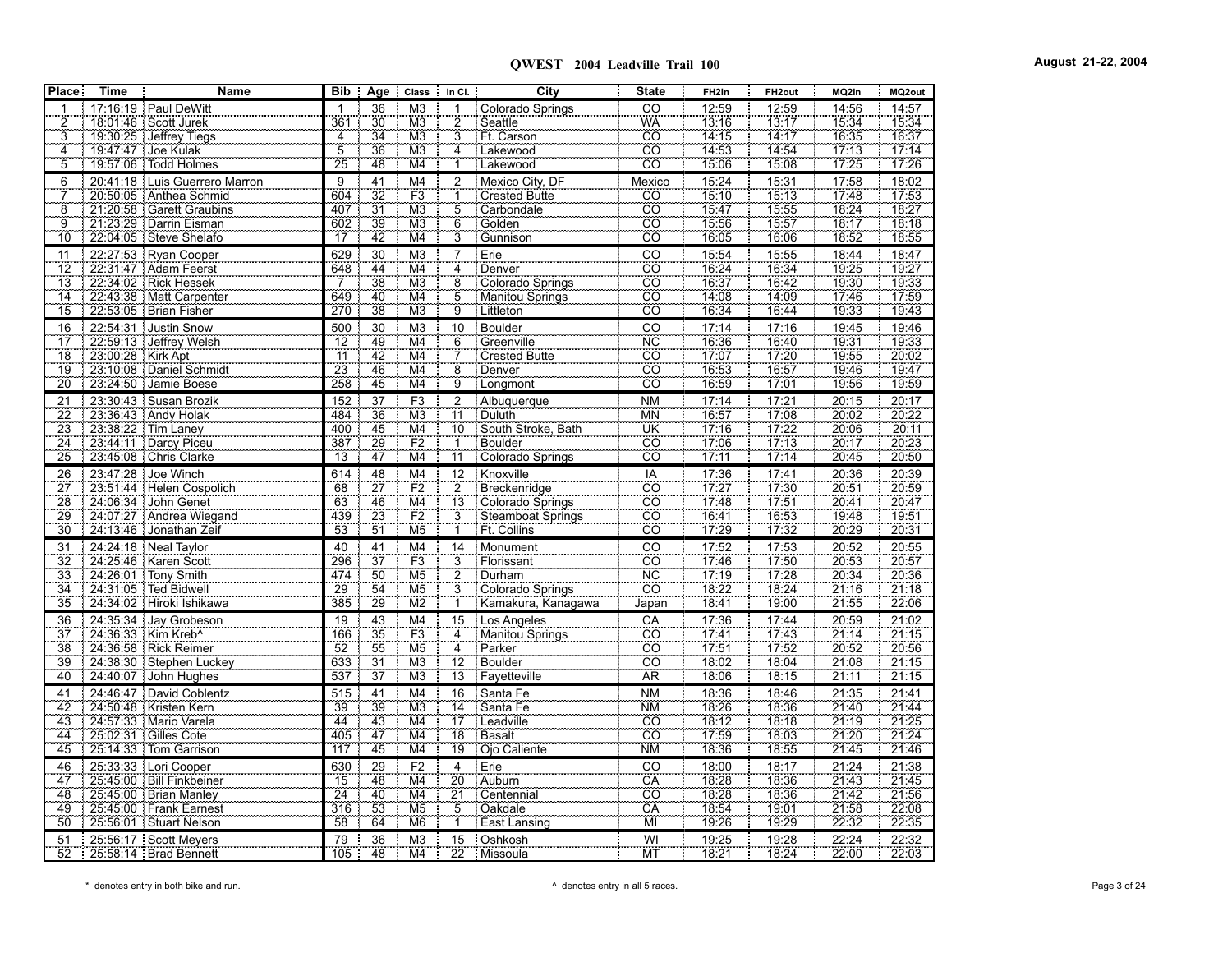**QWEST 2004 Leadville Trail 100**

**August 21-22, 2004**

| Place | Time | Name | Bib | Age | Class | In Cl. | City | State | FH2in | FH2out | MQ2in | MQ2out |
|---|---|---|---|---|---|---|---|---|---|---|---|---|
| 1 | 17:16:19 | Paul DeWitt | 1 | 36 | M3 | 1 | Colorado Springs | CO | 12:59 | 12:59 | 14:56 | 14:57 |
| 2 | 18:01:46 | Scott Jurek | 361 | 30 | M3 | 2 | Seattle | WA | 13:16 | 13:17 | 15:34 | 15:34 |
| 3 | 19:30:25 | Jeffrey Tiegs | 4 | 34 | M3 | 3 | Ft. Carson | CO | 14:15 | 14:17 | 16:35 | 16:37 |
| 4 | 19:47:47 | Joe Kulak | 5 | 36 | M3 | 4 | Lakewood | CO | 14:53 | 14:54 | 17:13 | 17:14 |
| 5 | 19:57:06 | Todd Holmes | 25 | 48 | M4 | 1 | Lakewood | CO | 15:06 | 15:08 | 17:25 | 17:26 |
| 6 | 20:41:18 | Luis Guerrero Marron | 9 | 41 | M4 | 2 | Mexico City, DF | Mexico | 15:24 | 15:31 | 17:58 | 18:02 |
| 7 | 20:50:05 | Anthea Schmid | 604 | 32 | F3 | 1 | Crested Butte | CO | 15:10 | 15:13 | 17:48 | 17:53 |
| 8 | 21:20:58 | Garett Graubins | 407 | 31 | M3 | 5 | Carbondale | CO | 15:47 | 15:55 | 18:24 | 18:27 |
| 9 | 21:23:29 | Darrin Eisman | 602 | 39 | M3 | 6 | Golden | CO | 15:56 | 15:57 | 18:17 | 18:18 |
| 10 | 22:04:05 | Steve Shelafo | 17 | 42 | M4 | 3 | Gunnison | CO | 16:05 | 16:06 | 18:52 | 18:55 |
| 11 | 22:27:53 | Ryan Cooper | 629 | 30 | M3 | 7 | Erie | CO | 15:54 | 15:55 | 18:44 | 18:47 |
| 12 | 22:31:47 | Adam Feerst | 648 | 44 | M4 | 4 | Denver | CO | 16:24 | 16:34 | 19:25 | 19:27 |
| 13 | 22:34:02 | Rick Hessek | 7 | 38 | M3 | 8 | Colorado Springs | CO | 16:37 | 16:42 | 19:30 | 19:33 |
| 14 | 22:43:38 | Matt Carpenter | 649 | 40 | M4 | 5 | Manitou Springs | CO | 14:08 | 14:09 | 17:46 | 17:59 |
| 15 | 22:53:05 | Brian Fisher | 270 | 38 | M3 | 9 | Littleton | CO | 16:34 | 16:44 | 19:33 | 19:43 |
| 16 | 22:54:31 | Justin Snow | 500 | 30 | M3 | 10 | Boulder | CO | 17:14 | 17:16 | 19:45 | 19:46 |
| 17 | 22:59:13 | Jeffrey Welsh | 12 | 49 | M4 | 6 | Greenville | NC | 16:36 | 16:40 | 19:31 | 19:33 |
| 18 | 23:00:28 | Kirk Apt | 11 | 42 | M4 | 7 | Crested Butte | CO | 17:07 | 17:20 | 19:55 | 20:02 |
| 19 | 23:10:08 | Daniel Schmidt | 23 | 46 | M4 | 8 | Denver | CO | 16:53 | 16:57 | 19:46 | 19:47 |
| 20 | 23:24:50 | Jamie Boese | 258 | 45 | M4 | 9 | Longmont | CO | 16:59 | 17:01 | 19:56 | 19:59 |
| 21 | 23:30:43 | Susan Brozik | 152 | 37 | F3 | 2 | Albuquerque | NM | 17:14 | 17:21 | 20:15 | 20:17 |
| 22 | 23:36:43 | Andy Holak | 484 | 36 | M3 | 11 | Duluth | MN | 16:57 | 17:08 | 20:02 | 20:22 |
| 23 | 23:38:22 | Tim Laney | 400 | 45 | M4 | 10 | South Stroke, Bath | UK | 17:16 | 17:22 | 20:06 | 20:11 |
| 24 | 23:44:11 | Darcy Piceu | 387 | 29 | F2 | 1 | Boulder | CO | 17:06 | 17:13 | 20:17 | 20:23 |
| 25 | 23:45:08 | Chris Clarke | 13 | 47 | M4 | 11 | Colorado Springs | CO | 17:11 | 17:14 | 20:45 | 20:50 |
| 26 | 23:47:28 | Joe Winch | 614 | 48 | M4 | 12 | Knoxville | IA | 17:36 | 17:41 | 20:36 | 20:39 |
| 27 | 23:51:44 | Helen Cospolich | 68 | 27 | F2 | 2 | Breckenridge | CO | 17:27 | 17:30 | 20:51 | 20:59 |
| 28 | 24:06:34 | John Genet | 63 | 46 | M4 | 13 | Colorado Springs | CO | 17:48 | 17:51 | 20:41 | 20:47 |
| 29 | 24:07:27 | Andrea Wiegand | 439 | 23 | F2 | 3 | Steamboat Springs | CO | 16:41 | 16:53 | 19:48 | 19:51 |
| 30 | 24:13:46 | Jonathan Zeif | 53 | 51 | M5 | 1 | Ft. Collins | CO | 17:29 | 17:32 | 20:29 | 20:31 |
| 31 | 24:24:18 | Neal Taylor | 40 | 41 | M4 | 14 | Monument | CO | 17:52 | 17:53 | 20:52 | 20:55 |
| 32 | 24:25:46 | Karen Scott | 296 | 37 | F3 | 3 | Florissant | CO | 17:46 | 17:50 | 20:53 | 20:57 |
| 33 | 24:26:01 | Tony Smith | 474 | 50 | M5 | 2 | Durham | NC | 17:19 | 17:28 | 20:34 | 20:36 |
| 34 | 24:31:05 | Ted Bidwell | 29 | 54 | M5 | 3 | Colorado Springs | CO | 18:22 | 18:24 | 21:16 | 21:18 |
| 35 | 24:34:02 | Hiroki Ishikawa | 385 | 29 | M2 | 1 | Kamakura, Kanagawa | Japan | 18:41 | 19:00 | 21:55 | 22:06 |
| 36 | 24:35:34 | Jay Grobeson | 19 | 43 | M4 | 15 | Los Angeles | CA | 17:36 | 17:44 | 20:59 | 21:02 |
| 37 | 24:36:33 | Kim Kreb^ | 166 | 35 | F3 | 4 | Manitou Springs | CO | 17:41 | 17:43 | 21:14 | 21:15 |
| 38 | 24:36:58 | Rick Reimer | 52 | 55 | M5 | 4 | Parker | CO | 17:51 | 17:52 | 20:52 | 20:56 |
| 39 | 24:38:30 | Stephen Luckey | 633 | 31 | M3 | 12 | Boulder | CO | 18:02 | 18:04 | 21:08 | 21:15 |
| 40 | 24:40:07 | John Hughes | 537 | 37 | M3 | 13 | Fayetteville | AR | 18:06 | 18:15 | 21:11 | 21:15 |
| 41 | 24:46:47 | David Coblentz | 515 | 41 | M4 | 16 | Santa Fe | NM | 18:36 | 18:46 | 21:35 | 21:41 |
| 42 | 24:50:48 | Kristen Kern | 39 | 39 | M3 | 14 | Santa Fe | NM | 18:26 | 18:36 | 21:40 | 21:44 |
| 43 | 24:57:33 | Mario Varela | 44 | 43 | M4 | 17 | Leadville | CO | 18:12 | 18:18 | 21:19 | 21:25 |
| 44 | 25:02:31 | Gilles Cote | 405 | 47 | M4 | 18 | Basalt | CO | 17:59 | 18:03 | 21:20 | 21:24 |
| 45 | 25:14:33 | Tom Garrison | 117 | 45 | M4 | 19 | Ojo Caliente | NM | 18:36 | 18:55 | 21:45 | 21:46 |
| 46 | 25:33:33 | Lori Cooper | 630 | 29 | F2 | 4 | Erie | CO | 18:00 | 18:17 | 21:24 | 21:38 |
| 47 | 25:45:00 | Bill Finkbeiner | 15 | 48 | M4 | 20 | Auburn | CA | 18:28 | 18:36 | 21:43 | 21:45 |
| 48 | 25:45:00 | Brian Manley | 24 | 40 | M4 | 21 | Centennial | CO | 18:28 | 18:36 | 21:42 | 21:56 |
| 49 | 25:45:00 | Frank Earnest | 316 | 53 | M5 | 5 | Oakdale | CA | 18:54 | 19:01 | 21:58 | 22:08 |
| 50 | 25:56:01 | Stuart Nelson | 58 | 64 | M6 | 1 | East Lansing | MI | 19:26 | 19:29 | 22:32 | 22:35 |
| 51 | 25:56:17 | Scott Meyers | 79 | 36 | M3 | 15 | Oshkosh | WI | 19:25 | 19:28 | 22:24 | 22:32 |
| 52 | 25:58:14 | Brad Bennett | 105 | 48 | M4 | 22 | Missoula | MT | 18:21 | 18:24 | 22:00 | 22:03 |

\* denotes entry in both bike and run.

^ denotes entry in all 5 races.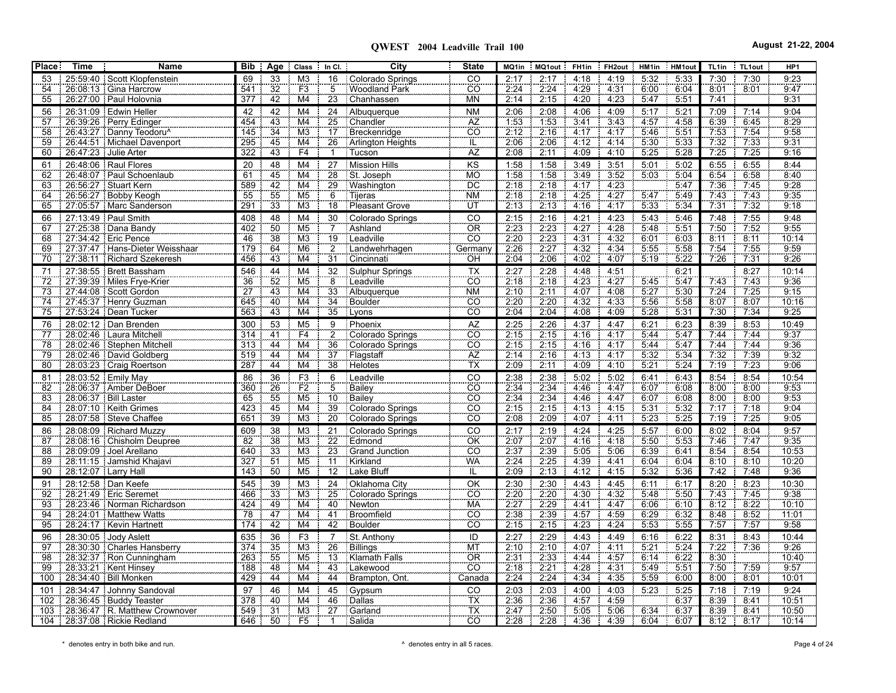| Place | Time | Name | Bib | Age | Class | In Cl. | City | State | MQ1in | MQ1out | FH1in | FH2out | HM1in | HM1out | TL1in | TL1out | HP1 |
|---|---|---|---|---|---|---|---|---|---|---|---|---|---|---|---|---|---|
| 53 | 25:59:40 | Scott Klopfenstein | 69 | 33 | M3 | 16 | Colorado Springs | CO | 2:17 | 2:17 | 4:18 | 4:19 | 5:32 | 5:33 | 7:30 | 7:30 | 9:23 |
| 54 | 26:08:13 | Gina Harcrow | 541 | 32 | F3 | 5 | Woodland Park | CO | 2:24 | 2:24 | 4:29 | 4:31 | 6:00 | 6:04 | 8:01 | 8:01 | 9:47 |
| 55 | 26:27:00 | Paul Holovnia | 377 | 42 | M4 | 23 | Chanhassen | MN | 2:14 | 2:15 | 4:20 | 4:23 | 5:47 | 5:51 | 7:41 | | 9:31 |
| 56 | 26:31:09 | Edwin Heller | 42 | 42 | M4 | 24 | Albuquerque | NM | 2:06 | 2:08 | 4:06 | 4:09 | 5:17 | 5:21 | 7:09 | 7:14 | 9:04 |
| 57 | 26:39:26 | Perry Edinger | 454 | 43 | M4 | 25 | Chandler | AZ | 1:53 | 1:53 | 3:41 | 3:43 | 4:57 | 4:58 | 6:39 | 6:45 | 8:29 |
| 58 | 26:43:27 | Danny Teodoru^ | 145 | 34 | M3 | 17 | Breckenridge | CO | 2:12 | 2:16 | 4:17 | 4:17 | 5:46 | 5:51 | 7:53 | 7:54 | 9:58 |
| 59 | 26:44:51 | Michael Davenport | 295 | 45 | M4 | 26 | Arlington Heights | IL | 2:06 | 2:06 | 4:12 | 4:14 | 5:30 | 5:33 | 7:32 | 7:33 | 9:31 |
| 60 | 26:47:23 | Julie Arter | 322 | 43 | F4 | 1 | Tucson | AZ | 2:08 | 2:11 | 4:09 | 4:10 | 5:25 | 5:28 | 7:25 | 7:25 | 9:16 |
| 61 | 26:48:06 | Raul Flores | 20 | 48 | M4 | 27 | Mission Hills | KS | 1:58 | 1:58 | 3:49 | 3:51 | 5:01 | 5:02 | 6:55 | 6:55 | 8:44 |
| 62 | 26:48:07 | Paul Schoenlaub | 61 | 45 | M4 | 28 | St. Joseph | MO | 1:58 | 1:58 | 3:49 | 3:52 | 5:03 | 5:04 | 6:54 | 6:58 | 8:40 |
| 63 | 26:56:27 | Stuart Kern | 589 | 42 | M4 | 29 | Washington | DC | 2:18 | 2:18 | 4:17 | 4:23 | | 5:47 | 7:36 | 7:45 | 9:28 |
| 64 | 26:56:27 | Bobby Keogh | 55 | 55 | M5 | 6 | Tijeras | NM | 2:18 | 2:18 | 4:25 | 4:27 | 5:47 | 5:49 | 7:43 | 7:43 | 9:35 |
| 65 | 27:05:57 | Marc Sanderson | 291 | 33 | M3 | 18 | Pleasant Grove | UT | 2:13 | 2:13 | 4:16 | 4:17 | 5:33 | 5:34 | 7:31 | 7:32 | 9:18 |
| 66 | 27:13:49 | Paul Smith | 408 | 48 | M4 | 30 | Colorado Springs | CO | 2:15 | 2:16 | 4:21 | 4:23 | 5:43 | 5:46 | 7:48 | 7:55 | 9:48 |
| 67 | 27:25:38 | Dana Bandy | 402 | 50 | M5 | 7 | Ashland | OR | 2:23 | 2:23 | 4:27 | 4:28 | 5:48 | 5:51 | 7:50 | 7:52 | 9:55 |
| 68 | 27:34:42 | Eric Pence | 46 | 38 | M3 | 19 | Leadville | CO | 2:20 | 2:23 | 4:31 | 4:32 | 6:01 | 6:03 | 8:11 | 8:11 | 10:14 |
| 69 | 27:37:47 | Hans-Dieter Weisshaar | 179 | 64 | M6 | 2 | Landwehrhagen | Germany | 2:26 | 2:27 | 4:32 | 4:34 | 5:55 | 5:58 | 7:54 | 7:55 | 9:59 |
| 70 | 27:38:11 | Richard Szekeresh | 456 | 43 | M4 | 31 | Cincinnati | OH | 2:04 | 2:06 | 4:02 | 4:07 | 5:19 | 5:22 | 7:26 | 7:31 | 9:26 |
| 71 | 27:38:55 | Brett Bassham | 546 | 44 | M4 | 32 | Sulphur Springs | TX | 2:27 | 2:28 | 4:48 | 4:51 | | 6:21 | | 8:27 | 10:14 |
| 72 | 27:39:39 | Miles Frye-Krier | 36 | 52 | M5 | 8 | Leadville | CO | 2:18 | 2:18 | 4:23 | 4:27 | 5:45 | 5:47 | 7:43 | 7:43 | 9:36 |
| 73 | 27:44:08 | Scott Gordon | 27 | 43 | M4 | 33 | Albuquerque | NM | 2:10 | 2:11 | 4:07 | 4:08 | 5:27 | 5:30 | 7:24 | 7:25 | 9:15 |
| 74 | 27:45:37 | Henry Guzman | 645 | 40 | M4 | 34 | Boulder | CO | 2:20 | 2:20 | 4:32 | 4:33 | 5:56 | 5:58 | 8:07 | 8:07 | 10:16 |
| 75 | 27:53:24 | Dean Tucker | 563 | 43 | M4 | 35 | Lyons | CO | 2:04 | 2:04 | 4:08 | 4:09 | 5:28 | 5:31 | 7:30 | 7:34 | 9:25 |
| 76 | 28:02:12 | Dan Brenden | 300 | 53 | M5 | 9 | Phoenix | AZ | 2:25 | 2:26 | 4:37 | 4:47 | 6:21 | 6:23 | 8:39 | 8:53 | 10:49 |
| 77 | 28:02:46 | Laura Mitchell | 314 | 41 | F4 | 2 | Colorado Springs | CO | 2:15 | 2:15 | 4:16 | 4:17 | 5:44 | 5:47 | 7:44 | 7:44 | 9:37 |
| 78 | 28:02:46 | Stephen Mitchell | 313 | 44 | M4 | 36 | Colorado Springs | CO | 2:15 | 2:15 | 4:16 | 4:17 | 5:44 | 5:47 | 7:44 | 7:44 | 9:36 |
| 79 | 28:02:46 | David Goldberg | 519 | 44 | M4 | 37 | Flagstaff | AZ | 2:14 | 2:16 | 4:13 | 4:17 | 5:32 | 5:34 | 7:32 | 7:39 | 9:32 |
| 80 | 28:03:23 | Craig Roertson | 287 | 44 | M4 | 38 | Helotes | TX | 2:09 | 2:11 | 4:09 | 4:10 | 5:21 | 5:24 | 7:19 | 7:23 | 9:06 |
| 81 | 28:03:52 | Emily May | 86 | 36 | F3 | 6 | Leadville | CO | 2:38 | 2:38 | 5:02 | 5:02 | 6:41 | 6:43 | 8:54 | 8:54 | 10:54 |
| 82 | 28:06:37 | Amber DeBoer | 360 | 26 | F2 | 5 | Bailey | CO | 2:34 | 2:34 | 4:46 | 4:47 | 6:07 | 6:08 | 8:00 | 8:00 | 9:53 |
| 83 | 28:06:37 | Bill Laster | 65 | 55 | M5 | 10 | Bailey | CO | 2:34 | 2:34 | 4:46 | 4:47 | 6:07 | 6:08 | 8:00 | 8:00 | 9:53 |
| 84 | 28:07:10 | Keith Grimes | 423 | 45 | M4 | 39 | Colorado Springs | CO | 2:15 | 2:15 | 4:13 | 4:15 | 5:31 | 5:32 | 7:17 | 7:18 | 9:04 |
| 85 | 28:07:58 | Steve Chaffee | 651 | 39 | M3 | 20 | Colorado Springs | CO | 2:08 | 2:09 | 4:07 | 4:11 | 5:23 | 5:25 | 7:19 | 7:25 | 9:05 |
| 86 | 28:08:09 | Richard Muzzy | 609 | 38 | M3 | 21 | Colorado Springs | CO | 2:17 | 2:19 | 4:24 | 4:25 | 5:57 | 6:00 | 8:02 | 8:04 | 9:57 |
| 87 | 28:08:16 | Chisholm Deupree | 82 | 38 | M3 | 22 | Edmond | OK | 2:07 | 2:07 | 4:16 | 4:18 | 5:50 | 5:53 | 7:46 | 7:47 | 9:35 |
| 88 | 28:09:09 | Joel Arellano | 640 | 33 | M3 | 23 | Grand Junction | CO | 2:37 | 2:39 | 5:05 | 5:06 | 6:39 | 6:41 | 8:54 | 8:54 | 10:53 |
| 89 | 28:11:15 | Jamshid Khajavi | 327 | 51 | M5 | 11 | Kirkland | WA | 2:24 | 2:25 | 4:39 | 4:41 | 6:04 | 6:04 | 8:10 | 8:10 | 10:20 |
| 90 | 28:12:07 | Larry Hall | 143 | 50 | M5 | 12 | Lake Bluff | IL | 2:09 | 2:13 | 4:12 | 4:15 | 5:32 | 5:36 | 7:42 | 7:48 | 9:36 |
| 91 | 28:12:58 | Dan Keefe | 545 | 39 | M3 | 24 | Oklahoma City | OK | 2:30 | 2:30 | 4:43 | 4:45 | 6:11 | 6:17 | 8:20 | 8:23 | 10:30 |
| 92 | 28:21:49 | Eric Seremet | 466 | 33 | M3 | 25 | Colorado Springs | CO | 2:20 | 2:20 | 4:30 | 4:32 | 5:48 | 5:50 | 7:43 | 7:45 | 9:38 |
| 93 | 28:23:46 | Norman Richardson | 424 | 49 | M4 | 40 | Newton | MA | 2:27 | 2:29 | 4:41 | 4:47 | 6:06 | 6:10 | 8:12 | 8:22 | 10:10 |
| 94 | 28:24:01 | Matthew Watts | 78 | 47 | M4 | 41 | Broomfield | CO | 2:38 | 2:39 | 4:57 | 4:59 | 6:29 | 6:32 | 8:48 | 8:52 | 11:01 |
| 95 | 28:24:17 | Kevin Hartnett | 174 | 42 | M4 | 42 | Boulder | CO | 2:15 | 2:15 | 4:23 | 4:24 | 5:53 | 5:55 | 7:57 | 7:57 | 9:58 |
| 96 | 28:30:05 | Jody Aslett | 635 | 36 | F3 | 7 | St. Anthony | ID | 2:27 | 2:29 | 4:43 | 4:49 | 6:16 | 6:22 | 8:31 | 8:43 | 10:44 |
| 97 | 28:30:30 | Charles Hansberry | 374 | 35 | M3 | 26 | Billings | MT | 2:10 | 2:10 | 4:07 | 4:11 | 5:21 | 5:24 | 7:22 | 7:36 | 9:26 |
| 98 | 28:32:37 | Ron Cunningham | 263 | 55 | M5 | 13 | Klamath Falls | OR | 2:31 | 2:33 | 4:44 | 4:57 | 6:14 | 6:22 | 8:30 | | 10:40 |
| 99 | 28:33:21 | Kent Hinsey | 188 | 48 | M4 | 43 | Lakewood | CO | 2:18 | 2:21 | 4:28 | 4:31 | 5:49 | 5:51 | 7:50 | 7:59 | 9:57 |
| 100 | 28:34:40 | Bill Monken | 429 | 44 | M4 | 44 | Brampton, Ont. | Canada | 2:24 | 2:24 | 4:34 | 4:35 | 5:59 | 6:00 | 8:00 | 8:01 | 10:01 |
| 101 | 28:34:47 | Johnny Sandoval | 97 | 46 | M4 | 45 | Gypsum | CO | 2:03 | 2:03 | 4:00 | 4:03 | 5:23 | 5:25 | 7:18 | 7:19 | 9:24 |
| 102 | 28:36:45 | Buddy Teaster | 378 | 40 | M4 | 46 | Dallas | TX | 2:36 | 2:36 | 4:57 | 4:59 | | 6:37 | 8:39 | 8:41 | 10:51 |
| 103 | 28:36:47 | R. Matthew Crownover | 549 | 31 | M3 | 27 | Garland | TX | 2:47 | 2:50 | 5:05 | 5:06 | 6:34 | 6:37 | 8:39 | 8:41 | 10:50 |
| 104 | 28:37:08 | Rickie Redland | 646 | 50 | F5 | 1 | Salida | CO | 2:28 | 2:28 | 4:36 | 4:39 | 6:04 | 6:07 | 8:12 | 8:17 | 10:14 |

* denotes entry in both bike and run.

^ denotes entry in all 5 races.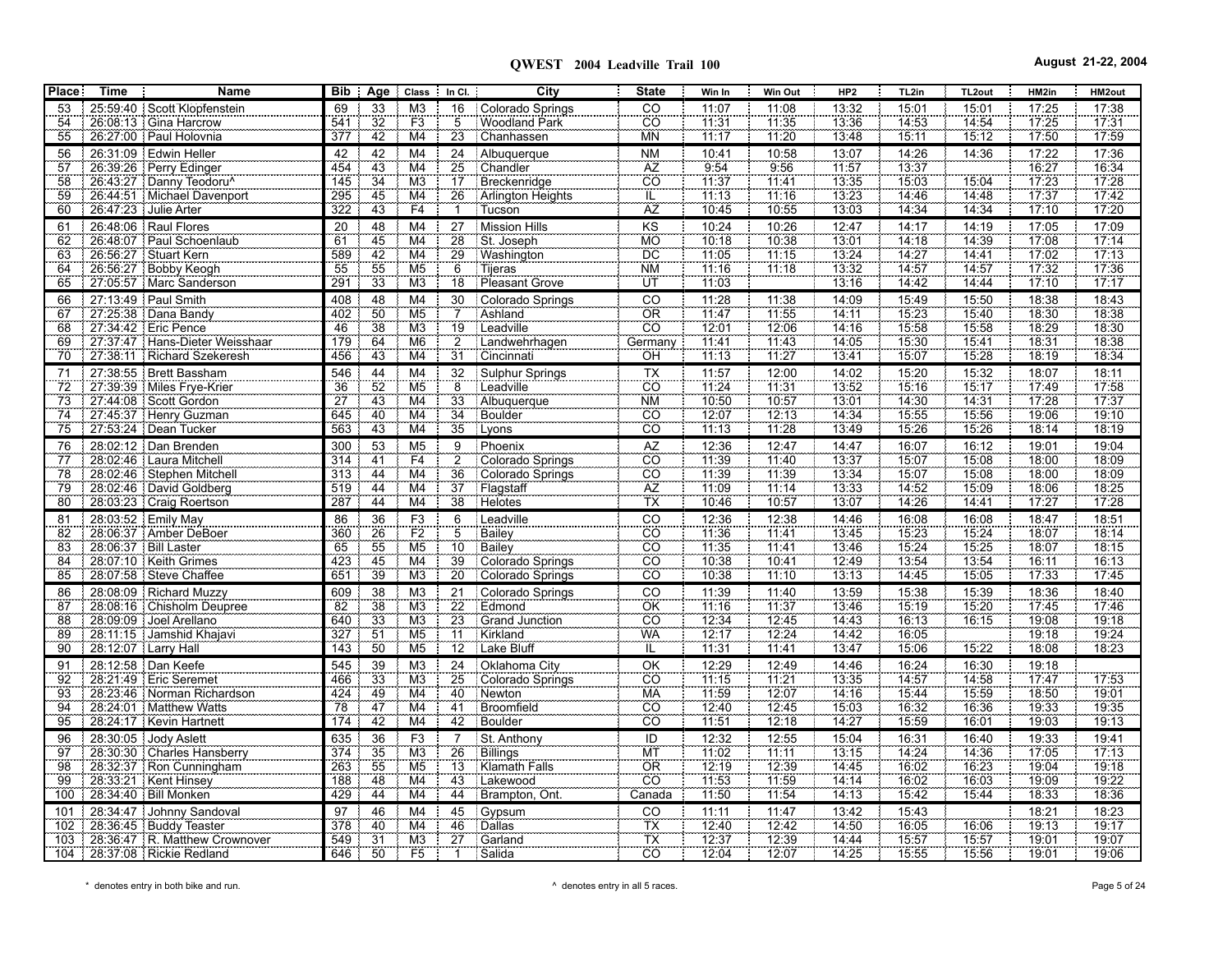# QWEST 2004 Leadville Trail 100

August 21-22, 2004

| Place | Time | Name | Bib | Age | Class | In Cl. | City | State | Win In | Win Out | HP2 | TL2in | TL2out | HM2in | HM2out |
|---|---|---|---|---|---|---|---|---|---|---|---|---|---|---|---|
| 53 | 25:59:40 | Scott Klopfenstein | 69 | 33 | M3 | 16 | Colorado Springs | CO | 11:07 | 11:08 | 13:32 | 15:01 | 15:01 | 17:25 | 17:38 |
| 54 | 26:08:13 | Gina Harcrow | 541 | 32 | F3 | 5 | Woodland Park | CO | 11:31 | 11:35 | 13:36 | 14:53 | 14:54 | 17:25 | 17:31 |
| 55 | 26:27:00 | Paul Holovnia | 377 | 42 | M4 | 23 | Chanhassen | MN | 11:17 | 11:20 | 13:48 | 15:11 | 15:12 | 17:50 | 17:59 |
| 56 | 26:31:09 | Edwin Heller | 42 | 42 | M4 | 24 | Albuquerque | NM | 10:41 | 10:58 | 13:07 | 14:26 | 14:36 | 17:22 | 17:36 |
| 57 | 26:39:26 | Perry Edinger | 454 | 43 | M4 | 25 | Chandler | AZ | 9:54 | 9:56 | 11:57 | 13:37 | | 16:27 | 16:34 |
| 58 | 26:43:27 | Danny Teodoru^ | 145 | 34 | M3 | 17 | Breckenridge | CO | 11:37 | 11:41 | 13:35 | 15:03 | 15:04 | 17:23 | 17:28 |
| 59 | 26:44:51 | Michael Davenport | 295 | 45 | M4 | 26 | Arlington Heights | IL | 11:13 | 11:16 | 13:23 | 14:46 | 14:48 | 17:37 | 17:42 |
| 60 | 26:47:23 | Julie Arter | 322 | 43 | F4 | 1 | Tucson | AZ | 10:45 | 10:55 | 13:03 | 14:34 | 14:34 | 17:10 | 17:20 |
| 61 | 26:48:06 | Raul Flores | 20 | 48 | M4 | 27 | Mission Hills | KS | 10:24 | 10:26 | 12:47 | 14:17 | 14:19 | 17:05 | 17:09 |
| 62 | 26:48:07 | Paul Schoenlaub | 61 | 45 | M4 | 28 | St. Joseph | MO | 10:18 | 10:38 | 13:01 | 14:18 | 14:39 | 17:08 | 17:14 |
| 63 | 26:56:27 | Stuart Kern | 589 | 42 | M4 | 29 | Washington | DC | 11:05 | 11:15 | 13:24 | 14:27 | 14:41 | 17:02 | 17:13 |
| 64 | 26:56:27 | Bobby Keogh | 55 | 55 | M5 | 6 | Tijeras | NM | 11:16 | 11:18 | 13:32 | 14:57 | 14:57 | 17:32 | 17:36 |
| 65 | 27:05:57 | Marc Sanderson | 291 | 33 | M3 | 18 | Pleasant Grove | UT | 11:03 | | 13:16 | 14:42 | 14:44 | 17:10 | 17:17 |
| 66 | 27:13:49 | Paul Smith | 408 | 48 | M4 | 30 | Colorado Springs | CO | 11:28 | 11:38 | 14:09 | 15:49 | 15:50 | 18:38 | 18:43 |
| 67 | 27:25:38 | Dana Bandy | 402 | 50 | M5 | 7 | Ashland | OR | 11:47 | 11:55 | 14:11 | 15:23 | 15:40 | 18:30 | 18:38 |
| 68 | 27:34:42 | Eric Pence | 46 | 38 | M3 | 19 | Leadville | CO | 12:01 | 12:06 | 14:16 | 15:58 | 15:58 | 18:29 | 18:30 |
| 69 | 27:37:47 | Hans-Dieter Weisshaar | 179 | 64 | M6 | 2 | Landwehrhagen | Germany | 11:41 | 11:43 | 14:05 | 15:30 | 15:41 | 18:31 | 18:38 |
| 70 | 27:38:11 | Richard Szekeresh | 456 | 43 | M4 | 31 | Cincinnati | OH | 11:13 | 11:27 | 13:41 | 15:07 | 15:28 | 18:19 | 18:34 |
| 71 | 27:38:55 | Brett Bassham | 546 | 44 | M4 | 32 | Sulphur Springs | TX | 11:57 | 12:00 | 14:02 | 15:20 | 15:32 | 18:07 | 18:11 |
| 72 | 27:39:39 | Miles Frye-Krier | 36 | 52 | M5 | 8 | Leadville | CO | 11:24 | 11:31 | 13:52 | 15:16 | 15:17 | 17:49 | 17:58 |
| 73 | 27:44:08 | Scott Gordon | 27 | 43 | M4 | 33 | Albuquerque | NM | 10:50 | 10:57 | 13:01 | 14:30 | 14:31 | 17:28 | 17:37 |
| 74 | 27:45:37 | Henry Guzman | 645 | 40 | M4 | 34 | Boulder | CO | 12:07 | 12:13 | 14:34 | 15:55 | 15:56 | 19:06 | 19:10 |
| 75 | 27:53:24 | Dean Tucker | 563 | 43 | M4 | 35 | Lyons | CO | 11:13 | 11:28 | 13:49 | 15:26 | 15:26 | 18:14 | 18:19 |
| 76 | 28:02:12 | Dan Brenden | 300 | 53 | M5 | 9 | Phoenix | AZ | 12:36 | 12:47 | 14:47 | 16:07 | 16:12 | 19:01 | 19:04 |
| 77 | 28:02:46 | Laura Mitchell | 314 | 41 | F4 | 2 | Colorado Springs | CO | 11:39 | 11:40 | 13:37 | 15:07 | 15:08 | 18:00 | 18:09 |
| 78 | 28:02:46 | Stephen Mitchell | 313 | 44 | M4 | 36 | Colorado Springs | CO | 11:39 | 11:39 | 13:34 | 15:07 | 15:08 | 18:00 | 18:09 |
| 79 | 28:02:46 | David Goldberg | 519 | 44 | M4 | 37 | Flagstaff | AZ | 11:09 | 11:14 | 13:33 | 14:52 | 15:09 | 18:06 | 18:25 |
| 80 | 28:03:23 | Craig Roertson | 287 | 44 | M4 | 38 | Helotes | TX | 10:46 | 10:57 | 13:07 | 14:26 | 14:41 | 17:27 | 17:28 |
| 81 | 28:03:52 | Emily May | 86 | 36 | F3 | 6 | Leadville | CO | 12:36 | 12:38 | 14:46 | 16:08 | 16:08 | 18:47 | 18:51 |
| 82 | 28:06:37 | Amber DeBoer | 360 | 26 | F2 | 5 | Bailey | CO | 11:36 | 11:41 | 13:45 | 15:23 | 15:24 | 18:07 | 18:14 |
| 83 | 28:06:37 | Bill Laster | 65 | 55 | M5 | 10 | Bailey | CO | 11:35 | 11:41 | 13:46 | 15:24 | 15:25 | 18:07 | 18:15 |
| 84 | 28:07:10 | Keith Grimes | 423 | 45 | M4 | 39 | Colorado Springs | CO | 10:38 | 10:41 | 12:49 | 13:54 | 13:54 | 16:11 | 16:13 |
| 85 | 28:07:58 | Steve Chaffee | 651 | 39 | M3 | 20 | Colorado Springs | CO | 10:38 | 11:10 | 13:13 | 14:45 | 15:05 | 17:33 | 17:45 |
| 86 | 28:08:09 | Richard Muzzy | 609 | 38 | M3 | 21 | Colorado Springs | CO | 11:39 | 11:40 | 13:59 | 15:38 | 15:39 | 18:36 | 18:40 |
| 87 | 28:08:16 | Chisholm Deupree | 82 | 38 | M3 | 22 | Edmond | OK | 11:16 | 11:37 | 13:46 | 15:19 | 15:20 | 17:45 | 17:46 |
| 88 | 28:09:09 | Joel Arellano | 640 | 33 | M3 | 23 | Grand Junction | CO | 12:34 | 12:45 | 14:43 | 16:13 | 16:15 | 19:08 | 19:18 |
| 89 | 28:11:15 | Jamshid Khajavi | 327 | 51 | M5 | 11 | Kirkland | WA | 12:17 | 12:24 | 14:42 | 16:05 | | 19:18 | 19:24 |
| 90 | 28:12:07 | Larry Hall | 143 | 50 | M5 | 12 | Lake Bluff | IL | 11:31 | 11:41 | 13:47 | 15:06 | 15:22 | 18:08 | 18:23 |
| 91 | 28:12:58 | Dan Keefe | 545 | 39 | M3 | 24 | Oklahoma City | OK | 12:29 | 12:49 | 14:46 | 16:24 | 16:30 | 19:18 | |
| 92 | 28:21:49 | Eric Seremet | 466 | 33 | M3 | 25 | Colorado Springs | CO | 11:15 | 11:21 | 13:35 | 14:57 | 14:58 | 17:47 | 17:53 |
| 93 | 28:23:46 | Norman Richardson | 424 | 49 | M4 | 40 | Newton | MA | 11:59 | 12:07 | 14:16 | 15:44 | 15:59 | 18:50 | 19:01 |
| 94 | 28:24:01 | Matthew Watts | 78 | 47 | M4 | 41 | Broomfield | CO | 12:40 | 12:45 | 15:03 | 16:32 | 16:36 | 19:33 | 19:35 |
| 95 | 28:24:17 | Kevin Hartnett | 174 | 42 | M4 | 42 | Boulder | CO | 11:51 | 12:18 | 14:27 | 15:59 | 16:01 | 19:03 | 19:13 |
| 96 | 28:30:05 | Jody Aslett | 635 | 36 | F3 | 7 | St. Anthony | ID | 12:32 | 12:55 | 15:04 | 16:31 | 16:40 | 19:33 | 19:41 |
| 97 | 28:30:30 | Charles Hansberry | 374 | 35 | M3 | 26 | Billings | MT | 11:02 | 11:11 | 13:15 | 14:24 | 14:36 | 17:05 | 17:13 |
| 98 | 28:32:37 | Ron Cunningham | 263 | 55 | M5 | 13 | Klamath Falls | OR | 12:19 | 12:39 | 14:45 | 16:02 | 16:23 | 19:04 | 19:18 |
| 99 | 28:33:21 | Kent Hinsey | 188 | 48 | M4 | 43 | Lakewood | CO | 11:53 | 11:59 | 14:14 | 16:02 | 16:03 | 19:09 | 19:22 |
| 100 | 28:34:40 | Bill Monken | 429 | 44 | M4 | 44 | Brampton, Ont. | Canada | 11:50 | 11:54 | 14:13 | 15:42 | 15:44 | 18:33 | 18:36 |
| 101 | 28:34:47 | Johnny Sandoval | 97 | 46 | M4 | 45 | Gypsum | CO | 11:11 | 11:47 | 13:42 | 15:43 | | 18:21 | 18:23 |
| 102 | 28:36:45 | Buddy Teaster | 378 | 40 | M4 | 46 | Dallas | TX | 12:40 | 12:42 | 14:50 | 16:05 | 16:06 | 19:13 | 19:17 |
| 103 | 28:36:47 | R. Matthew Crownover | 549 | 31 | M3 | 27 | Garland | TX | 12:37 | 12:39 | 14:44 | 15:57 | 15:57 | 19:01 | 19:07 |
| 104 | 28:37:08 | Rickie Redland | 646 | 50 | F5 | 1 | Salida | CO | 12:04 | 12:07 | 14:25 | 15:55 | 15:56 | 19:01 | 19:06 |

\* denotes entry in both bike and run.

^ denotes entry in all 5 races.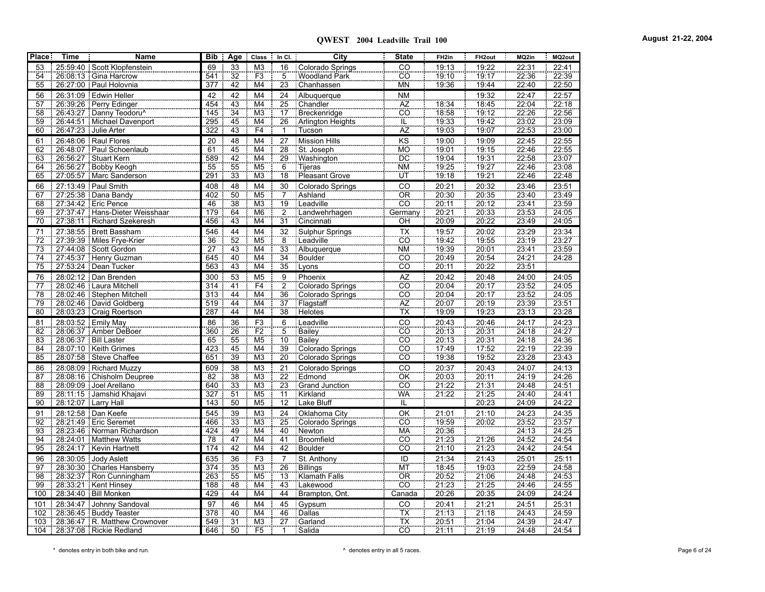**QWEST 2004 Leadville Trail 100** **August 21-22, 2004**

| Place | Time | Name | Bib | Age | Class | In Cl. | City | State | FH2in | FH2out | MQ2in | MQ2out |
|---|---|---|---|---|---|---|---|---|---|---|---|---|
| 53 | 25:59:40 | Scott Klopfenstein | 69 | 33 | M3 | 16 | Colorado Springs | CO | 19:13 | 19:22 | 22:31 | 22:41 |
| 54 | 26:08:13 | Gina Harcrow | 541 | 32 | F3 | 5 | Woodland Park | CO | 19:10 | 19:17 | 22:36 | 22:39 |
| 55 | 26:27:00 | Paul Holovnia | 377 | 42 | M4 | 23 | Chanhassen | MN | 19:36 | 19:44 | 22:40 | 22:50 |
| 56 | 26:31:09 | Edwin Heller | 42 | 42 | M4 | 24 | Albuquerque | NM | | 19:32 | 22:47 | 22:57 |
| 57 | 26:39:26 | Perry Edinger | 454 | 43 | M4 | 25 | Chandler | AZ | 18:34 | 18:45 | 22:04 | 22:18 |
| 58 | 26:43:27 | Danny Teodoru^ | 145 | 34 | M3 | 17 | Breckenridge | CO | 18:58 | 19:12 | 22:26 | 22:56 |
| 59 | 26:44:51 | Michael Davenport | 295 | 45 | M4 | 26 | Arlington Heights | IL | 19:33 | 19:42 | 23:02 | 23:09 |
| 60 | 26:47:23 | Julie Arter | 322 | 43 | F4 | 1 | Tucson | AZ | 19:03 | 19:07 | 22:53 | 23:00 |
| 61 | 26:48:06 | Raul Flores | 20 | 48 | M4 | 27 | Mission Hills | KS | 19:00 | 19:09 | 22:45 | 22:55 |
| 62 | 26:48:07 | Paul Schoenlaub | 61 | 45 | M4 | 28 | St. Joseph | MO | 19:01 | 19:15 | 22:46 | 22:55 |
| 63 | 26:56:27 | Stuart Kern | 589 | 42 | M4 | 29 | Washington | DC | 19:04 | 19:31 | 22:58 | 23:07 |
| 64 | 26:56:27 | Bobby Keogh | 55 | 55 | M5 | 6 | Tijeras | NM | 19:25 | 19:27 | 22:46 | 23:08 |
| 65 | 27:05:57 | Marc Sanderson | 291 | 33 | M3 | 18 | Pleasant Grove | UT | 19:18 | 19:21 | 22:46 | 22:48 |
| 66 | 27:13:49 | Paul Smith | 408 | 48 | M4 | 30 | Colorado Springs | CO | 20:21 | 20:32 | 23:46 | 23:51 |
| 67 | 27:25:38 | Dana Bandy | 402 | 50 | M5 | 7 | Ashland | OR | 20:30 | 20:35 | 23:40 | 23:49 |
| 68 | 27:34:42 | Eric Pence | 46 | 38 | M3 | 19 | Leadville | CO | 20:11 | 20:12 | 23:41 | 23:59 |
| 69 | 27:37:47 | Hans-Dieter Weisshaar | 179 | 64 | M6 | 2 | Landwehrhagen | Germany | 20:21 | 20:33 | 23:53 | 24:05 |
| 70 | 27:38:11 | Richard Szekeresh | 456 | 43 | M4 | 31 | Cincinnati | OH | 20:09 | 20:22 | 23:49 | 24:05 |
| 71 | 27:38:55 | Brett Bassham | 546 | 44 | M4 | 32 | Sulphur Springs | TX | 19:57 | 20:02 | 23:29 | 23:34 |
| 72 | 27:39:39 | Miles Frye-Krier | 36 | 52 | M5 | 8 | Leadville | CO | 19:42 | 19:55 | 23:19 | 23:27 |
| 73 | 27:44:08 | Scott Gordon | 27 | 43 | M4 | 33 | Albuquerque | NM | 19:39 | 20:01 | 23:41 | 23:59 |
| 74 | 27:45:37 | Henry Guzman | 645 | 40 | M4 | 34 | Boulder | CO | 20:49 | 20:54 | 24:21 | 24:28 |
| 75 | 27:53:24 | Dean Tucker | 563 | 43 | M4 | 35 | Lyons | CO | 20:11 | 20:22 | 23:51 | |
| 76 | 28:02:12 | Dan Brenden | 300 | 53 | M5 | 9 | Phoenix | AZ | 20:42 | 20:48 | 24:00 | 24:05 |
| 77 | 28:02:46 | Laura Mitchell | 314 | 41 | F4 | 2 | Colorado Springs | CO | 20:04 | 20:17 | 23:52 | 24:05 |
| 78 | 28:02:46 | Stephen Mitchell | 313 | 44 | M4 | 36 | Colorado Springs | CO | 20:04 | 20:17 | 23:52 | 24:05 |
| 79 | 28:02:46 | David Goldberg | 519 | 44 | M4 | 37 | Flagstaff | AZ | 20:07 | 20:19 | 23:39 | 23:51 |
| 80 | 28:03:23 | Craig Roertson | 287 | 44 | M4 | 38 | Helotes | TX | 19:09 | 19:23 | 23:13 | 23:28 |
| 81 | 28:03:52 | Emily May | 86 | 36 | F3 | 6 | Leadville | CO | 20:43 | 20:46 | 24:17 | 24:23 |
| 82 | 28:06:37 | Amber DeBoer | 360 | 26 | F2 | 5 | Bailey | CO | 20:13 | 20:31 | 24:18 | 24:27 |
| 83 | 28:06:37 | Bill Laster | 65 | 55 | M5 | 10 | Bailey | CO | 20:13 | 20:31 | 24:18 | 24:36 |
| 84 | 28:07:10 | Keith Grimes | 423 | 45 | M4 | 39 | Colorado Springs | CO | 17:49 | 17:52 | 22:19 | 22:39 |
| 85 | 28:07:58 | Steve Chaffee | 651 | 39 | M3 | 20 | Colorado Springs | CO | 19:38 | 19:52 | 23:28 | 23:43 |
| 86 | 28:08:09 | Richard Muzzy | 609 | 38 | M3 | 21 | Colorado Springs | CO | 20:37 | 20:43 | 24:07 | 24:13 |
| 87 | 28:08:16 | Chisholm Deupree | 82 | 38 | M3 | 22 | Edmond | OK | 20:03 | 20:11 | 24:19 | 24:26 |
| 88 | 28:09:09 | Joel Arellano | 640 | 33 | M3 | 23 | Grand Junction | CO | 21:22 | 21:31 | 24:48 | 24:51 |
| 89 | 28:11:15 | Jamshid Khajavi | 327 | 51 | M5 | 11 | Kirkland | WA | 21:22 | 21:25 | 24:40 | 24:41 |
| 90 | 28:12:07 | Larry Hall | 143 | 50 | M5 | 12 | Lake Bluff | IL | | 20:23 | 24:09 | 24:22 |
| 91 | 28:12:58 | Dan Keefe | 545 | 39 | M3 | 24 | Oklahoma City | OK | 21:01 | 21:10 | 24:23 | 24:35 |
| 92 | 28:21:49 | Eric Seremet | 466 | 33 | M3 | 25 | Colorado Springs | CO | 19:59 | 20:02 | 23:52 | 23:57 |
| 93 | 28:23:46 | Norman Richardson | 424 | 49 | M4 | 40 | Newton | MA | 20:36 | | 24:13 | 24:25 |
| 94 | 28:24:01 | Matthew Watts | 78 | 47 | M4 | 41 | Broomfield | CO | 21:23 | 21:26 | 24:52 | 24:54 |
| 95 | 28:24:17 | Kevin Hartnett | 174 | 42 | M4 | 42 | Boulder | CO | 21:10 | 21:23 | 24:42 | 24:54 |
| 96 | 28:30:05 | Jody Aslett | 635 | 36 | F3 | 7 | St. Anthony | ID | 21:34 | 21:43 | 25:01 | 25:11 |
| 97 | 28:30:30 | Charles Hansberry | 374 | 35 | M3 | 26 | Billings | MT | 18:45 | 19:03 | 22:59 | 24:58 |
| 98 | 28:32:37 | Ron Cunningham | 263 | 55 | M5 | 13 | Klamath Falls | OR | 20:52 | 21:06 | 24:48 | 24:53 |
| 99 | 28:33:21 | Kent Hinsey | 188 | 48 | M4 | 43 | Lakewood | CO | 21:23 | 21:25 | 24:46 | 24:55 |
| 100 | 28:34:40 | Bill Monken | 429 | 44 | M4 | 44 | Brampton, Ont. | Canada | 20:26 | 20:35 | 24:09 | 24:24 |
| 101 | 28:34:47 | Johnny Sandoval | 97 | 46 | M4 | 45 | Gypsum | CO | 20:41 | 21:21 | 24:51 | 25:31 |
| 102 | 28:36:45 | Buddy Teaster | 378 | 40 | M4 | 46 | Dallas | TX | 21:13 | 21:18 | 24:43 | 24:59 |
| 103 | 28:36:47 | R. Matthew Crownover | 549 | 31 | M3 | 27 | Garland | TX | 20:51 | 21:04 | 24:39 | 24:47 |
| 104 | 28:37:08 | Rickie Redland | 646 | 50 | F5 | 1 | Salida | CO | 21:11 | 21:19 | 24:48 | 24:54 |

\* denotes entry in both bike and run.

^ denotes entry in all 5 races.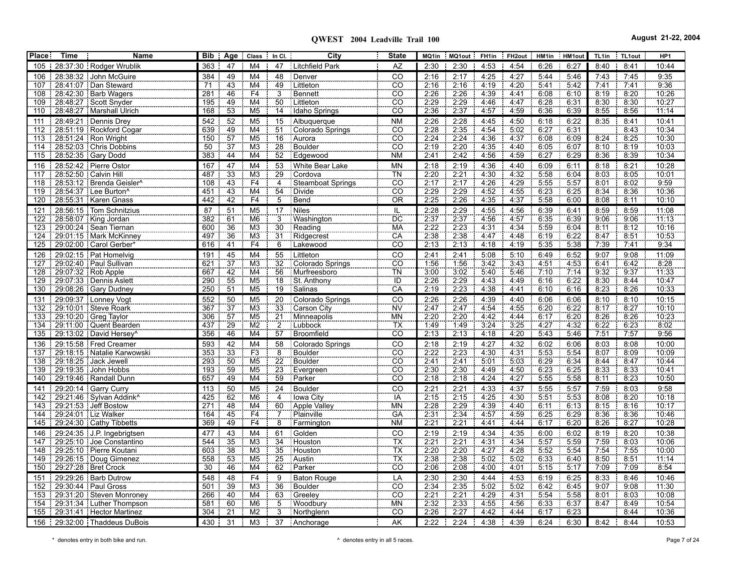# QWEST 2004 Leadville Trail 100

**August 21-22, 2004**

| Place | Time | Name | Bib | Age | Class | In Cl. | City | State | MQ1in | MQ1out | FH1in | FH2out | HM1in | HM1out | TL1in | TL1out | HP1 |
|---|---|---|---|---|---|---|---|---|---|---|---|---|---|---|---|---|---|
| 105 | 28:37:30 | Rodger Wrublik | 363 | 47 | M4 | 47 | Litchfield Park | AZ | 2:30 | 2:30 | 4:53 | 4:54 | 6:26 | 6:27 | 8:40 | 8:41 | 10:44 |
| 106 | 28:38:32 | John McGuire | 384 | 49 | M4 | 48 | Denver | CO | 2:16 | 2:17 | 4:25 | 4:27 | 5:44 | 5:46 | 7:43 | 7:45 | 9:35 |
| 107 | 28:41:07 | Dan Steward | 71 | 43 | M4 | 49 | Littleton | CO | 2:16 | 2:16 | 4:19 | 4:20 | 5:41 | 5:42 | 7:41 | 7:41 | 9:36 |
| 108 | 28:42:30 | Barb Wagers | 281 | 46 | F4 | 3 | Bennett | CO | 2:26 | 2:26 | 4:39 | 4:41 | 6:08 | 6:10 | 8:19 | 8:20 | 10:26 |
| 109 | 28:48:27 | Scott Snyder | 195 | 49 | M4 | 50 | Littleton | CO | 2:29 | 2:29 | 4:46 | 4:47 | 6:28 | 6:31 | 8:30 | 8:30 | 10:27 |
| 110 | 28:48:27 | Marshall Ulrich | 168 | 53 | M5 | 14 | Idaho Springs | CO | 2:36 | 2:37 | 4:57 | 4:59 | 6:36 | 6:39 | 8:55 | 8:56 | 11:14 |
| 111 | 28:49:21 | Dennis Drey | 542 | 52 | M5 | 15 | Albuquerque | NM | 2:26 | 2:28 | 4:45 | 4:50 | 6:18 | 6:22 | 8:35 | 8:41 | 10:41 |
| 112 | 28:51:19 | Rockford Cogar | 639 | 49 | M4 | 51 | Colorado Springs | CO | 2:28 | 2:35 | 4:54 | 5:02 | 6:27 | 6:31 | | 8:43 | 10:34 |
| 113 | 28:51:24 | Ron Wright | 150 | 57 | M5 | 16 | Aurora | CO | 2:24 | 2:24 | 4:36 | 4:37 | 6:08 | 6:09 | 8:24 | 8:25 | 10:30 |
| 114 | 28:52:03 | Chris Dobbins | 50 | 37 | M3 | 28 | Boulder | CO | 2:19 | 2:20 | 4:35 | 4:40 | 6:05 | 6:07 | 8:10 | 8:19 | 10:03 |
| 115 | 28:52:35 | Gary Dodd | 383 | 44 | M4 | 52 | Edgewood | NM | 2:41 | 2:42 | 4:56 | 4:59 | 6:27 | 6:29 | 8:36 | 8:39 | 10:34 |
| 116 | 28:52:42 | Pierre Ostor | 167 | 47 | M4 | 53 | White Bear Lake | MN | 2:18 | 2:19 | 4:36 | 4:40 | 6:09 | 6:11 | 8:18 | 8:21 | 10:28 |
| 117 | 28:52:50 | Calvin Hill | 487 | 33 | M3 | 29 | Cordova | TN | 2:20 | 2:21 | 4:30 | 4:32 | 5:58 | 6:04 | 8:03 | 8:05 | 10:01 |
| 118 | 28:53:12 | Brenda Geisler^ | 108 | 43 | F4 | 4 | Steamboat Springs | CO | 2:17 | 2:17 | 4:26 | 4:29 | 5:55 | 5:57 | 8:01 | 8:02 | 9:59 |
| 119 | 28:54:37 | Lee Burton^ | 451 | 43 | M4 | 54 | Divide | CO | 2:29 | 2:29 | 4:52 | 4:55 | 6:23 | 6:25 | 8:34 | 8:36 | 10:36 |
| 120 | 28:55:31 | Karen Gnass | 442 | 42 | F4 | 5 | Bend | OR | 2:25 | 2:26 | 4:35 | 4:37 | 5:58 | 6:00 | 8:08 | 8:11 | 10:10 |
| 121 | 28:56:15 | Tom Schnitzius | 87 | 51 | M5 | 17 | Niles | IL | 2:28 | 2:29 | 4:55 | 4:56 | 6:39 | 6:41 | 8:59 | 8:59 | 11:08 |
| 122 | 28:58:07 | King Jordan | 382 | 61 | M6 | 3 | Washington | DC | 2:37 | 2:37 | 4:56 | 4:57 | 6:35 | 6:39 | 9:06 | 9:06 | 11:13 |
| 123 | 29:00:24 | Sean Tiernan | 600 | 36 | M3 | 30 | Reading | MA | 2:22 | 2:23 | 4:31 | 4:34 | 5:59 | 6:04 | 8:11 | 8:12 | 10:16 |
| 124 | 29:01:15 | Mark McKinney | 497 | 36 | M3 | 31 | Ridgecrest | CA | 2:38 | 2:38 | 4:47 | 4:48 | 6:19 | 6:22 | 8:47 | 8:51 | 10:53 |
| 125 | 29:02:00 | Carol Gerber* | 616 | 41 | F4 | 6 | Lakewood | CO | 2:13 | 2:13 | 4:18 | 4:19 | 5:35 | 5:38 | 7:39 | 7:41 | 9:34 |
| 126 | 29:02:15 | Pat Homelvig | 191 | 45 | M4 | 55 | Littleton | CO | 2:41 | 2:41 | 5:08 | 5:10 | 6:49 | 6:52 | 9:07 | 9:08 | 11:09 |
| 127 | 29:02:40 | Paul Sullivan | 621 | 37 | M3 | 32 | Colorado Springs | CO | 1:56 | 1:56 | 3:42 | 3:43 | 4:51 | 4:53 | 6:41 | 6:42 | 8:28 |
| 128 | 29:07:32 | Rob Apple | 667 | 42 | M4 | 56 | Murfreesboro | TN | 3:00 | 3:02 | 5:40 | 5:46 | 7:10 | 7:14 | 9:32 | 9:37 | 11:33 |
| 129 | 29:07:33 | Dennis Aslett | 290 | 55 | M5 | 18 | St. Anthony | ID | 2:26 | 2:29 | 4:43 | 4:49 | 6:16 | 6:22 | 8:30 | 8:44 | 10:47 |
| 130 | 29:08:26 | Gary Dudney | 250 | 51 | M5 | 19 | Salinas | CA | 2:19 | 2:23 | 4:38 | 4:41 | 6:10 | 6:16 | 8:23 | 8:26 | 10:33 |
| 131 | 29:09:37 | Lonney Vogt | 552 | 50 | M5 | 20 | Colorado Springs | CO | 2:26 | 2:26 | 4:39 | 4:40 | 6:06 | 6:06 | 8:10 | 8:10 | 10:15 |
| 132 | 29:10:01 | Steve Roark | 367 | 37 | M3 | 33 | Carson City | NV | 2:47 | 2:47 | 4:54 | 4:55 | 6:20 | 6:22 | 8:17 | 8:27 | 10:10 |
| 133 | 29:10:20 | Greg Taylor | 306 | 57 | M5 | 21 | Minneapolis | MN | 2:20 | 2:20 | 4:42 | 4:44 | 6:17 | 6:20 | 8:26 | 8:26 | 10:23 |
| 134 | 29:11:00 | Quent Bearden | 437 | 29 | M2 | 2 | Lubbock | TX | 1:49 | 1:49 | 3:24 | 3:25 | 4:27 | 4:32 | 6:22 | 6:23 | 8:02 |
| 135 | 29:13:02 | David Hersey^ | 356 | 46 | M4 | 57 | Broomfield | CO | 2:13 | 2:13 | 4:18 | 4:20 | 5:43 | 5:46 | 7:51 | 7:57 | 9:56 |
| 136 | 29:15:58 | Fred Creamer | 593 | 42 | M4 | 58 | Colorado Springs | CO | 2:18 | 2:19 | 4:27 | 4:32 | 6:02 | 6:06 | 8:03 | 8:08 | 10:00 |
| 137 | 29:18:15 | Natalie Karwowski | 353 | 33 | F3 | 8 | Boulder | CO | 2:22 | 2:23 | 4:30 | 4:31 | 5:53 | 5:54 | 8:07 | 8:09 | 10:09 |
| 138 | 29:18:25 | Jack Jewell | 293 | 50 | M5 | 22 | Boulder | CO | 2:41 | 2:41 | 5:01 | 5:03 | 6:29 | 6:34 | 8:44 | 8:47 | 10:44 |
| 139 | 29:19:35 | John Hobbs | 193 | 59 | M5 | 23 | Evergreen | CO | 2:30 | 2:30 | 4:49 | 4:50 | 6:23 | 6:25 | 8:33 | 8:33 | 10:41 |
| 140 | 29:19:46 | Randall Dunn | 657 | 49 | M4 | 59 | Parker | CO | 2:18 | 2:18 | 4:24 | 4:27 | 5:55 | 5:58 | 8:11 | 8:23 | 10:50 |
| 141 | 29:20:14 | Garry Curry | 113 | 50 | M5 | 24 | Boulder | CO | 2:21 | 2:21 | 4:33 | 4:37 | 5:55 | 5:57 | 7:59 | 8:03 | 9:58 |
| 142 | 29:21:46 | Sylvan Addink^ | 425 | 62 | M6 | 4 | Iowa City | IA | 2:15 | 2:15 | 4:25 | 4:30 | 5:51 | 5:53 | 8:08 | 8:20 | 10:18 |
| 143 | 29:21:53 | Jeff Bostow | 271 | 48 | M4 | 60 | Apple Valley | MN | 2:28 | 2:29 | 4:39 | 4:40 | 6:11 | 6:13 | 8:15 | 8:16 | 10:17 |
| 144 | 29:24:01 | Liz Walker | 164 | 45 | F4 | 7 | Plainville | GA | 2:31 | 2:34 | 4:57 | 4:59 | 6:25 | 6:29 | 8:36 | 8:36 | 10:46 |
| 145 | 29:24:30 | Cathy Tibbetts | 369 | 49 | F4 | 8 | Farmington | NM | 2:21 | 2:21 | 4:41 | 4:44 | 6:17 | 6:20 | 8:26 | 8:27 | 10:28 |
| 146 | 29:24:35 | J.P. Ingebrigtsen | 477 | 43 | M4 | 61 | Golden | CO | 2:19 | 2:19 | 4:34 | 4:35 | 6:00 | 6:02 | 8:19 | 8:20 | 10:38 |
| 147 | 29:25:10 | Joe Constantino | 544 | 35 | M3 | 34 | Houston | TX | 2:21 | 2:21 | 4:31 | 4:34 | 5:57 | 5:59 | 7:59 | 8:03 | 10:06 |
| 148 | 29:25:10 | Pierre Koutani | 603 | 38 | M3 | 35 | Houston | TX | 2:20 | 2:20 | 4:27 | 4:28 | 5:52 | 5:54 | 7:54 | 7:55 | 10:00 |
| 149 | 29:26:15 | Doug Gimenez | 558 | 53 | M5 | 25 | Austin | TX | 2:38 | 2:38 | 5:02 | 5:02 | 6:33 | 6:40 | 8:50 | 8:51 | 11:14 |
| 150 | 29:27:28 | Bret Crock | 30 | 46 | M4 | 62 | Parker | CO | 2:06 | 2:08 | 4:00 | 4:01 | 5:15 | 5:17 | 7:09 | 7:09 | 8:54 |
| 151 | 29:29:26 | Barb Dutrow | 548 | 48 | F4 | 9 | Baton Rouge | LA | 2:30 | 2:30 | 4:44 | 4:53 | 6:19 | 6:25 | 8:33 | 8:46 | 10:46 |
| 152 | 29:30:44 | Paul Gross | 501 | 39 | M3 | 36 | Boulder | CO | 2:34 | 2:35 | 5:02 | 5:02 | 6:42 | 6:45 | 9:07 | 9:08 | 11:30 |
| 153 | 29:31:20 | Steven Monroney | 266 | 40 | M4 | 63 | Greeley | CO | 2:21 | 2:21 | 4:29 | 4:31 | 5:54 | 5:58 | 8:01 | 8:03 | 10:08 |
| 154 | 29:31:34 | Luther Thompson | 581 | 60 | M6 | 5 | Woodbury | MN | 2:32 | 2:33 | 4:55 | 4:56 | 6:33 | 6:37 | 8:47 | 8:49 | 10:54 |
| 155 | 29:31:41 | Hector Martinez | 304 | 21 | M2 | 3 | Northglenn | CO | 2:26 | 2:27 | 4:42 | 4:44 | 6:17 | 6:23 | | 8:44 | 10:36 |
| 156 | 29:32:00 | Thaddeus DuBois | 430 | 31 | M3 | 37 | Anchorage | AK | 2:22 | 2:24 | 4:38 | 4:39 | 6:24 | 6:30 | 8:42 | 8:44 | 10:53 |

\* denotes entry in both bike and run.

^ denotes entry in all 5 races.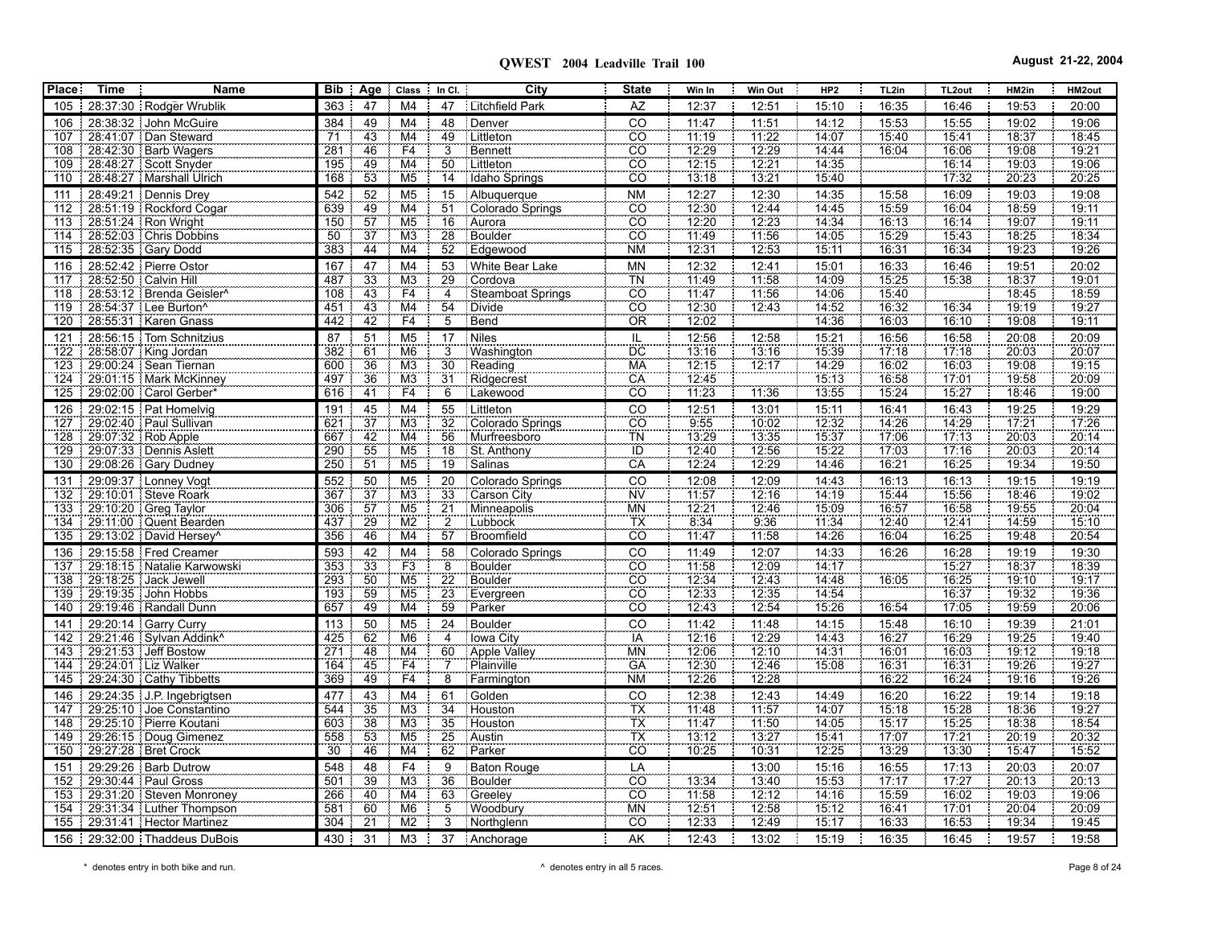**QWEST 2004 Leadville Trail 100** **August 21-22, 2004**

| Place | Time | Name | Bib | Age | Class | In Cl. | City | State | Win In | Win Out | HP2 | TL2in | TL2out | HM2in | HM2out |
|---|---|---|---|---|---|---|---|---|---|---|---|---|---|---|---|
| 105 | 28:37:30 | Rodger Wrublik | 363 | 47 | M4 | 47 | Litchfield Park | AZ | 12:37 | 12:51 | 15:10 | 16:35 | 16:46 | 19:53 | 20:00 |
| 106 | 28:38:32 | John McGuire | 384 | 49 | M4 | 48 | Denver | CO | 11:47 | 11:51 | 14:12 | 15:53 | 15:55 | 19:02 | 19:06 |
| 107 | 28:41:07 | Dan Steward | 71 | 43 | M4 | 49 | Littleton | CO | 11:19 | 11:22 | 14:07 | 15:40 | 15:41 | 18:37 | 18:45 |
| 108 | 28:42:30 | Barb Wagers | 281 | 46 | F4 | 3 | Bennett | CO | 12:29 | 12:29 | 14:44 | 16:04 | 16:06 | 19:08 | 19:21 |
| 109 | 28:48:27 | Scott Snyder | 195 | 49 | M4 | 50 | Littleton | CO | 12:15 | 12:21 | 14:35 | | 16:14 | 19:03 | 19:06 |
| 110 | 28:48:27 | Marshall Ulrich | 168 | 53 | M5 | 14 | Idaho Springs | CO | 13:18 | 13:21 | 15:40 | | 17:32 | 20:23 | 20:25 |
| 111 | 28:49:21 | Dennis Drey | 542 | 52 | M5 | 15 | Albuquerque | NM | 12:27 | 12:30 | 14:35 | 15:58 | 16:09 | 19:03 | 19:08 |
| 112 | 28:51:19 | Rockford Cogar | 639 | 49 | M4 | 51 | Colorado Springs | CO | 12:30 | 12:44 | 14:45 | 15:59 | 16:04 | 18:59 | 19:11 |
| 113 | 28:51:24 | Ron Wright | 150 | 57 | M5 | 16 | Aurora | CO | 12:20 | 12:23 | 14:34 | 16:13 | 16:14 | 19:07 | 19:11 |
| 114 | 28:52:03 | Chris Dobbins | 50 | 37 | M3 | 28 | Boulder | CO | 11:49 | 11:56 | 14:05 | 15:29 | 15:43 | 18:25 | 18:34 |
| 115 | 28:52:35 | Gary Dodd | 383 | 44 | M4 | 52 | Edgewood | NM | 12:31 | 12:53 | 15:11 | 16:31 | 16:34 | 19:23 | 19:26 |
| 116 | 28:52:42 | Pierre Ostor | 167 | 47 | M4 | 53 | White Bear Lake | MN | 12:32 | 12:41 | 15:01 | 16:33 | 16:46 | 19:51 | 20:02 |
| 117 | 28:52:50 | Calvin Hill | 487 | 33 | M3 | 29 | Cordova | TN | 11:49 | 11:58 | 14:09 | 15:25 | 15:38 | 18:37 | 19:01 |
| 118 | 28:53:12 | Brenda Geisler^ | 108 | 43 | F4 | 4 | Steamboat Springs | CO | 11:47 | 11:56 | 14:06 | 15:40 | | 18:45 | 18:59 |
| 119 | 28:54:37 | Lee Burton^ | 451 | 43 | M4 | 54 | Divide | CO | 12:30 | 12:43 | 14:52 | 16:32 | 16:34 | 19:19 | 19:27 |
| 120 | 28:55:31 | Karen Gnass | 442 | 42 | F4 | 5 | Bend | OR | 12:02 | | 14:36 | 16:03 | 16:10 | 19:08 | 19:11 |
| 121 | 28:56:15 | Tom Schnitzius | 87 | 51 | M5 | 17 | Niles | IL | 12:56 | 12:58 | 15:21 | 16:56 | 16:58 | 20:08 | 20:09 |
| 122 | 28:58:07 | King Jordan | 382 | 61 | M6 | 3 | Washington | DC | 13:16 | 13:16 | 15:39 | 17:18 | 17:18 | 20:03 | 20:07 |
| 123 | 29:00:24 | Sean Tiernan | 600 | 36 | M3 | 30 | Reading | MA | 12:15 | 12:17 | 14:29 | 16:02 | 16:03 | 19:08 | 19:15 |
| 124 | 29:01:15 | Mark McKinney | 497 | 36 | M3 | 31 | Ridgecrest | CA | 12:45 | | 15:13 | 16:58 | 17:01 | 19:58 | 20:09 |
| 125 | 29:02:00 | Carol Gerber* | 616 | 41 | F4 | 6 | Lakewood | CO | 11:23 | 11:36 | 13:55 | 15:24 | 15:27 | 18:46 | 19:00 |
| 126 | 29:02:15 | Pat Homelvig | 191 | 45 | M4 | 55 | Littleton | CO | 12:51 | 13:01 | 15:11 | 16:41 | 16:43 | 19:25 | 19:29 |
| 127 | 29:02:40 | Paul Sullivan | 621 | 37 | M3 | 32 | Colorado Springs | CO | 9:55 | 10:02 | 12:32 | 14:26 | 14:29 | 17:21 | 17:26 |
| 128 | 29:07:32 | Rob Apple | 667 | 42 | M4 | 56 | Murfreesboro | TN | 13:29 | 13:35 | 15:37 | 17:06 | 17:13 | 20:03 | 20:14 |
| 129 | 29:07:33 | Dennis Aslett | 290 | 55 | M5 | 18 | St. Anthony | ID | 12:40 | 12:56 | 15:22 | 17:03 | 17:16 | 20:03 | 20:14 |
| 130 | 29:08:26 | Gary Dudney | 250 | 51 | M5 | 19 | Salinas | CA | 12:24 | 12:29 | 14:46 | 16:21 | 16:25 | 19:34 | 19:50 |
| 131 | 29:09:37 | Lonney Vogt | 552 | 50 | M5 | 20 | Colorado Springs | CO | 12:08 | 12:09 | 14:43 | 16:13 | 16:13 | 19:15 | 19:19 |
| 132 | 29:10:01 | Steve Roark | 367 | 37 | M3 | 33 | Carson City | NV | 11:57 | 12:16 | 14:19 | 15:44 | 15:56 | 18:46 | 19:02 |
| 133 | 29:10:20 | Greg Taylor | 306 | 57 | M5 | 21 | Minneapolis | MN | 12:21 | 12:46 | 15:09 | 16:57 | 16:58 | 19:55 | 20:04 |
| 134 | 29:11:00 | Quent Bearden | 437 | 29 | M2 | 2 | Lubbock | TX | 8:34 | 9:36 | 11:34 | 12:40 | 12:41 | 14:59 | 15:10 |
| 135 | 29:13:02 | David Hersey^ | 356 | 46 | M4 | 57 | Broomfield | CO | 11:47 | 11:58 | 14:26 | 16:04 | 16:25 | 19:48 | 20:54 |
| 136 | 29:15:58 | Fred Creamer | 593 | 42 | M4 | 58 | Colorado Springs | CO | 11:49 | 12:07 | 14:33 | 16:26 | 16:28 | 19:19 | 19:30 |
| 137 | 29:18:15 | Natalie Karwowski | 353 | 33 | F3 | 8 | Boulder | CO | 11:58 | 12:09 | 14:17 | | 15:27 | 18:37 | 18:39 |
| 138 | 29:18:25 | Jack Jewell | 293 | 50 | M5 | 22 | Boulder | CO | 12:34 | 12:43 | 14:48 | 16:05 | 16:25 | 19:10 | 19:17 |
| 139 | 29:19:35 | John Hobbs | 193 | 59 | M5 | 23 | Evergreen | CO | 12:33 | 12:35 | 14:54 | | 16:37 | 19:32 | 19:36 |
| 140 | 29:19:46 | Randall Dunn | 657 | 49 | M4 | 59 | Parker | CO | 12:43 | 12:54 | 15:26 | 16:54 | 17:05 | 19:59 | 20:06 |
| 141 | 29:20:14 | Garry Curry | 113 | 50 | M5 | 24 | Boulder | CO | 11:42 | 11:48 | 14:15 | 15:48 | 16:10 | 19:39 | 21:01 |
| 142 | 29:21:46 | Sylvan Addink^ | 425 | 62 | M6 | 4 | Iowa City | IA | 12:16 | 12:29 | 14:43 | 16:27 | 16:29 | 19:25 | 19:40 |
| 143 | 29:21:53 | Jeff Bostow | 271 | 48 | M4 | 60 | Apple Valley | MN | 12:06 | 12:10 | 14:31 | 16:01 | 16:03 | 19:12 | 19:18 |
| 144 | 29:24:01 | Liz Walker | 164 | 45 | F4 | 7 | Plainville | GA | 12:30 | 12:46 | 15:08 | 16:31 | 16:31 | 19:26 | 19:27 |
| 145 | 29:24:30 | Cathy Tibbetts | 369 | 49 | F4 | 8 | Farmington | NM | 12:26 | 12:28 | | 16:22 | 16:24 | 19:16 | 19:26 |
| 146 | 29:24:35 | J.P. Ingebrigtsen | 477 | 43 | M4 | 61 | Golden | CO | 12:38 | 12:43 | 14:49 | 16:20 | 16:22 | 19:14 | 19:18 |
| 147 | 29:25:10 | Joe Constantino | 544 | 35 | M3 | 34 | Houston | TX | 11:48 | 11:57 | 14:07 | 15:18 | 15:28 | 18:36 | 19:27 |
| 148 | 29:25:10 | Pierre Koutani | 603 | 38 | M3 | 35 | Houston | TX | 11:47 | 11:50 | 14:05 | 15:17 | 15:25 | 18:38 | 18:54 |
| 149 | 29:26:15 | Doug Gimenez | 558 | 53 | M5 | 25 | Austin | TX | 13:12 | 13:27 | 15:41 | 17:07 | 17:21 | 20:19 | 20:32 |
| 150 | 29:27:28 | Bret Crock | 30 | 46 | M4 | 62 | Parker | CO | 10:25 | 10:31 | 12:25 | 13:29 | 13:30 | 15:47 | 15:52 |
| 151 | 29:29:26 | Barb Dutrow | 548 | 48 | F4 | 9 | Baton Rouge | LA | | 13:00 | 15:16 | 16:55 | 17:13 | 20:03 | 20:07 |
| 152 | 29:30:44 | Paul Gross | 501 | 39 | M3 | 36 | Boulder | CO | 13:34 | 13:40 | 15:53 | 17:17 | 17:27 | 20:13 | 20:13 |
| 153 | 29:31:20 | Steven Monroney | 266 | 40 | M4 | 63 | Greeley | CO | 11:58 | 12:12 | 14:16 | 15:59 | 16:02 | 19:03 | 19:06 |
| 154 | 29:31:34 | Luther Thompson | 581 | 60 | M6 | 5 | Woodbury | MN | 12:51 | 12:58 | 15:12 | 16:41 | 17:01 | 20:04 | 20:09 |
| 155 | 29:31:41 | Hector Martinez | 304 | 21 | M2 | 3 | Northglenn | CO | 12:33 | 12:49 | 15:17 | 16:33 | 16:53 | 19:34 | 19:45 |
| 156 | 29:32:00 | Thaddeus DuBois | 430 | 31 | M3 | 37 | Anchorage | AK | 12:43 | 13:02 | 15:19 | 16:35 | 16:45 | 19:57 | 19:58 |

\* denotes entry in both bike and run.

^ denotes entry in all 5 races.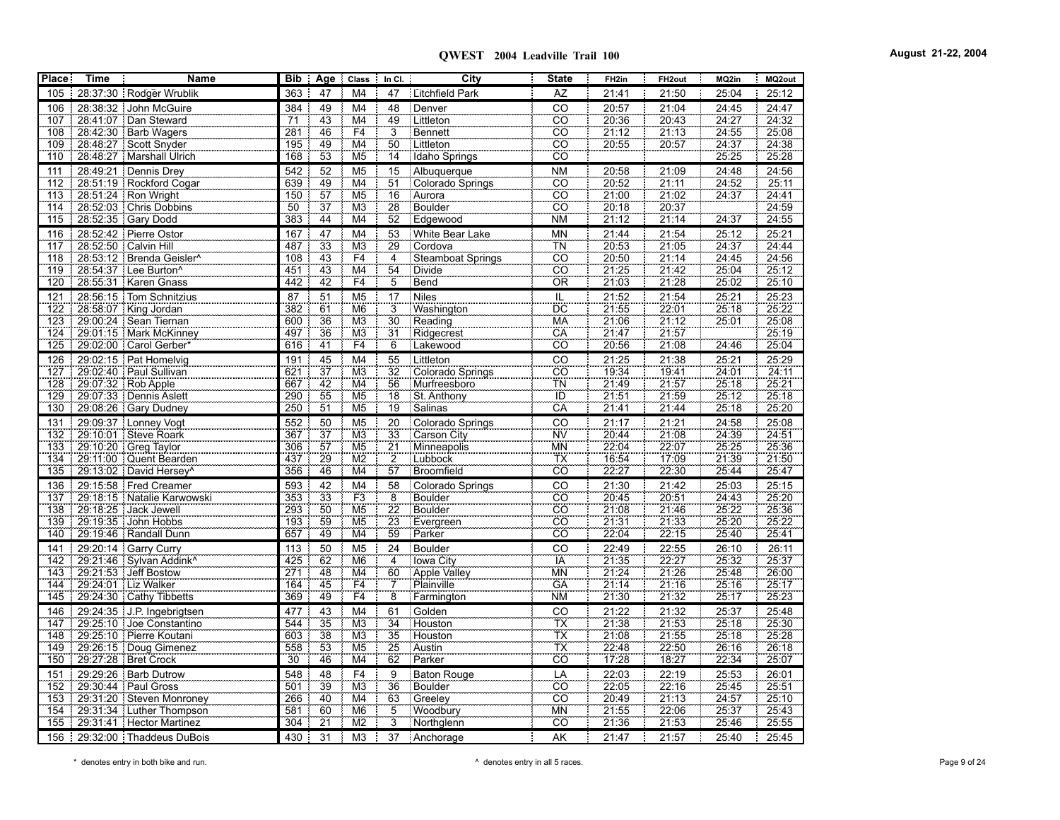# QWEST 2004 Leadville Trail 100

August 21-22, 2004

| Place | Time | Name | Bib | Age | Class | In Cl. | City | State | FH2in | FH2out | MQ2in | MQ2out |
|---|---|---|---|---|---|---|---|---|---|---|---|---|
| 105 | 28:37:30 | Rodger Wrublik | 363 | 47 | M4 | 47 | Litchfield Park | AZ | 21:41 | 21:50 | 25:04 | 25:12 |
| 106 | 28:38:32 | John McGuire | 384 | 49 | M4 | 48 | Denver | CO | 20:57 | 21:04 | 24:45 | 24:47 |
| 107 | 28:41:07 | Dan Steward | 71 | 43 | M4 | 49 | Littleton | CO | 20:36 | 20:43 | 24:27 | 24:32 |
| 108 | 28:42:30 | Barb Wagers | 281 | 46 | F4 | 3 | Bennett | CO | 21:12 | 21:13 | 24:55 | 25:08 |
| 109 | 28:48:27 | Scott Snyder | 195 | 49 | M4 | 50 | Littleton | CO | 20:55 | 20:57 | 24:37 | 24:38 |
| 110 | 28:48:27 | Marshall Ulrich | 168 | 53 | M5 | 14 | Idaho Springs | CO | | | 25:25 | 25:28 |
| 111 | 28:49:21 | Dennis Drey | 542 | 52 | M5 | 15 | Albuquerque | NM | 20:58 | 21:09 | 24:48 | 24:56 |
| 112 | 28:51:19 | Rockford Cogar | 639 | 49 | M4 | 51 | Colorado Springs | CO | 20:52 | 21:11 | 24:52 | 25:11 |
| 113 | 28:51:24 | Ron Wright | 150 | 57 | M5 | 16 | Aurora | CO | 21:00 | 21:02 | 24:37 | 24:41 |
| 114 | 28:52:03 | Chris Dobbins | 50 | 37 | M3 | 28 | Boulder | CO | 20:18 | 20:37 | | 24:59 |
| 115 | 28:52:35 | Gary Dodd | 383 | 44 | M4 | 52 | Edgewood | NM | 21:12 | 21:14 | 24:37 | 24:55 |
| 116 | 28:52:42 | Pierre Ostor | 167 | 47 | M4 | 53 | White Bear Lake | MN | 21:44 | 21:54 | 25:12 | 25:21 |
| 117 | 28:52:50 | Calvin Hill | 487 | 33 | M3 | 29 | Cordova | TN | 20:53 | 21:05 | 24:37 | 24:44 |
| 118 | 28:53:12 | Brenda Geisler^ | 108 | 43 | F4 | 4 | Steamboat Springs | CO | 20:50 | 21:14 | 24:45 | 24:56 |
| 119 | 28:54:37 | Lee Burton^ | 451 | 43 | M4 | 54 | Divide | CO | 21:25 | 21:42 | 25:04 | 25:12 |
| 120 | 28:55:31 | Karen Gnass | 442 | 42 | F4 | 5 | Bend | OR | 21:03 | 21:28 | 25:02 | 25:10 |
| 121 | 28:56:15 | Tom Schnitzius | 87 | 51 | M5 | 17 | Niles | IL | 21:52 | 21:54 | 25:21 | 25:23 |
| 122 | 28:58:07 | King Jordan | 382 | 61 | M6 | 3 | Washington | DC | 21:55 | 22:01 | 25:18 | 25:22 |
| 123 | 29:00:24 | Sean Tiernan | 600 | 36 | M3 | 30 | Reading | MA | 21:06 | 21:12 | 25:01 | 25:08 |
| 124 | 29:01:15 | Mark McKinney | 497 | 36 | M3 | 31 | Ridgecrest | CA | 21:47 | 21:57 | | 25:19 |
| 125 | 29:02:00 | Carol Gerber* | 616 | 41 | F4 | 6 | Lakewood | CO | 20:56 | 21:08 | 24:46 | 25:04 |
| 126 | 29:02:15 | Pat Homelvig | 191 | 45 | M4 | 55 | Littleton | CO | 21:25 | 21:38 | 25:21 | 25:29 |
| 127 | 29:02:40 | Paul Sullivan | 621 | 37 | M3 | 32 | Colorado Springs | CO | 19:34 | 19:41 | 24:01 | 24:11 |
| 128 | 29:07:32 | Rob Apple | 667 | 42 | M4 | 56 | Murfreesboro | TN | 21:49 | 21:57 | 25:18 | 25:21 |
| 129 | 29:07:33 | Dennis Aslett | 290 | 55 | M5 | 18 | St. Anthony | ID | 21:51 | 21:59 | 25:12 | 25:18 |
| 130 | 29:08:26 | Gary Dudney | 250 | 51 | M5 | 19 | Salinas | CA | 21:41 | 21:44 | 25:18 | 25:20 |
| 131 | 29:09:37 | Lonney Vogt | 552 | 50 | M5 | 20 | Colorado Springs | CO | 21:17 | 21:21 | 24:58 | 25:08 |
| 132 | 29:10:01 | Steve Roark | 367 | 37 | M3 | 33 | Carson City | NV | 20:44 | 21:08 | 24:39 | 24:51 |
| 133 | 29:10:20 | Greg Taylor | 306 | 57 | M5 | 21 | Minneapolis | MN | 22:04 | 22:07 | 25:25 | 25:36 |
| 134 | 29:11:00 | Quent Bearden | 437 | 29 | M2 | 2 | Lubbock | TX | 16:54 | 17:09 | 21:39 | 21:50 |
| 135 | 29:13:02 | David Hersey^ | 356 | 46 | M4 | 57 | Broomfield | CO | 22:27 | 22:30 | 25:44 | 25:47 |
| 136 | 29:15:58 | Fred Creamer | 593 | 42 | M4 | 58 | Colorado Springs | CO | 21:30 | 21:42 | 25:03 | 25:15 |
| 137 | 29:18:15 | Natalie Karwowski | 353 | 33 | F3 | 8 | Boulder | CO | 20:45 | 20:51 | 24:43 | 25:20 |
| 138 | 29:18:25 | Jack Jewell | 293 | 50 | M5 | 22 | Boulder | CO | 21:08 | 21:46 | 25:22 | 25:36 |
| 139 | 29:19:35 | John Hobbs | 193 | 59 | M5 | 23 | Evergreen | CO | 21:31 | 21:33 | 25:20 | 25:22 |
| 140 | 29:19:46 | Randall Dunn | 657 | 49 | M4 | 59 | Parker | CO | 22:04 | 22:15 | 25:40 | 25:41 |
| 141 | 29:20:14 | Garry Curry | 113 | 50 | M5 | 24 | Boulder | CO | 22:49 | 22:55 | 26:10 | 26:11 |
| 142 | 29:21:46 | Sylvan Addink^ | 425 | 62 | M6 | 4 | Iowa City | IA | 21:35 | 22:27 | 25:32 | 25:37 |
| 143 | 29:21:53 | Jeff Bostow | 271 | 48 | M4 | 60 | Apple Valley | MN | 21:24 | 21:26 | 25:48 | 26:00 |
| 144 | 29:24:01 | Liz Walker | 164 | 45 | F4 | 7 | Plainville | GA | 21:14 | 21:16 | 25:16 | 25:17 |
| 145 | 29:24:30 | Cathy Tibbetts | 369 | 49 | F4 | 8 | Farmington | NM | 21:30 | 21:32 | 25:17 | 25:23 |
| 146 | 29:24:35 | J.P. Ingebrigtsen | 477 | 43 | M4 | 61 | Golden | CO | 21:22 | 21:32 | 25:37 | 25:48 |
| 147 | 29:25:10 | Joe Constantino | 544 | 35 | M3 | 34 | Houston | TX | 21:38 | 21:53 | 25:18 | 25:30 |
| 148 | 29:25:10 | Pierre Koutani | 603 | 38 | M3 | 35 | Houston | TX | 21:08 | 21:55 | 25:18 | 25:28 |
| 149 | 29:26:15 | Doug Gimenez | 558 | 53 | M5 | 25 | Austin | TX | 22:48 | 22:50 | 26:16 | 26:18 |
| 150 | 29:27:28 | Bret Crock | 30 | 46 | M4 | 62 | Parker | CO | 17:28 | 18:27 | 22:34 | 25:07 |
| 151 | 29:29:26 | Barb Dutrow | 548 | 48 | F4 | 9 | Baton Rouge | LA | 22:03 | 22:19 | 25:53 | 26:01 |
| 152 | 29:30:44 | Paul Gross | 501 | 39 | M3 | 36 | Boulder | CO | 22:05 | 22:16 | 25:45 | 25:51 |
| 153 | 29:31:20 | Steven Monroney | 266 | 40 | M4 | 63 | Greeley | CO | 20:49 | 21:13 | 24:57 | 25:10 |
| 154 | 29:31:34 | Luther Thompson | 581 | 60 | M6 | 5 | Woodbury | MN | 21:55 | 22:06 | 25:37 | 25:43 |
| 155 | 29:31:41 | Hector Martinez | 304 | 21 | M2 | 3 | Northglenn | CO | 21:36 | 21:53 | 25:46 | 25:55 |
| 156 | 29:32:00 | Thaddeus DuBois | 430 | 31 | M3 | 37 | Anchorage | AK | 21:47 | 21:57 | 25:40 | 25:45 |

\* denotes entry in both bike and run.

^ denotes entry in all 5 races.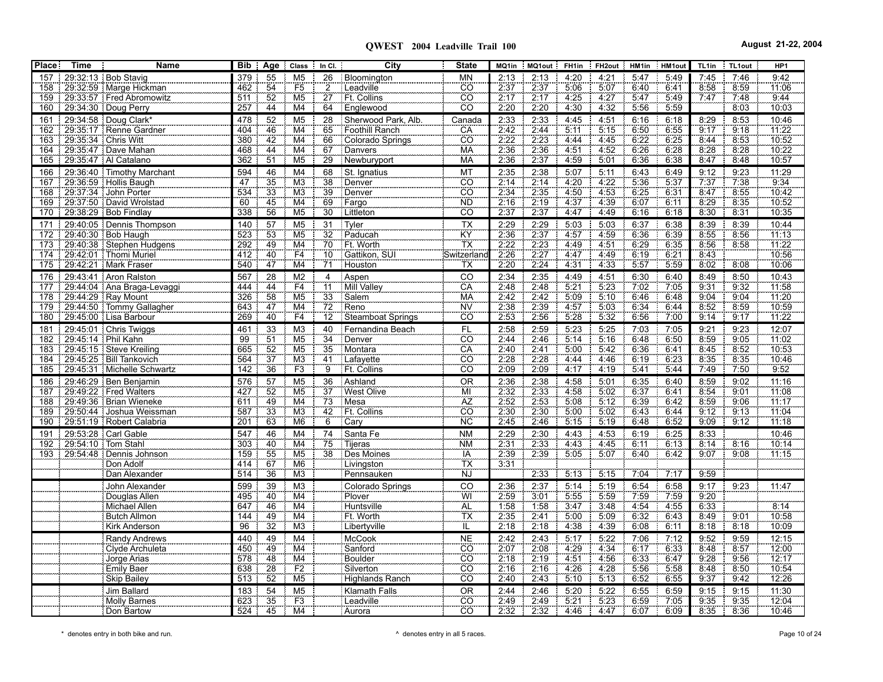# QWEST 2004 Leadville Trail 100

August 21-22, 2004

| Place | Time | Name | Bib | Age | Class | In Cl. | City | State | MQ1in | MQ1out | FH1in | FH2out | HM1in | HM1out | TL1in | TL1out | HP1 |
|---|---|---|---|---|---|---|---|---|---|---|---|---|---|---|---|---|---|
| 157 | 29:32:13 | Bob Stavig | 379 | 55 | M5 | 26 | Bloomington | MN | 2:13 | 2:13 | 4:20 | 4:21 | 5:47 | 5:49 | 7:45 | 7:46 | 9:42 |
| 158 | 29:32:59 | Marge Hickman | 462 | 54 | F5 | 2 | Leadville | CO | 2:37 | 2:37 | 5:06 | 5:07 | 6:40 | 6:41 | 8:58 | 8:59 | 11:06 |
| 159 | 29:33:57 | Fred Abromowitz | 511 | 52 | M5 | 27 | Ft. Collins | CO | 2:17 | 2:17 | 4:25 | 4:27 | 5:47 | 5:49 | 7:47 | 7:48 | 9:44 |
| 160 | 29:34:30 | Doug Perry | 257 | 44 | M4 | 64 | Englewood | CO | 2:20 | 2:20 | 4:30 | 4:32 | 5:56 | 5:59 | | 8:03 | 10:03 |
| 161 | 29:34:58 | Doug Clark* | 478 | 52 | M5 | 28 | Sherwood Park, Alb. | Canada | 2:33 | 2:33 | 4:45 | 4:51 | 6:16 | 6:18 | 8:29 | 8:53 | 10:46 |
| 162 | 29:35:17 | Renne Gardner | 404 | 46 | M4 | 65 | Foothill Ranch | CA | 2:42 | 2:44 | 5:11 | 5:15 | 6:50 | 6:55 | 9:17 | 9:18 | 11:22 |
| 163 | 29:35:34 | Chris Witt | 380 | 42 | M4 | 66 | Colorado Springs | CO | 2:22 | 2:23 | 4:44 | 4:45 | 6:22 | 6:25 | 8:44 | 8:53 | 10:52 |
| 164 | 29:35:47 | Dave Mahan | 468 | 44 | M4 | 67 | Danvers | MA | 2:36 | 2:36 | 4:51 | 4:52 | 6:26 | 6:28 | 8:28 | 8:28 | 10:22 |
| 165 | 29:35:47 | Al Catalano | 362 | 51 | M5 | 29 | Newburyport | MA | 2:36 | 2:37 | 4:59 | 5:01 | 6:36 | 6:38 | 8:47 | 8:48 | 10:57 |
| 166 | 29:36:40 | Timothy Marchant | 594 | 46 | M4 | 68 | St. Ignatius | MT | 2:35 | 2:38 | 5:07 | 5:11 | 6:43 | 6:49 | 9:12 | 9:23 | 11:29 |
| 167 | 29:36:59 | Hollis Baugh | 47 | 35 | M3 | 38 | Denver | CO | 2:14 | 2:14 | 4:20 | 4:22 | 5:36 | 5:37 | 7:37 | 7:38 | 9:34 |
| 168 | 29:37:34 | John Porter | 534 | 33 | M3 | 39 | Denver | CO | 2:34 | 2:35 | 4:50 | 4:53 | 6:25 | 6:31 | 8:47 | 8:55 | 10:42 |
| 169 | 29:37:50 | David Wrolstad | 60 | 45 | M4 | 69 | Fargo | ND | 2:16 | 2:19 | 4:37 | 4:39 | 6:07 | 6:11 | 8:29 | 8:35 | 10:52 |
| 170 | 29:38:29 | Bob Findlay | 338 | 56 | M5 | 30 | Littleton | CO | 2:37 | 2:37 | 4:47 | 4:49 | 6:16 | 6:18 | 8:30 | 8:31 | 10:35 |
| 171 | 29:40:05 | Dennis Thompson | 140 | 57 | M5 | 31 | Tyler | TX | 2:29 | 2:29 | 5:03 | 5:03 | 6:37 | 6:38 | 8:39 | 8:39 | 10:44 |
| 172 | 29:40:30 | Bob Haugh | 523 | 53 | M5 | 32 | Paducah | KY | 2:36 | 2:37 | 4:57 | 4:59 | 6:36 | 6:39 | 8:55 | 8:56 | 11:13 |
| 173 | 29:40:38 | Stephen Hudgens | 292 | 49 | M4 | 70 | Ft. Worth | TX | 2:22 | 2:23 | 4:49 | 4:51 | 6:29 | 6:35 | 8:56 | 8:58 | 11:22 |
| 174 | 29:42:01 | Thomi Muriel | 412 | 40 | F4 | 10 | Gattikon, SUI | Switzerland | 2:26 | 2:27 | 4:47 | 4:49 | 6:19 | 6:21 | 8:43 | | 10:56 |
| 175 | 29:42:21 | Mark Fraser | 540 | 47 | M4 | 71 | Houston | TX | 2:20 | 2:24 | 4:31 | 4:33 | 5:57 | 5:59 | 8:02 | 8:08 | 10:06 |
| 176 | 29:43:41 | Aron Ralston | 567 | 28 | M2 | 4 | Aspen | CO | 2:34 | 2:35 | 4:49 | 4:51 | 6:30 | 6:40 | 8:49 | 8:50 | 10:43 |
| 177 | 29:44:04 | Ana Braga-Levaggi | 444 | 44 | F4 | 11 | Mill Valley | CA | 2:48 | 2:48 | 5:21 | 5:23 | 7:02 | 7:05 | 9:31 | 9:32 | 11:58 |
| 178 | 29:44:29 | Ray Mount | 326 | 58 | M5 | 33 | Salem | MA | 2:42 | 2:42 | 5:09 | 5:10 | 6:46 | 6:48 | 9:04 | 9:04 | 11:20 |
| 179 | 29:44:50 | Tommy Gallagher | 643 | 47 | M4 | 72 | Reno | NV | 2:38 | 2:39 | 4:57 | 5:03 | 6:34 | 6:44 | 8:52 | 8:59 | 10:59 |
| 180 | 29:45:00 | Lisa Barbour | 269 | 40 | F4 | 12 | Steamboat Springs | CO | 2:53 | 2:56 | 5:28 | 5:32 | 6:56 | 7:00 | 9:14 | 9:17 | 11:22 |
| 181 | 29:45:01 | Chris Twiggs | 461 | 33 | M3 | 40 | Fernandina Beach | FL | 2:58 | 2:59 | 5:23 | 5:25 | 7:03 | 7:05 | 9:21 | 9:23 | 12:07 |
| 182 | 29:45:14 | Phil Kahn | 99 | 51 | M5 | 34 | Denver | CO | 2:44 | 2:46 | 5:14 | 5:16 | 6:48 | 6:50 | 8:59 | 9:05 | 11:02 |
| 183 | 29:45:15 | Steve Kreiling | 665 | 52 | M5 | 35 | Montara | CA | 2:40 | 2:41 | 5:00 | 5:42 | 6:36 | 6:41 | 8:45 | 8:52 | 10:53 |
| 184 | 29:45:25 | Bill Tankovich | 564 | 37 | M3 | 41 | Lafayette | CO | 2:28 | 2:28 | 4:44 | 4:46 | 6:19 | 6:23 | 8:35 | 8:35 | 10:46 |
| 185 | 29:45:31 | Michelle Schwartz | 142 | 36 | F3 | 9 | Ft. Collins | CO | 2:09 | 2:09 | 4:17 | 4:19 | 5:41 | 5:44 | 7:49 | 7:50 | 9:52 |
| 186 | 29:46:29 | Ben Benjamin | 576 | 57 | M5 | 36 | Ashland | OR | 2:36 | 2:38 | 4:58 | 5:01 | 6:35 | 6:40 | 8:59 | 9:02 | 11:16 |
| 187 | 29:49:22 | Fred Walters | 427 | 52 | M5 | 37 | West Olive | MI | 2:32 | 2:33 | 4:58 | 5:02 | 6:37 | 6:41 | 8:54 | 9:01 | 11:08 |
| 188 | 29:49:36 | Brian Wieneke | 611 | 49 | M4 | 73 | Mesa | AZ | 2:52 | 2:53 | 5:08 | 5:12 | 6:39 | 6:42 | 8:59 | 9:06 | 11:17 |
| 189 | 29:50:44 | Joshua Weissman | 587 | 33 | M3 | 42 | Ft. Collins | CO | 2:30 | 2:30 | 5:00 | 5:02 | 6:43 | 6:44 | 9:12 | 9:13 | 11:04 |
| 190 | 29:51:19 | Robert Calabria | 201 | 63 | M6 | 6 | Cary | NC | 2:45 | 2:46 | 5:15 | 5:19 | 6:48 | 6:52 | 9:09 | 9:12 | 11:18 |
| 191 | 29:53:28 | Carl Gable | 547 | 46 | M4 | 74 | Santa Fe | NM | 2:29 | 2:30 | 4:43 | 4:53 | 6:19 | 6:25 | 8:33 | | 10:46 |
| 192 | 29:54:10 | Tom Stahl | 303 | 40 | M4 | 75 | Tijeras | NM | 2:31 | 2:33 | 4:43 | 4:45 | 6:11 | 6:13 | 8:14 | 8:16 | 10:14 |
| 193 | 29:54:48 | Dennis Johnson | 159 | 55 | M5 | 38 | Des Moines | IA | 2:39 | 2:39 | 5:05 | 5:07 | 6:40 | 6:42 | 9:07 | 9:08 | 11:15 |
| | | Don Adolf | 414 | 67 | M6 | | Livingston | TX | 3:31 | | | | | | | | |
| | | Dan Alexander | 514 | 36 | M3 | | Pennsauken | NJ | | 2:33 | 5:13 | 5:15 | 7:04 | 7:17 | 9:59 | | |
| | | John Alexander | 599 | 39 | M3 | | Colorado Springs | CO | 2:36 | 2:37 | 5:14 | 5:19 | 6:54 | 6:58 | 9:17 | 9:23 | 11:47 |
| | | Douglas Allen | 495 | 40 | M4 | | Plover | WI | 2:59 | 3:01 | 5:55 | 5:59 | 7:59 | 7:59 | 9:20 | | |
| | | Michael Allen | 647 | 46 | M4 | | Huntsville | AL | 1:58 | 1:58 | 3:47 | 3:48 | 4:54 | 4:55 | 6:33 | | 8:14 |
| | | Butch Allmon | 144 | 49 | M4 | | Ft. Worth | TX | 2:35 | 2:41 | 5:00 | 5:09 | 6:32 | 6:43 | 8:49 | 9:01 | 10:58 |
| | | Kirk Anderson | 96 | 32 | M3 | | Libertyville | IL | 2:18 | 2:18 | 4:38 | 4:39 | 6:08 | 6:11 | 8:18 | 8:18 | 10:09 |
| | | Randy Andrews | 440 | 49 | M4 | | McCook | NE | 2:42 | 2:43 | 5:17 | 5:22 | 7:06 | 7:12 | 9:52 | 9:59 | 12:15 |
| | | Clyde Archuleta | 450 | 49 | M4 | | Sanford | CO | 2:07 | 2:08 | 4:29 | 4:34 | 6:17 | 6:33 | 8:48 | 8:57 | 12:00 |
| | | Jorge Arias | 578 | 48 | M4 | | Boulder | CO | 2:18 | 2:19 | 4:51 | 4:56 | 6:33 | 6:47 | 9:28 | 9:56 | 12:17 |
| | | Emily Baer | 638 | 28 | F2 | | Silverton | CO | 2:16 | 2:16 | 4:26 | 4:28 | 5:56 | 5:58 | 8:48 | 8:50 | 10:54 |
| | | Skip Bailey | 513 | 52 | M5 | | Highlands Ranch | CO | 2:40 | 2:43 | 5:10 | 5:13 | 6:52 | 6:55 | 9:37 | 9:42 | 12:26 |
| | | Jim Ballard | 183 | 54 | M5 | | Klamath Falls | OR | 2:44 | 2:46 | 5:20 | 5:22 | 6:55 | 6:59 | 9:15 | 9:15 | 11:30 |
| | | Molly Barnes | 623 | 35 | F3 | | Leadville | CO | 2:49 | 2:49 | 5:21 | 5:23 | 6:59 | 7:05 | 9:35 | 9:35 | 12:04 |
| | | Don Bartow | 524 | 45 | M4 | | Aurora | CO | 2:32 | 2:32 | 4:46 | 4:47 | 6:07 | 6:09 | 8:35 | 8:36 | 10:46 |

\* denotes entry in both bike and run.

^ denotes entry in all 5 races.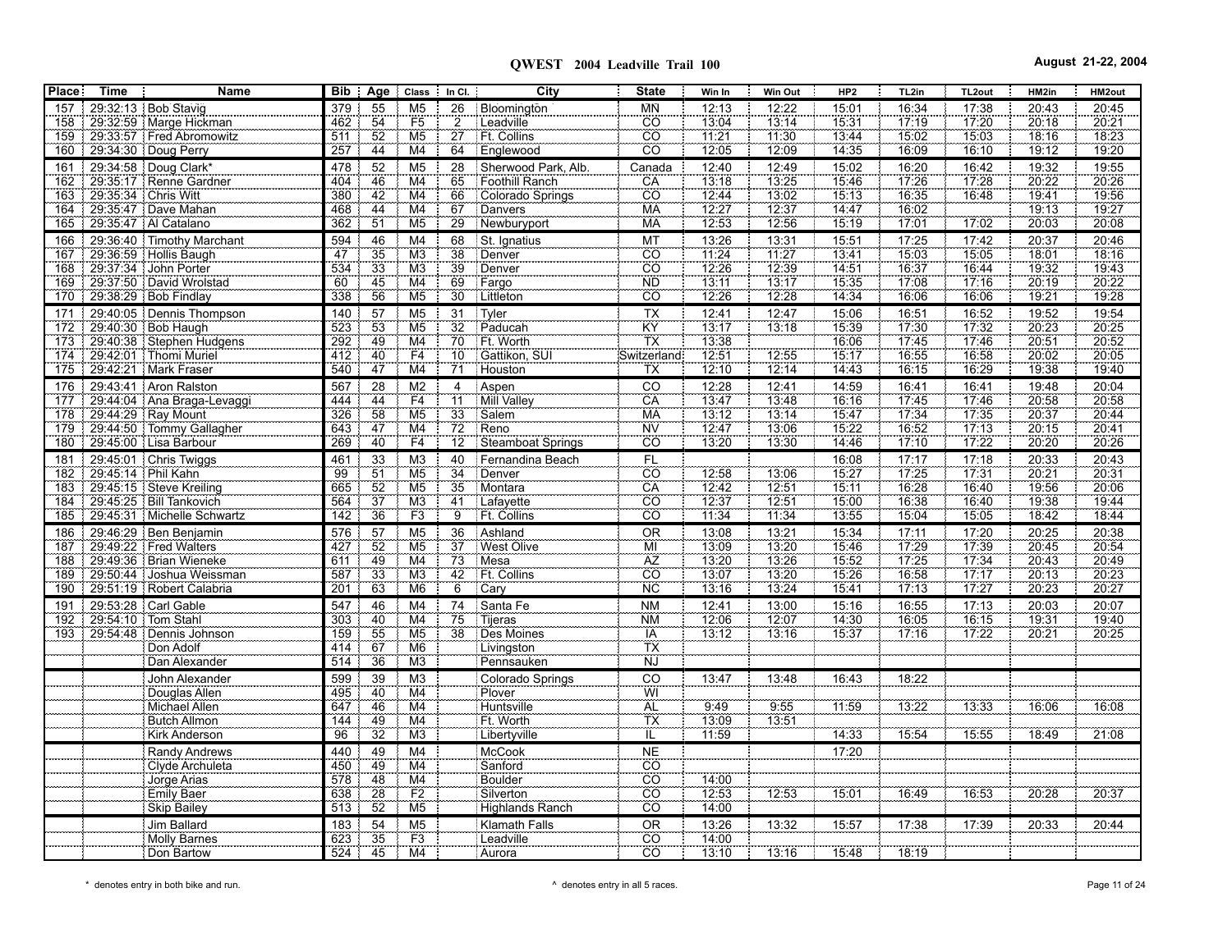# QWEST 2004 Leadville Trail 100

August 21-22, 2004

| Place | Time | Name | Bib | Age | Class | In Cl. | City | State | Win In | Win Out | HP2 | TL2in | TL2out | HM2in | HM2out |
|---|---|---|---|---|---|---|---|---|---|---|---|---|---|---|---|
| 157 | 29:32:13 | Bob Stavig | 379 | 55 | M5 | 26 | Bloomington | MN | 12:13 | 12:22 | 15:01 | 16:34 | 17:38 | 20:43 | 20:45 |
| 158 | 29:32:59 | Marge Hickman | 462 | 54 | F5 | 2 | Leadville | CO | 13:04 | 13:14 | 15:31 | 17:19 | 17:20 | 20:18 | 20:21 |
| 159 | 29:33:57 | Fred Abromowitz | 511 | 52 | M5 | 27 | Ft. Collins | CO | 11:21 | 11:30 | 13:44 | 15:02 | 15:03 | 18:16 | 18:23 |
| 160 | 29:34:30 | Doug Perry | 257 | 44 | M4 | 64 | Englewood | CO | 12:05 | 12:09 | 14:35 | 16:09 | 16:10 | 19:12 | 19:20 |
| 161 | 29:34:58 | Doug Clark* | 478 | 52 | M5 | 28 | Sherwood Park, Alb. | Canada | 12:40 | 12:49 | 15:02 | 16:20 | 16:42 | 19:32 | 19:55 |
| 162 | 29:35:17 | Renne Gardner | 404 | 46 | M4 | 65 | Foothill Ranch | CA | 13:18 | 13:25 | 15:46 | 17:26 | 17:28 | 20:22 | 20:26 |
| 163 | 29:35:34 | Chris Witt | 380 | 42 | M4 | 66 | Colorado Springs | CO | 12:44 | 13:02 | 15:13 | 16:35 | 16:48 | 19:41 | 19:56 |
| 164 | 29:35:47 | Dave Mahan | 468 | 44 | M4 | 67 | Danvers | MA | 12:27 | 12:37 | 14:47 | 16:02 | | 19:13 | 19:27 |
| 165 | 29:35:47 | Al Catalano | 362 | 51 | M5 | 29 | Newburyport | MA | 12:53 | 12:56 | 15:19 | 17:01 | 17:02 | 20:03 | 20:08 |
| 166 | 29:36:40 | Timothy Marchant | 594 | 46 | M4 | 68 | St. Ignatius | MT | 13:26 | 13:31 | 15:51 | 17:25 | 17:42 | 20:37 | 20:46 |
| 167 | 29:36:59 | Hollis Baugh | 47 | 35 | M3 | 38 | Denver | CO | 11:24 | 11:27 | 13:41 | 15:03 | 15:05 | 18:01 | 18:16 |
| 168 | 29:37:34 | John Porter | 534 | 33 | M3 | 39 | Denver | CO | 12:26 | 12:39 | 14:51 | 16:37 | 16:44 | 19:32 | 19:43 |
| 169 | 29:37:50 | David Wrolstad | 60 | 45 | M4 | 69 | Fargo | ND | 13:11 | 13:17 | 15:35 | 17:08 | 17:16 | 20:19 | 20:22 |
| 170 | 29:38:29 | Bob Findlay | 338 | 56 | M5 | 30 | Littleton | CO | 12:26 | 12:28 | 14:34 | 16:06 | 16:06 | 19:21 | 19:28 |
| 171 | 29:40:05 | Dennis Thompson | 140 | 57 | M5 | 31 | Tyler | TX | 12:41 | 12:47 | 15:06 | 16:51 | 16:52 | 19:52 | 19:54 |
| 172 | 29:40:30 | Bob Haugh | 523 | 53 | M5 | 32 | Paducah | KY | 13:17 | 13:18 | 15:39 | 17:30 | 17:32 | 20:23 | 20:25 |
| 173 | 29:40:38 | Stephen Hudgens | 292 | 49 | M4 | 70 | Ft. Worth | TX | 13:38 | | 16:06 | 17:45 | 17:46 | 20:51 | 20:52 |
| 174 | 29:42:01 | Thomi Muriel | 412 | 40 | F4 | 10 | Gattikon, SUI | Switzerland | 12:51 | 12:55 | 15:17 | 16:55 | 16:58 | 20:02 | 20:05 |
| 175 | 29:42:21 | Mark Fraser | 540 | 47 | M4 | 71 | Houston | TX | 12:10 | 12:14 | 14:43 | 16:15 | 16:29 | 19:38 | 19:40 |
| 176 | 29:43:41 | Aron Ralston | 567 | 28 | M2 | 4 | Aspen | CO | 12:28 | 12:41 | 14:59 | 16:41 | 16:41 | 19:48 | 20:04 |
| 177 | 29:44:04 | Ana Braga-Levaggi | 444 | 44 | F4 | 11 | Mill Valley | CA | 13:47 | 13:48 | 16:16 | 17:45 | 17:46 | 20:58 | 20:58 |
| 178 | 29:44:29 | Ray Mount | 326 | 58 | M5 | 33 | Salem | MA | 13:12 | 13:14 | 15:47 | 17:34 | 17:35 | 20:37 | 20:44 |
| 179 | 29:44:50 | Tommy Gallagher | 643 | 47 | M4 | 72 | Reno | NV | 12:47 | 13:06 | 15:22 | 16:52 | 17:13 | 20:15 | 20:41 |
| 180 | 29:45:00 | Lisa Barbour | 269 | 40 | F4 | 12 | Steamboat Springs | CO | 13:20 | 13:30 | 14:46 | 17:10 | 17:22 | 20:20 | 20:26 |
| 181 | 29:45:01 | Chris Twiggs | 461 | 33 | M3 | 40 | Fernandina Beach | FL | | | 16:08 | 17:17 | 17:18 | 20:33 | 20:43 |
| 182 | 29:45:14 | Phil Kahn | 99 | 51 | M5 | 34 | Denver | CO | 12:58 | 13:06 | 15:27 | 17:25 | 17:31 | 20:21 | 20:31 |
| 183 | 29:45:15 | Steve Kreiling | 665 | 52 | M5 | 35 | Montara | CA | 12:42 | 12:51 | 15:11 | 16:28 | 16:40 | 19:56 | 20:06 |
| 184 | 29:45:25 | Bill Tankovich | 564 | 37 | M3 | 41 | Lafayette | CO | 12:37 | 12:51 | 15:00 | 16:38 | 16:40 | 19:38 | 19:44 |
| 185 | 29:45:31 | Michelle Schwartz | 142 | 36 | F3 | 9 | Ft. Collins | CO | 11:34 | 11:34 | 13:55 | 15:04 | 15:05 | 18:42 | 18:44 |
| 186 | 29:46:29 | Ben Benjamin | 576 | 57 | M5 | 36 | Ashland | OR | 13:08 | 13:21 | 15:34 | 17:11 | 17:20 | 20:25 | 20:38 |
| 187 | 29:49:22 | Fred Walters | 427 | 52 | M5 | 37 | West Olive | MI | 13:09 | 13:20 | 15:46 | 17:29 | 17:39 | 20:45 | 20:54 |
| 188 | 29:49:36 | Brian Wieneke | 611 | 49 | M4 | 73 | Mesa | AZ | 13:20 | 13:26 | 15:52 | 17:25 | 17:34 | 20:43 | 20:49 |
| 189 | 29:50:44 | Joshua Weissman | 587 | 33 | M3 | 42 | Ft. Collins | CO | 13:07 | 13:20 | 15:26 | 16:58 | 17:17 | 20:13 | 20:23 |
| 190 | 29:51:19 | Robert Calabria | 201 | 63 | M6 | 6 | Cary | NC | 13:16 | 13:24 | 15:41 | 17:13 | 17:27 | 20:23 | 20:27 |
| 191 | 29:53:28 | Carl Gable | 547 | 46 | M4 | 74 | Santa Fe | NM | 12:41 | 13:00 | 15:16 | 16:55 | 17:13 | 20:03 | 20:07 |
| 192 | 29:54:10 | Tom Stahl | 303 | 40 | M4 | 75 | Tijeras | NM | 12:06 | 12:07 | 14:30 | 16:05 | 16:15 | 19:31 | 19:40 |
| 193 | 29:54:48 | Dennis Johnson | 159 | 55 | M5 | 38 | Des Moines | IA | 13:12 | 13:16 | 15:37 | 17:16 | 17:22 | 20:21 | 20:25 |
| | | Don Adolf | 414 | 67 | M6 | | Livingston | TX | | | | | | | |
| | | Dan Alexander | 514 | 36 | M3 | | Pennsauken | NJ | | | | | | | |
| | | John Alexander | 599 | 39 | M3 | | Colorado Springs | CO | 13:47 | 13:48 | 16:43 | 18:22 | | | |
| | | Douglas Allen | 495 | 40 | M4 | | Plover | WI | | | | | | | |
| | | Michael Allen | 647 | 46 | M4 | | Huntsville | AL | 9:49 | 9:55 | 11:59 | 13:22 | 13:33 | 16:06 | 16:08 |
| | | Butch Allmon | 144 | 49 | M4 | | Ft. Worth | TX | 13:09 | 13:51 | | | | | |
| | | Kirk Anderson | 96 | 32 | M3 | | Libertyville | IL | 11:59 | | 14:33 | 15:54 | 15:55 | 18:49 | 21:08 |
| | | Randy Andrews | 440 | 49 | M4 | | McCook | NE | | | 17:20 | | | | |
| | | Clyde Archuleta | 450 | 49 | M4 | | Sanford | CO | | | | | | | |
| | | Jorge Arias | 578 | 48 | M4 | | Boulder | CO | 14:00 | | | | | | |
| | | Emily Baer | 638 | 28 | F2 | | Silverton | CO | 12:53 | 12:53 | 15:01 | 16:49 | 16:53 | 20:28 | 20:37 |
| | | Skip Bailey | 513 | 52 | M5 | | Highlands Ranch | CO | 14:00 | | | | | | |
| | | Jim Ballard | 183 | 54 | M5 | | Klamath Falls | OR | 13:26 | 13:32 | 15:57 | 17:38 | 17:39 | 20:33 | 20:44 |
| | | Molly Barnes | 623 | 35 | F3 | | Leadville | CO | 14:00 | | | | | | |
| | | Don Bartow | 524 | 45 | M4 | | Aurora | CO | 13:10 | 13:16 | 15:48 | 18:19 | | | |

\* denotes entry in both bike and run.

^ denotes entry in all 5 races.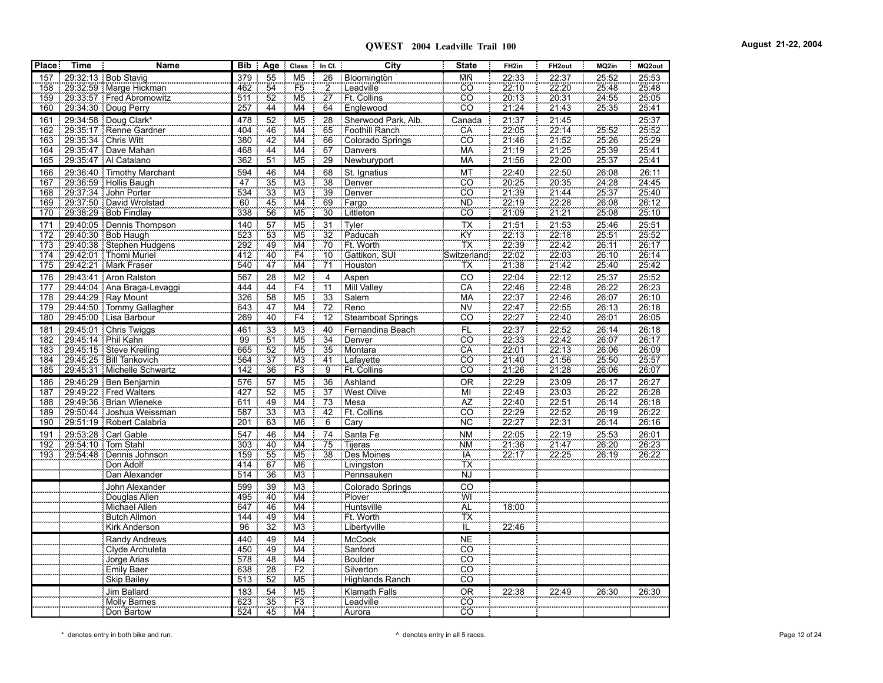**QWEST 2004 Leadville Trail 100**

**August 21-22, 2004**

| Place | Time | Name | Bib | Age | Class | In Cl. | City | State | FH2in | FH2out | MQ2in | MQ2out |
|---|---|---|---|---|---|---|---|---|---|---|---|---|
| 157 | 29:32:13 | Bob Stavig | 379 | 55 | M5 | 26 | Bloomington | MN | 22:33 | 22:37 | 25:52 | 25:53 |
| 158 | 29:32:59 | Marge Hickman | 462 | 54 | F5 | 2 | Leadville | CO | 22:10 | 22:20 | 25:48 | 25:48 |
| 159 | 29:33:57 | Fred Abromowitz | 511 | 52 | M5 | 27 | Ft. Collins | CO | 20:13 | 20:31 | 24:55 | 25:05 |
| 160 | 29:34:30 | Doug Perry | 257 | 44 | M4 | 64 | Englewood | CO | 21:24 | 21:43 | 25:35 | 25:41 |
| 161 | 29:34:58 | Doug Clark* | 478 | 52 | M5 | 28 | Sherwood Park, Alb. | Canada | 21:37 | 21:45 | | 25:37 |
| 162 | 29:35:17 | Renne Gardner | 404 | 46 | M4 | 65 | Foothill Ranch | CA | 22:05 | 22:14 | 25:52 | 25:52 |
| 163 | 29:35:34 | Chris Witt | 380 | 42 | M4 | 66 | Colorado Springs | CO | 21:46 | 21:52 | 25:26 | 25:29 |
| 164 | 29:35:47 | Dave Mahan | 468 | 44 | M4 | 67 | Danvers | MA | 21:19 | 21:25 | 25:39 | 25:41 |
| 165 | 29:35:47 | Al Catalano | 362 | 51 | M5 | 29 | Newburyport | MA | 21:56 | 22:00 | 25:37 | 25:41 |
| 166 | 29:36:40 | Timothy Marchant | 594 | 46 | M4 | 68 | St. Ignatius | MT | 22:40 | 22:50 | 26:08 | 26:11 |
| 167 | 29:36:59 | Hollis Baugh | 47 | 35 | M3 | 38 | Denver | CO | 20:25 | 20:35 | 24:28 | 24:45 |
| 168 | 29:37:34 | John Porter | 534 | 33 | M3 | 39 | Denver | CO | 21:39 | 21:44 | 25:37 | 25:40 |
| 169 | 29:37:50 | David Wrolstad | 60 | 45 | M4 | 69 | Fargo | ND | 22:19 | 22:28 | 26:08 | 26:12 |
| 170 | 29:38:29 | Bob Findlay | 338 | 56 | M5 | 30 | Littleton | CO | 21:09 | 21:21 | 25:08 | 25:10 |
| 171 | 29:40:05 | Dennis Thompson | 140 | 57 | M5 | 31 | Tyler | TX | 21:51 | 21:53 | 25:46 | 25:51 |
| 172 | 29:40:30 | Bob Haugh | 523 | 53 | M5 | 32 | Paducah | KY | 22:13 | 22:18 | 25:51 | 25:52 |
| 173 | 29:40:38 | Stephen Hudgens | 292 | 49 | M4 | 70 | Ft. Worth | TX | 22:39 | 22:42 | 26:11 | 26:17 |
| 174 | 29:42:01 | Thomi Muriel | 412 | 40 | F4 | 10 | Gattikon, SUI | Switzerland | 22:02 | 22:03 | 26:10 | 26:14 |
| 175 | 29:42:21 | Mark Fraser | 540 | 47 | M4 | 71 | Houston | TX | 21:38 | 21:42 | 25:40 | 25:42 |
| 176 | 29:43:41 | Aron Ralston | 567 | 28 | M2 | 4 | Aspen | CO | 22:04 | 22:12 | 25:37 | 25:52 |
| 177 | 29:44:04 | Ana Braga-Levaggi | 444 | 44 | F4 | 11 | Mill Valley | CA | 22:46 | 22:48 | 26:22 | 26:23 |
| 178 | 29:44:29 | Ray Mount | 326 | 58 | M5 | 33 | Salem | MA | 22:37 | 22:46 | 26:07 | 26:10 |
| 179 | 29:44:50 | Tommy Gallagher | 643 | 47 | M4 | 72 | Reno | NV | 22:47 | 22:55 | 26:13 | 26:18 |
| 180 | 29:45:00 | Lisa Barbour | 269 | 40 | F4 | 12 | Steamboat Springs | CO | 22:27 | 22:40 | 26:01 | 26:05 |
| 181 | 29:45:01 | Chris Twiggs | 461 | 33 | M3 | 40 | Fernandina Beach | FL | 22:37 | 22:52 | 26:14 | 26:18 |
| 182 | 29:45:14 | Phil Kahn | 99 | 51 | M5 | 34 | Denver | CO | 22:33 | 22:42 | 26:07 | 26:17 |
| 183 | 29:45:15 | Steve Kreiling | 665 | 52 | M5 | 35 | Montara | CA | 22:01 | 22:13 | 26:06 | 26:09 |
| 184 | 29:45:25 | Bill Tankovich | 564 | 37 | M3 | 41 | Lafayette | CO | 21:40 | 21:56 | 25:50 | 25:57 |
| 185 | 29:45:31 | Michelle Schwartz | 142 | 36 | F3 | 9 | Ft. Collins | CO | 21:26 | 21:28 | 26:06 | 26:07 |
| 186 | 29:46:29 | Ben Benjamin | 576 | 57 | M5 | 36 | Ashland | OR | 22:29 | 23:09 | 26:17 | 26:27 |
| 187 | 29:49:22 | Fred Walters | 427 | 52 | M5 | 37 | West Olive | MI | 22:49 | 23:03 | 26:22 | 26:28 |
| 188 | 29:49:36 | Brian Wieneke | 611 | 49 | M4 | 73 | Mesa | AZ | 22:40 | 22:51 | 26:14 | 26:18 |
| 189 | 29:50:44 | Joshua Weissman | 587 | 33 | M3 | 42 | Ft. Collins | CO | 22:29 | 22:52 | 26:19 | 26:22 |
| 190 | 29:51:19 | Robert Calabria | 201 | 63 | M6 | 6 | Cary | NC | 22:27 | 22:31 | 26:14 | 26:16 |
| 191 | 29:53:28 | Carl Gable | 547 | 46 | M4 | 74 | Santa Fe | NM | 22:05 | 22:19 | 25:53 | 26:01 |
| 192 | 29:54:10 | Tom Stahl | 303 | 40 | M4 | 75 | Tijeras | NM | 21:36 | 21:47 | 26:20 | 26:23 |
| 193 | 29:54:48 | Dennis Johnson | 159 | 55 | M5 | 38 | Des Moines | IA | 22:17 | 22:25 | 26:19 | 26:22 |
| | | Don Adolf | 414 | 67 | M6 | | Livingston | TX | | | | |
| | | Dan Alexander | 514 | 36 | M3 | | Pennsauken | NJ | | | | |
| | | John Alexander | 599 | 39 | M3 | | Colorado Springs | CO | | | | |
| | | Douglas Allen | 495 | 40 | M4 | | Plover | WI | | | | |
| | | Michael Allen | 647 | 46 | M4 | | Huntsville | AL | 18:00 | | | |
| | | Butch Allmon | 144 | 49 | M4 | | Ft. Worth | TX | | | | |
| | | Kirk Anderson | 96 | 32 | M3 | | Libertyville | IL | 22:46 | | | |
| | | Randy Andrews | 440 | 49 | M4 | | McCook | NE | | | | |
| | | Clyde Archuleta | 450 | 49 | M4 | | Sanford | CO | | | | |
| | | Jorge Arias | 578 | 48 | M4 | | Boulder | CO | | | | |
| | | Emily Baer | 638 | 28 | F2 | | Silverton | CO | | | | |
| | | Skip Bailey | 513 | 52 | M5 | | Highlands Ranch | CO | | | | |
| | | Jim Ballard | 183 | 54 | M5 | | Klamath Falls | OR | 22:38 | 22:49 | 26:30 | 26:30 |
| | | Molly Barnes | 623 | 35 | F3 | | Leadville | CO | | | | |
| | | Don Bartow | 524 | 45 | M4 | | Aurora | CO | | | | |

* denotes entry in both bike and run.

^ denotes entry in all 5 races.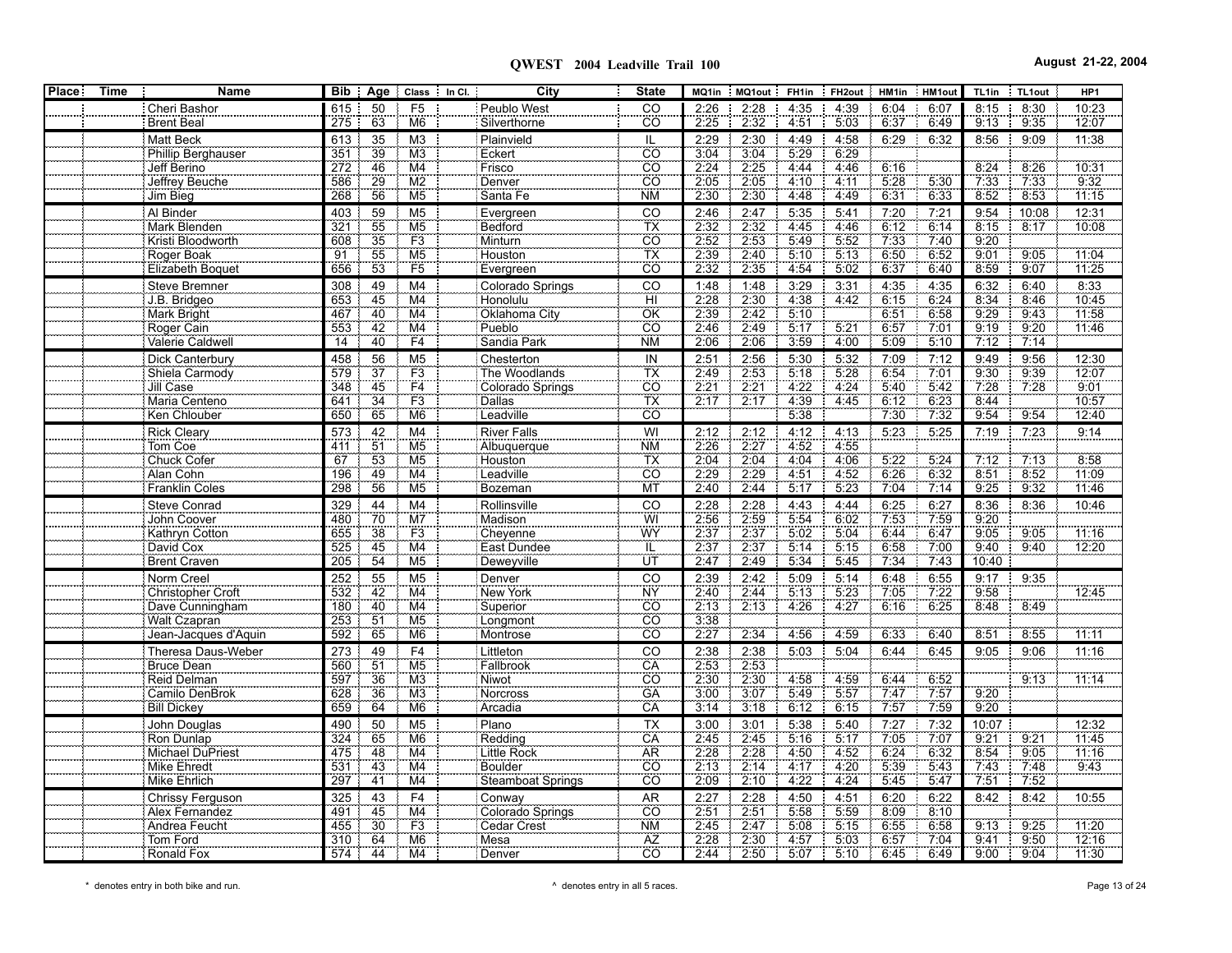**QWEST 2004 Leadville Trail 100**

**August 21-22, 2004**

| Place | Time | Name | Bib | Age | Class | In Cl. | City | State | MQ1in | MQ1out | FH1in | FH2out | HM1in | HM1out | TL1in | TL1out | HP1 |
|---|---|---|---|---|---|---|---|---|---|---|---|---|---|---|---|---|---|
| | | Cheri Bashor | 615 | 50 | F5 | | Peublo West | CO | 2:26 | 2:28 | 4:35 | 4:39 | 6:04 | 6:07 | 8:15 | 8:30 | 10:23 |
| | | Brent Beal | 275 | 63 | M6 | | Silverthorne | CO | 2:25 | 2:32 | 4:51 | 5:03 | 6:37 | 6:49 | 9:13 | 9:35 | 12:07 |
| | | Matt Beck | 613 | 35 | M3 | | Plainvield | IL | 2:29 | 2:30 | 4:49 | 4:58 | 6:29 | 6:32 | 8:56 | 9:09 | 11:38 |
| | | Phillip Berghauser | 351 | 39 | M3 | | Eckert | CO | 3:04 | 3:04 | 5:29 | 6:29 | | | | | |
| | | Jeff Berino | 272 | 46 | M4 | | Frisco | CO | 2:24 | 2:25 | 4:44 | 4:46 | 6:16 | | 8:24 | 8:26 | 10:31 |
| | | Jeffrey Beuche | 586 | 29 | M2 | | Denver | CO | 2:05 | 2:05 | 4:10 | 4:11 | 5:28 | 5:30 | 7:33 | 7:33 | 9:32 |
| | | Jim Bieg | 268 | 56 | M5 | | Santa Fe | NM | 2:30 | 2:30 | 4:48 | 4:49 | 6:31 | 6:33 | 8:52 | 8:53 | 11:15 |
| | | Al Binder | 403 | 59 | M5 | | Evergreen | CO | 2:46 | 2:47 | 5:35 | 5:41 | 7:20 | 7:21 | 9:54 | 10:08 | 12:31 |
| | | Mark Blenden | 321 | 55 | M5 | | Bedford | TX | 2:32 | 2:32 | 4:45 | 4:46 | 6:12 | 6:14 | 8:15 | 8:17 | 10:08 |
| | | Kristi Bloodworth | 608 | 35 | F3 | | Minturn | CO | 2:52 | 2:53 | 5:49 | 5:52 | 7:33 | 7:40 | 9:20 | | |
| | | Roger Boak | 91 | 55 | M5 | | Houston | TX | 2:39 | 2:40 | 5:10 | 5:13 | 6:50 | 6:52 | 9:01 | 9:05 | 11:04 |
| | | Elizabeth Boquet | 656 | 53 | F5 | | Evergreen | CO | 2:32 | 2:35 | 4:54 | 5:02 | 6:37 | 6:40 | 8:59 | 9:07 | 11:25 |
| | | Steve Bremner | 308 | 49 | M4 | | Colorado Springs | CO | 1:48 | 1:48 | 3:29 | 3:31 | 4:35 | 4:35 | 6:32 | 6:40 | 8:33 |
| | | J.B. Bridgeo | 653 | 45 | M4 | | Honolulu | HI | 2:28 | 2:30 | 4:38 | 4:42 | 6:15 | 6:24 | 8:34 | 8:46 | 10:45 |
| | | Mark Bright | 467 | 40 | M4 | | Oklahoma City | OK | 2:39 | 2:42 | 5:10 | | 6:51 | 6:58 | 9:29 | 9:43 | 11:58 |
| | | Roger Cain | 553 | 42 | M4 | | Pueblo | CO | 2:46 | 2:49 | 5:17 | 5:21 | 6:57 | 7:01 | 9:19 | 9:20 | 11:46 |
| | | Valerie Caldwell | 14 | 40 | F4 | | Sandia Park | NM | 2:06 | 2:06 | 3:59 | 4:00 | 5:09 | 5:10 | 7:12 | 7:14 | |
| | | Dick Canterbury | 458 | 56 | M5 | | Chesterton | IN | 2:51 | 2:56 | 5:30 | 5:32 | 7:09 | 7:12 | 9:49 | 9:56 | 12:30 |
| | | Shiela Carmody | 579 | 37 | F3 | | The Woodlands | TX | 2:49 | 2:53 | 5:18 | 5:28 | 6:54 | 7:01 | 9:30 | 9:39 | 12:07 |
| | | Jill Case | 348 | 45 | F4 | | Colorado Springs | CO | 2:21 | 2:21 | 4:22 | 4:24 | 5:40 | 5:42 | 7:28 | 7:28 | 9:01 |
| | | Maria Centeno | 641 | 34 | F3 | | Dallas | TX | 2:17 | 2:17 | 4:39 | 4:45 | 6:12 | 6:23 | 8:44 | | 10:57 |
| | | Ken Chlouber | 650 | 65 | M6 | | Leadville | CO | | | 5:38 | | 7:30 | 7:32 | 9:54 | 9:54 | 12:40 |
| | | Rick Cleary | 573 | 42 | M4 | | River Falls | WI | 2:12 | 2:12 | 4:12 | 4:13 | 5:23 | 5:25 | 7:19 | 7:23 | 9:14 |
| | | Tom Coe | 411 | 51 | M5 | | Albuquerque | NM | 2:26 | 2:27 | 4:52 | 4:55 | | | | | |
| | | Chuck Cofer | 67 | 53 | M5 | | Houston | TX | 2:04 | 2:04 | 4:04 | 4:06 | 5:22 | 5:24 | 7:12 | 7:13 | 8:58 |
| | | Alan Cohn | 196 | 49 | M4 | | Leadville | CO | 2:29 | 2:29 | 4:51 | 4:52 | 6:26 | 6:32 | 8:51 | 8:52 | 11:09 |
| | | Franklin Coles | 298 | 56 | M5 | | Bozeman | MT | 2:40 | 2:44 | 5:17 | 5:23 | 7:04 | 7:14 | 9:25 | 9:32 | 11:46 |
| | | Steve Conrad | 329 | 44 | M4 | | Rollinsville | CO | 2:28 | 2:28 | 4:43 | 4:44 | 6:25 | 6:27 | 8:36 | 8:36 | 10:46 |
| | | John Coover | 480 | 70 | M7 | | Madison | WI | 2:56 | 2:59 | 5:54 | 6:02 | 7:53 | 7:59 | 9:20 | | |
| | | Kathryn Cotton | 655 | 38 | F3 | | Cheyenne | WY | 2:37 | 2:37 | 5:02 | 5:04 | 6:44 | 6:47 | 9:05 | 9:05 | 11:16 |
| | | David Cox | 525 | 45 | M4 | | East Dundee | IL | 2:37 | 2:37 | 5:14 | 5:15 | 6:58 | 7:00 | 9:40 | 9:40 | 12:20 |
| | | Brent Craven | 205 | 54 | M5 | | Deweyville | UT | 2:47 | 2:49 | 5:34 | 5:45 | 7:34 | 7:43 | 10:40 | | |
| | | Norm Creel | 252 | 55 | M5 | | Denver | CO | 2:39 | 2:42 | 5:09 | 5:14 | 6:48 | 6:55 | 9:17 | 9:35 | |
| | | Christopher Croft | 532 | 42 | M4 | | New York | NY | 2:40 | 2:44 | 5:13 | 5:23 | 7:05 | 7:22 | 9:58 | | 12:45 |
| | | Dave Cunningham | 180 | 40 | M4 | | Superior | CO | 2:13 | 2:13 | 4:26 | 4:27 | 6:16 | 6:25 | 8:48 | 8:49 | |
| | | Walt Czapran | 253 | 51 | M5 | | Longmont | CO | 3:38 | | | | | | | | |
| | | Jean-Jacques d'Aquin | 592 | 65 | M6 | | Montrose | CO | 2:27 | 2:34 | 4:56 | 4:59 | 6:33 | 6:40 | 8:51 | 8:55 | 11:11 |
| | | Theresa Daus-Weber | 273 | 49 | F4 | | Littleton | CO | 2:38 | 2:38 | 5:03 | 5:04 | 6:44 | 6:45 | 9:05 | 9:06 | 11:16 |
| | | Bruce Dean | 560 | 51 | M5 | | Fallbrook | CA | 2:53 | 2:53 | | | | | | | |
| | | Reid Delman | 597 | 36 | M3 | | Niwot | CO | 2:30 | 2:30 | 4:58 | 4:59 | 6:44 | 6:52 | | 9:13 | 11:14 |
| | | Camilo DenBrok | 628 | 36 | M3 | | Norcross | GA | 3:00 | 3:07 | 5:49 | 5:57 | 7:47 | 7:57 | 9:20 | | |
| | | Bill Dickey | 659 | 64 | M6 | | Arcadia | CA | 3:14 | 3:18 | 6:12 | 6:15 | 7:57 | 7:59 | 9:20 | | |
| | | John Douglas | 490 | 50 | M5 | | Plano | TX | 3:00 | 3:01 | 5:38 | 5:40 | 7:27 | 7:32 | 10:07 | | 12:32 |
| | | Ron Dunlap | 324 | 65 | M6 | | Redding | CA | 2:45 | 2:45 | 5:16 | 5:17 | 7:05 | 7:07 | 9:21 | 9:21 | 11:45 |
| | | Michael DuPriest | 475 | 48 | M4 | | Little Rock | AR | 2:28 | 2:28 | 4:50 | 4:52 | 6:24 | 6:32 | 8:54 | 9:05 | 11:16 |
| | | Mike Ehredt | 531 | 43 | M4 | | Boulder | CO | 2:13 | 2:14 | 4:17 | 4:20 | 5:39 | 5:43 | 7:43 | 7:48 | 9:43 |
| | | Mike Ehrlich | 297 | 41 | M4 | | Steamboat Springs | CO | 2:09 | 2:10 | 4:22 | 4:24 | 5:45 | 5:47 | 7:51 | 7:52 | |
| | | Chrissy Ferguson | 325 | 43 | F4 | | Conway | AR | 2:27 | 2:28 | 4:50 | 4:51 | 6:20 | 6:22 | 8:42 | 8:42 | 10:55 |
| | | Alex Fernandez | 491 | 45 | M4 | | Colorado Springs | CO | 2:51 | 2:51 | 5:58 | 5:59 | 8:09 | 8:10 | | | |
| | | Andrea Feucht | 455 | 30 | F3 | | Cedar Crest | NM | 2:45 | 2:47 | 5:08 | 5:15 | 6:55 | 6:58 | 9:13 | 9:25 | 11:20 |
| | | Tom Ford | 310 | 64 | M6 | | Mesa | AZ | 2:28 | 2:30 | 4:57 | 5:03 | 6:57 | 7:04 | 9:41 | 9:50 | 12:16 |
| | | Ronald Fox | 574 | 44 | M4 | | Denver | CO | 2:44 | 2:50 | 5:07 | 5:10 | 6:45 | 6:49 | 9:00 | 9:04 | 11:30 |

\* denotes entry in both bike and run.

^ denotes entry in all 5 races.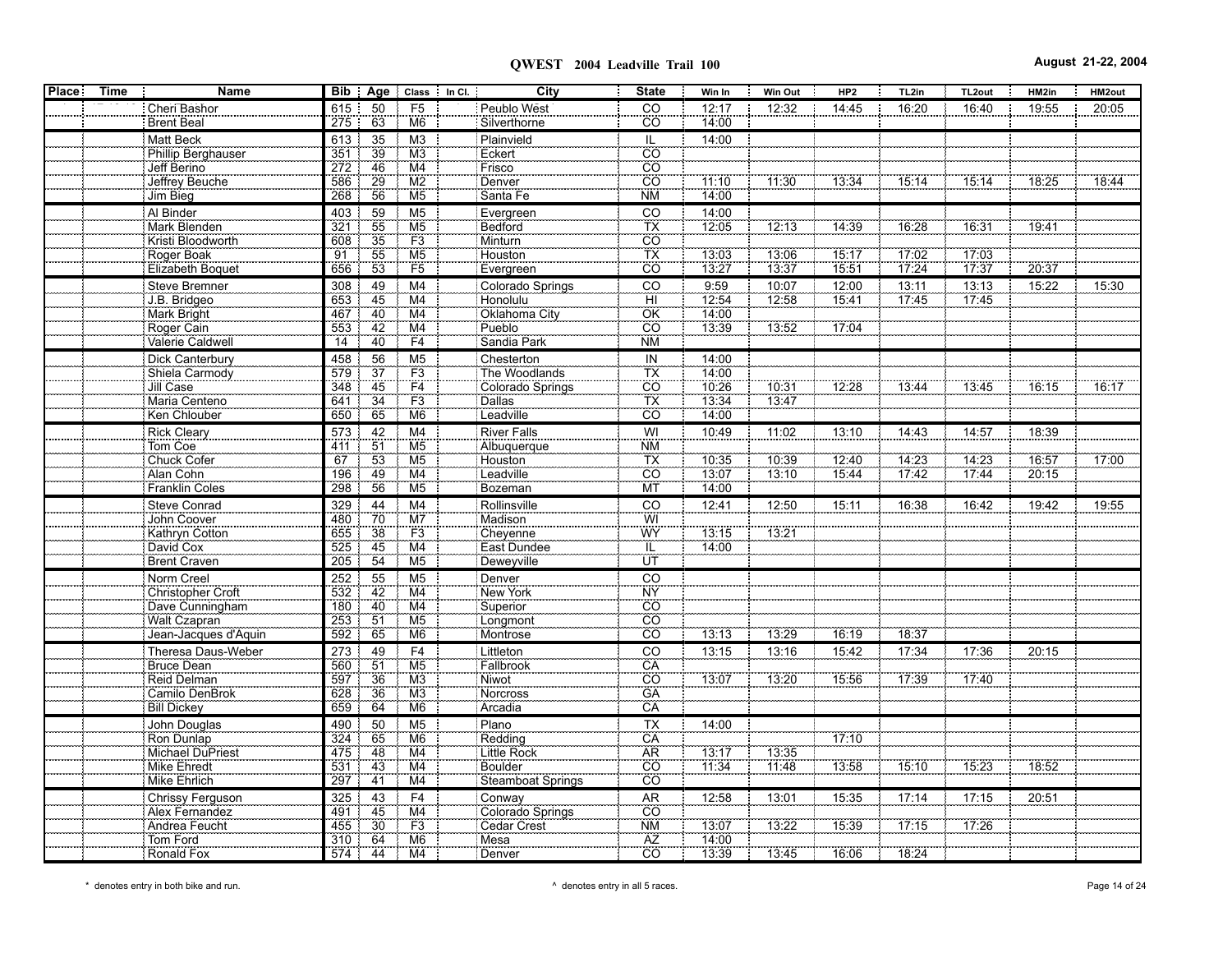# QWEST 2004 Leadville Trail 100

August 21-22, 2004

| Place | Time | Name | Bib | Age | Class | In Cl. | City | State | Win In | Win Out | HP2 | TL2in | TL2out | HM2in | HM2out |
|---|---|---|---|---|---|---|---|---|---|---|---|---|---|---|---|
| | | Cheri Bashor | 615 | 50 | F5 | | Peublo West | CO | 12:17 | 12:32 | 14:45 | 16:20 | 16:40 | 19:55 | 20:05 |
| | | Brent Beal | 275 | 63 | M6 | | Silverthorne | CO | 14:00 | | | | | | |
| | | Matt Beck | 613 | 35 | M3 | | Plainvield | IL | 14:00 | | | | | | |
| | | Phillip Berghauser | 351 | 39 | M3 | | Eckert | CO | | | | | | | |
| | | Jeff Berino | 272 | 46 | M4 | | Frisco | CO | | | | | | | |
| | | Jeffrey Beuche | 586 | 29 | M2 | | Denver | CO | 11:10 | 11:30 | 13:34 | 15:14 | 15:14 | 18:25 | 18:44 |
| | | Jim Bieg | 268 | 56 | M5 | | Santa Fe | NM | 14:00 | | | | | | |
| | | Al Binder | 403 | 59 | M5 | | Evergreen | CO | 14:00 | | | | | | |
| | | Mark Blenden | 321 | 55 | M5 | | Bedford | TX | 12:05 | 12:13 | 14:39 | 16:28 | 16:31 | 19:41 | |
| | | Kristi Bloodworth | 608 | 35 | F3 | | Minturn | CO | | | | | | | |
| | | Roger Boak | 91 | 55 | M5 | | Houston | TX | 13:03 | 13:06 | 15:17 | 17:02 | 17:03 | | |
| | | Elizabeth Boquet | 656 | 53 | F5 | | Evergreen | CO | 13:27 | 13:37 | 15:51 | 17:24 | 17:37 | 20:37 | |
| | | Steve Bremner | 308 | 49 | M4 | | Colorado Springs | CO | 9:59 | 10:07 | 12:00 | 13:11 | 13:13 | 15:22 | 15:30 |
| | | J.B. Bridgeo | 653 | 45 | M4 | | Honolulu | HI | 12:54 | 12:58 | 15:41 | 17:45 | 17:45 | | |
| | | Mark Bright | 467 | 40 | M4 | | Oklahoma City | OK | 14:00 | | | | | | |
| | | Roger Cain | 553 | 42 | M4 | | Pueblo | CO | 13:39 | 13:52 | 17:04 | | | | |
| | | Valerie Caldwell | 14 | 40 | F4 | | Sandia Park | NM | | | | | | | |
| | | Dick Canterbury | 458 | 56 | M5 | | Chesterton | IN | 14:00 | | | | | | |
| | | Shiela Carmody | 579 | 37 | F3 | | The Woodlands | TX | 14:00 | | | | | | |
| | | Jill Case | 348 | 45 | F4 | | Colorado Springs | CO | 10:26 | 10:31 | 12:28 | 13:44 | 13:45 | 16:15 | 16:17 |
| | | Maria Centeno | 641 | 34 | F3 | | Dallas | TX | 13:34 | 13:47 | | | | | |
| | | Ken Chlouber | 650 | 65 | M6 | | Leadville | CO | 14:00 | | | | | | |
| | | Rick Cleary | 573 | 42 | M4 | | River Falls | WI | 10:49 | 11:02 | 13:10 | 14:43 | 14:57 | 18:39 | |
| | | Tom Coe | 411 | 51 | M5 | | Albuquerque | NM | | | | | | | |
| | | Chuck Cofer | 67 | 53 | M5 | | Houston | TX | 10:35 | 10:39 | 12:40 | 14:23 | 14:23 | 16:57 | 17:00 |
| | | Alan Cohn | 196 | 49 | M4 | | Leadville | CO | 13:07 | 13:10 | 15:44 | 17:42 | 17:44 | 20:15 | |
| | | Franklin Coles | 298 | 56 | M5 | | Bozeman | MT | 14:00 | | | | | | |
| | | Steve Conrad | 329 | 44 | M4 | | Rollinsville | CO | 12:41 | 12:50 | 15:11 | 16:38 | 16:42 | 19:42 | 19:55 |
| | | John Coover | 480 | 70 | M7 | | Madison | WI | | | | | | | |
| | | Kathryn Cotton | 655 | 38 | F3 | | Cheyenne | WY | 13:15 | 13:21 | | | | | |
| | | David Cox | 525 | 45 | M4 | | East Dundee | IL | 14:00 | | | | | | |
| | | Brent Craven | 205 | 54 | M5 | | Deweyville | UT | | | | | | | |
| | | Norm Creel | 252 | 55 | M5 | | Denver | CO | | | | | | | |
| | | Christopher Croft | 532 | 42 | M4 | | New York | NY | | | | | | | |
| | | Dave Cunningham | 180 | 40 | M4 | | Superior | CO | | | | | | | |
| | | Walt Czapran | 253 | 51 | M5 | | Longmont | CO | | | | | | | |
| | | Jean-Jacques d'Aquin | 592 | 65 | M6 | | Montrose | CO | 13:13 | 13:29 | 16:19 | 18:37 | | | |
| | | Theresa Daus-Weber | 273 | 49 | F4 | | Littleton | CO | 13:15 | 13:16 | 15:42 | 17:34 | 17:36 | 20:15 | |
| | | Bruce Dean | 560 | 51 | M5 | | Fallbrook | CA | | | | | | | |
| | | Reid Delman | 597 | 36 | M3 | | Niwot | CO | 13:07 | 13:20 | 15:56 | 17:39 | 17:40 | | |
| | | Camilo DenBrok | 628 | 36 | M3 | | Norcross | GA | | | | | | | |
| | | Bill Dickey | 659 | 64 | M6 | | Arcadia | CA | | | | | | | |
| | | John Douglas | 490 | 50 | M5 | | Plano | TX | 14:00 | | | | | | |
| | | Ron Dunlap | 324 | 65 | M6 | | Redding | CA | | | 17:10 | | | | |
| | | Michael DuPriest | 475 | 48 | M4 | | Little Rock | AR | 13:17 | 13:35 | | | | | |
| | | Mike Ehredt | 531 | 43 | M4 | | Boulder | CO | 11:34 | 11:48 | 13:58 | 15:10 | 15:23 | 18:52 | |
| | | Mike Ehrlich | 297 | 41 | M4 | | Steamboat Springs | CO | | | | | | | |
| | | Chrissy Ferguson | 325 | 43 | F4 | | Conway | AR | 12:58 | 13:01 | 15:35 | 17:14 | 17:15 | 20:51 | |
| | | Alex Fernandez | 491 | 45 | M4 | | Colorado Springs | CO | | | | | | | |
| | | Andrea Feucht | 455 | 30 | F3 | | Cedar Crest | NM | 13:07 | 13:22 | 15:39 | 17:15 | 17:26 | | |
| | | Tom Ford | 310 | 64 | M6 | | Mesa | AZ | 14:00 | | | | | | |
| | | Ronald Fox | 574 | 44 | M4 | | Denver | CO | 13:39 | 13:45 | 16:06 | 18:24 | | | |

\* denotes entry in both bike and run. ^ denotes entry in all 5 races.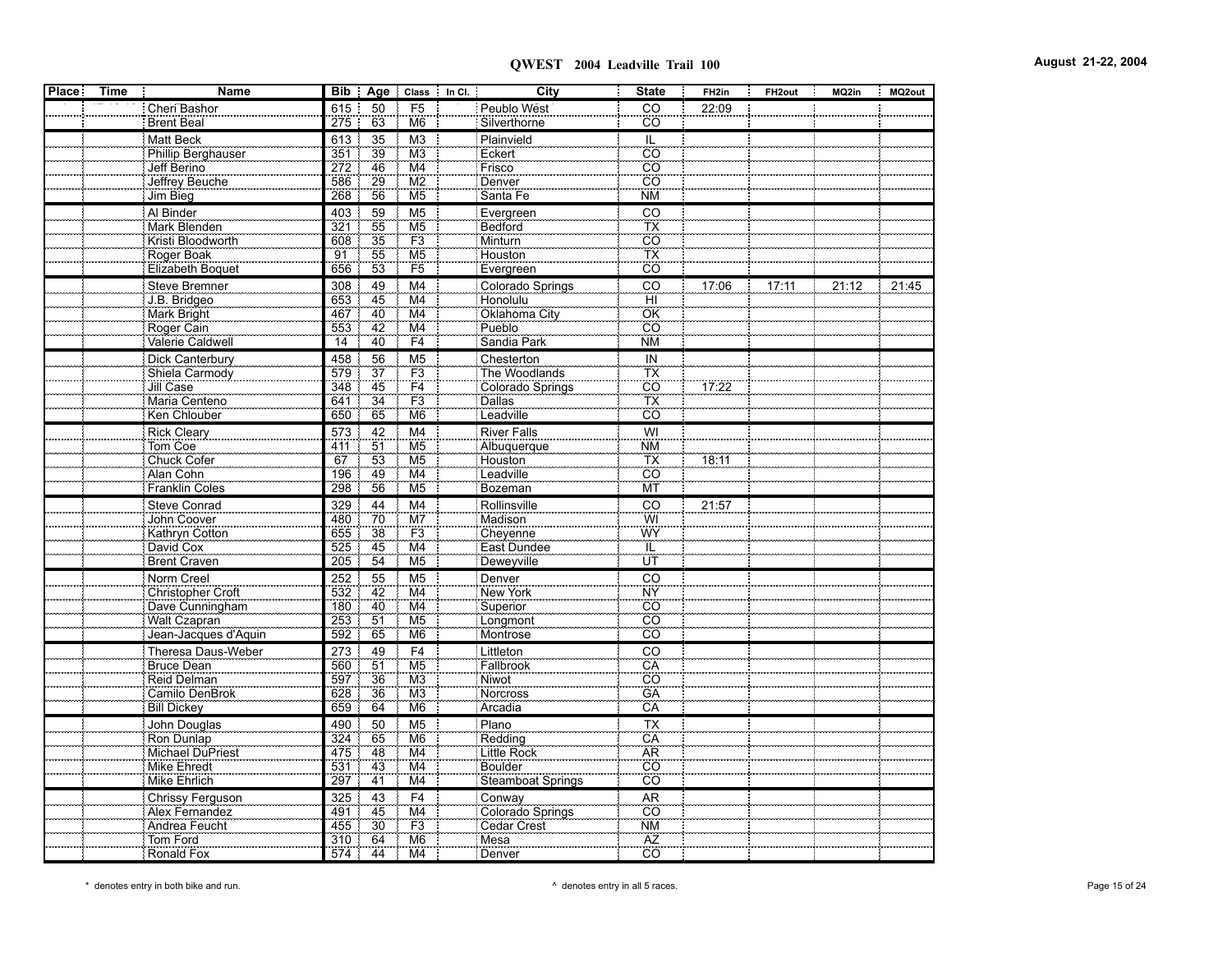# QWEST 2004 Leadville Trail 100

August 21-22, 2004

| Place | Time | Name | Bib | Age | Class | In Cl. | City | State | FH2in | FH2out | MQ2in | MQ2out |
|---|---|---|---|---|---|---|---|---|---|---|---|---|
| | | Cheri Bashor | 615 | 50 | F5 | | Peublo West | CO | 22:09 | | | |
| | | Brent Beal | 275 | 63 | M6 | | Silverthorne | CO | | | | |
| | | Matt Beck | 613 | 35 | M3 | | Plainvield | IL | | | | |
| | | Phillip Berghauser | 351 | 39 | M3 | | Eckert | CO | | | | |
| | | Jeff Berino | 272 | 46 | M4 | | Frisco | CO | | | | |
| | | Jeffrey Beuche | 586 | 29 | M2 | | Denver | CO | | | | |
| | | Jim Bieg | 268 | 56 | M5 | | Santa Fe | NM | | | | |
| | | Al Binder | 403 | 59 | M5 | | Evergreen | CO | | | | |
| | | Mark Blenden | 321 | 55 | M5 | | Bedford | TX | | | | |
| | | Kristi Bloodworth | 608 | 35 | F3 | | Minturn | CO | | | | |
| | | Roger Boak | 91 | 55 | M5 | | Houston | TX | | | | |
| | | Elizabeth Boquet | 656 | 53 | F5 | | Evergreen | CO | | | | |
| | | Steve Bremner | 308 | 49 | M4 | | Colorado Springs | CO | 17:06 | 17:11 | 21:12 | 21:45 |
| | | J.B. Bridgeo | 653 | 45 | M4 | | Honolulu | HI | | | | |
| | | Mark Bright | 467 | 40 | M4 | | Oklahoma City | OK | | | | |
| | | Roger Cain | 553 | 42 | M4 | | Pueblo | CO | | | | |
| | | Valerie Caldwell | 14 | 40 | F4 | | Sandia Park | NM | | | | |
| | | Dick Canterbury | 458 | 56 | M5 | | Chesterton | IN | | | | |
| | | Shiela Carmody | 579 | 37 | F3 | | The Woodlands | TX | | | | |
| | | Jill Case | 348 | 45 | F4 | | Colorado Springs | CO | 17:22 | | | |
| | | Maria Centeno | 641 | 34 | F3 | | Dallas | TX | | | | |
| | | Ken Chlouber | 650 | 65 | M6 | | Leadville | CO | | | | |
| | | Rick Cleary | 573 | 42 | M4 | | River Falls | WI | | | | |
| | | Tom Coe | 411 | 51 | M5 | | Albuquerque | NM | | | | |
| | | Chuck Cofer | 67 | 53 | M5 | | Houston | TX | 18:11 | | | |
| | | Alan Cohn | 196 | 49 | M4 | | Leadville | CO | | | | |
| | | Franklin Coles | 298 | 56 | M5 | | Bozeman | MT | | | | |
| | | Steve Conrad | 329 | 44 | M4 | | Rollinsville | CO | 21:57 | | | |
| | | John Coover | 480 | 70 | M7 | | Madison | WI | | | | |
| | | Kathryn Cotton | 655 | 38 | F3 | | Cheyenne | WY | | | | |
| | | David Cox | 525 | 45 | M4 | | East Dundee | IL | | | | |
| | | Brent Craven | 205 | 54 | M5 | | Deweyville | UT | | | | |
| | | Norm Creel | 252 | 55 | M5 | | Denver | CO | | | | |
| | | Christopher Croft | 532 | 42 | M4 | | New York | NY | | | | |
| | | Dave Cunningham | 180 | 40 | M4 | | Superior | CO | | | | |
| | | Walt Czapran | 253 | 51 | M5 | | Longmont | CO | | | | |
| | | Jean-Jacques d'Aquin | 592 | 65 | M6 | | Montrose | CO | | | | |
| | | Theresa Daus-Weber | 273 | 49 | F4 | | Littleton | CO | | | | |
| | | Bruce Dean | 560 | 51 | M5 | | Fallbrook | CA | | | | |
| | | Reid Delman | 597 | 36 | M3 | | Niwot | CO | | | | |
| | | Camilo DenBrok | 628 | 36 | M3 | | Norcross | GA | | | | |
| | | Bill Dickey | 659 | 64 | M6 | | Arcadia | CA | | | | |
| | | John Douglas | 490 | 50 | M5 | | Plano | TX | | | | |
| | | Ron Dunlap | 324 | 65 | M6 | | Redding | CA | | | | |
| | | Michael DuPriest | 475 | 48 | M4 | | Little Rock | AR | | | | |
| | | Mike Ehredt | 531 | 43 | M4 | | Boulder | CO | | | | |
| | | Mike Ehrlich | 297 | 41 | M4 | | Steamboat Springs | CO | | | | |
| | | Chrissy Ferguson | 325 | 43 | F4 | | Conway | AR | | | | |
| | | Alex Fernandez | 491 | 45 | M4 | | Colorado Springs | CO | | | | |
| | | Andrea Feucht | 455 | 30 | F3 | | Cedar Crest | NM | | | | |
| | | Tom Ford | 310 | 64 | M6 | | Mesa | AZ | | | | |
| | | Ronald Fox | 574 | 44 | M4 | | Denver | CO | | | | |

\* denotes entry in both bike and run.

^ denotes entry in all 5 races.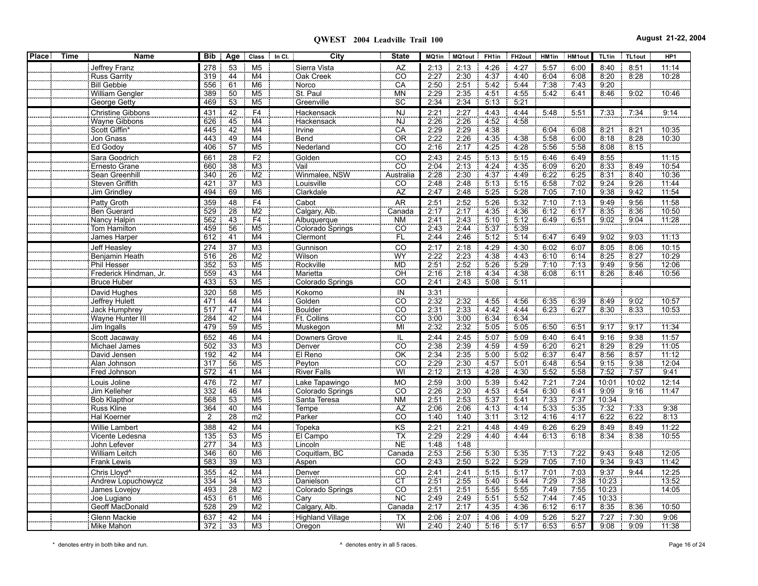# QWEST 2004 Leadville Trail 100

August 21-22, 2004

| Place | Time | Name | Bib | Age | Class | In Cl. | City | State | MQ1in | MQ1out | FH1in | FH2out | HM1in | HM1out | TL1in | TL1out | HP1 |
|---|---|---|---|---|---|---|---|---|---|---|---|---|---|---|---|---|---|
| | | Jeffrey Franz | 278 | 53 | M5 | | Sierra Vista | AZ | 2:13 | 2:13 | 4:26 | 4:27 | 5:57 | 6:00 | 8:40 | 8:51 | 11:14 |
| | | Russ Garrity | 319 | 44 | M4 | | Oak Creek | CO | 2:27 | 2:30 | 4:37 | 4:40 | 6:04 | 6:08 | 8:20 | 8:28 | 10:28 |
| | | Bill Gebbie | 556 | 61 | M6 | | Norco | CA | 2:50 | 2:51 | 5:42 | 5:44 | 7:38 | 7:43 | 9:20 | | |
| | | William Gengler | 389 | 50 | M5 | | St. Paul | MN | 2:29 | 2:35 | 4:51 | 4:55 | 5:42 | 6:41 | 8:46 | 9:02 | 10:46 |
| | | George Getty | 469 | 53 | M5 | | Greenville | SC | 2:34 | 2:34 | 5:13 | 5:21 | | | | | |
| | | Christine Gibbons | 431 | 42 | F4 | | Hackensack | NJ | 2:21 | 2:27 | 4:43 | 4:44 | 5:48 | 5:51 | 7:33 | 7:34 | 9:14 |
| | | Wayne Gibbons | 626 | 45 | M4 | | Hackensack | NJ | 2:26 | 2:26 | 4:52 | 4:58 | | | | | |
| | | Scott Giffin* | 445 | 42 | M4 | | Irvine | CA | 2:29 | 2:29 | 4:38 | | 6:04 | 6:08 | 8:21 | 8:21 | 10:35 |
| | | Jon Gnass | 443 | 49 | M4 | | Bend | OR | 2:22 | 2:26 | 4:35 | 4:38 | 5:58 | 6:00 | 8:18 | 8:28 | 10:30 |
| | | Ed Godoy | 406 | 57 | M5 | | Nederland | CO | 2:16 | 2:17 | 4:25 | 4:28 | 5:56 | 5:58 | 8:08 | 8:15 | |
| | | Sara Goodrich | 661 | 28 | F2 | | Golden | CO | 2:43 | 2:45 | 5:13 | 5:15 | 6:46 | 6:49 | 8:55 | | 11:15 |
| | | Ernesto Grane | 660 | 38 | M3 | | Vail | CO | 2:04 | 2:13 | 4:24 | 4:35 | 6:09 | 6:20 | 8:33 | 8:49 | 10:54 |
| | | Sean Greenhill | 340 | 26 | M2 | | Winmalee, NSW | Australia | 2:28 | 2:30 | 4:37 | 4:49 | 6:22 | 6:25 | 8:31 | 8:40 | 10:36 |
| | | Steven Griffith | 421 | 37 | M3 | | Louisville | CO | 2:48 | 2:48 | 5:13 | 5:15 | 6:58 | 7:02 | 9:24 | 9:26 | 11:44 |
| | | Jim Grindley | 494 | 69 | M6 | | Clarkdale | AZ | 2:47 | 2:48 | 5:25 | 5:28 | 7:05 | 7:10 | 9:38 | 9:42 | 11:54 |
| | | Patty Groth | 359 | 48 | F4 | | Cabot | AR | 2:51 | 2:52 | 5:26 | 5:32 | 7:10 | 7:13 | 9:49 | 9:56 | 11:58 |
| | | Ben Guerard | 529 | 28 | M2 | | Calgary, Alb. | Canada | 2:17 | 2:17 | 4:35 | 4:36 | 6:12 | 6:17 | 8:35 | 8:36 | 10:50 |
| | | Nancy Halpin | 562 | 43 | F4 | | Albuquerque | NM | 2:41 | 2:43 | 5:10 | 5:12 | 6:49 | 6:51 | 9:02 | 9:04 | 11:28 |
| | | Tom Hamilton | 459 | 56 | M5 | | Colorado Springs | CO | 2:43 | 2:44 | 5:37 | 5:39 | | | | | |
| | | James Harper | 612 | 41 | M4 | | Clermont | FL | 2:44 | 2:46 | 5:12 | 5:14 | 6:47 | 6:49 | 9:02 | 9:03 | 11:13 |
| | | Jeff Heasley | 274 | 37 | M3 | | Gunnison | CO | 2:17 | 2:18 | 4:29 | 4:30 | 6:02 | 6:07 | 8:05 | 8:06 | 10:15 |
| | | Benjamin Heath | 516 | 26 | M2 | | Wilson | WY | 2:22 | 2:23 | 4:38 | 4:43 | 6:10 | 6:14 | 8:25 | 8:27 | 10:29 |
| | | Phil Hesser | 352 | 53 | M5 | | Rockville | MD | 2:51 | 2:52 | 5:26 | 5:29 | 7:10 | 7:13 | 9:49 | 9:56 | 12:06 |
| | | Frederick Hindman, Jr. | 559 | 43 | M4 | | Marietta | OH | 2:16 | 2:18 | 4:34 | 4:38 | 6:08 | 6:11 | 8:26 | 8:46 | 10:56 |
| | | Bruce Huber | 433 | 53 | M5 | | Colorado Springs | CO | 2:41 | 2:43 | 5:08 | 5:11 | | | | | |
| | | David Hughes | 320 | 58 | M5 | | Kokomo | IN | 3:31 | | | | | | | | |
| | | Jeffrey Hulett | 471 | 44 | M4 | | Golden | CO | 2:32 | 2:32 | 4:55 | 4:56 | 6:35 | 6:39 | 8:49 | 9:02 | 10:57 |
| | | Jack Humphrey | 517 | 47 | M4 | | Boulder | CO | 2:31 | 2:33 | 4:42 | 4:44 | 6:23 | 6:27 | 8:30 | 8:33 | 10:53 |
| | | Wayne Hunter III | 284 | 42 | M4 | | Ft. Collins | CO | 3:00 | 3:00 | 6:34 | 6:34 | | | | | |
| | | Jim Ingalls | 479 | 59 | M5 | | Muskegon | MI | 2:32 | 2:32 | 5:05 | 5:05 | 6:50 | 6:51 | 9:17 | 9:17 | 11:34 |
| | | Scott Jacaway | 652 | 46 | M4 | | Downers Grove | IL | 2:44 | 2:45 | 5:07 | 5:09 | 6:40 | 6:41 | 9:16 | 9:38 | 11:57 |
| | | Michael James | 502 | 33 | M3 | | Denver | CO | 2:38 | 2:39 | 4:59 | 4:59 | 6:20 | 6:21 | 8:29 | 8:29 | 11:05 |
| | | David Jensen | 192 | 42 | M4 | | El Reno | OK | 2:34 | 2:35 | 5:00 | 5:02 | 6:37 | 6:47 | 8:56 | 8:57 | 11:12 |
| | | Alan Johnson | 317 | 56 | M5 | | Peyton | CO | 2:29 | 2:30 | 4:57 | 5:01 | 6:48 | 6:54 | 9:15 | 9:38 | 12:04 |
| | | Fred Johnson | 572 | 41 | M4 | | River Falls | WI | 2:12 | 2:13 | 4:28 | 4:30 | 5:52 | 5:58 | 7:52 | 7:57 | 9:41 |
| | | Louis Joline | 476 | 72 | M7 | | Lake Tapawingo | MO | 2:59 | 3:00 | 5:39 | 5:42 | 7:21 | 7:24 | 10:01 | 10:02 | 12:14 |
| | | Jim Kelleher | 332 | 46 | M4 | | Colorado Springs | CO | 2:26 | 2:30 | 4:53 | 4:54 | 6:30 | 6:41 | 9:09 | 9:16 | 11:47 |
| | | Bob Klapthor | 568 | 53 | M5 | | Santa Teresa | NM | 2:51 | 2:53 | 5:37 | 5:41 | 7:33 | 7:37 | 10:34 | | |
| | | Russ Kline | 364 | 40 | M4 | | Tempe | AZ | 2:06 | 2:06 | 4:13 | 4:14 | 5:33 | 5:35 | 7:32 | 7:33 | 9:38 |
| | | Hal Koerner | 2 | 28 | m2 | | Parker | CO | 1:40 | 1:40 | 3:11 | 3:12 | 4:16 | 4:17 | 6:22 | 6:22 | 8:13 |
| | | Willie Lambert | 388 | 42 | M4 | | Topeka | KS | 2:21 | 2:21 | 4:48 | 4:49 | 6:26 | 6:29 | 8:49 | 8:49 | 11:22 |
| | | Vicente Ledesna | 135 | 53 | M5 | | El Campo | TX | 2:29 | 2:29 | 4:40 | 4:44 | 6:13 | 6:18 | 8:34 | 8:38 | 10:55 |
| | | John Lefever | 277 | 34 | M3 | | Lincoln | NE | 1:48 | 1:48 | | | | | | | |
| | | William Leitch | 346 | 60 | M6 | | Coquitlam, BC | Canada | 2:53 | 2:56 | 5:30 | 5:35 | 7:13 | 7:22 | 9:43 | 9:48 | 12:05 |
| | | Frank Lewis | 583 | 39 | M3 | | Aspen | CO | 2:43 | 2:50 | 5:22 | 5:29 | 7:05 | 7:10 | 9:34 | 9:43 | 11:42 |
| | | Chris Lloyd^ | 355 | 42 | M4 | | Denver | CO | 2:41 | 2:41 | 5:15 | 5:17 | 7:01 | 7:03 | 9:37 | 9:44 | 12:25 |
| | | Andrew Lopuchowycz | 334 | 34 | M3 | | Danielson | CT | 2:51 | 2:55 | 5:40 | 5:44 | 7:29 | 7:38 | 10:23 | | 13:52 |
| | | James Lovejoy | 493 | 28 | M2 | | Colorado Springs | CO | 2:51 | 2:51 | 5:55 | 5:55 | 7:49 | 7:55 | 10:23 | | 14:05 |
| | | Joe Lugiano | 453 | 61 | M6 | | Cary | NC | 2:49 | 2:49 | 5:51 | 5:52 | 7:44 | 7:45 | 10:33 | | |
| | | Geoff MacDonald | 528 | 29 | M2 | | Calgary, Alb. | Canada | 2:17 | 2:17 | 4:35 | 4:36 | 6:12 | 6:17 | 8:35 | 8:36 | 10:50 |
| | | Glenn Mackie | 637 | 42 | M4 | | Highland Village | TX | 2:06 | 2:07 | 4:06 | 4:09 | 5:26 | 5:27 | 7:27 | 7:30 | 9:06 |
| | | Mike Mahon | 372 | 33 | M3 | | Oregon | WI | 2:40 | 2:40 | 5:16 | 5:17 | 6:53 | 6:57 | 9:08 | 9:09 | 11:38 |

\* denotes entry in both bike and run.

^ denotes entry in all 5 races.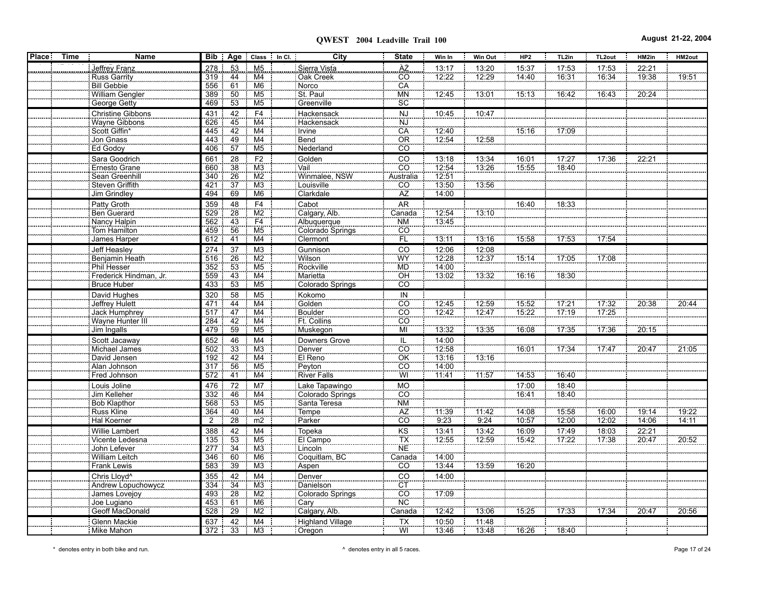**QWEST 2004 Leadville Trail 100** — August 21-22, 2004

| Place | Time | Name | Bib | Age | Class | In Cl. | City | State | Win In | Win Out | HP2 | TL2in | TL2out | HM2in | HM2out |
|---|---|---|---|---|---|---|---|---|---|---|---|---|---|---|---|
| | | Jeffrey Franz | 278 | 53 | M5 | | Sierra Vista | AZ | 13:17 | 13:20 | 15:37 | 17:53 | 17:53 | 22:21 | |
| | | Russ Garrity | 319 | 44 | M4 | | Oak Creek | CO | 12:22 | 12:29 | 14:40 | 16:31 | 16:34 | 19:38 | 19:51 |
| | | Bill Gebbie | 556 | 61 | M6 | | Norco | CA | | | | | | | |
| | | William Gengler | 389 | 50 | M5 | | St. Paul | MN | 12:45 | 13:01 | 15:13 | 16:42 | 16:43 | 20:24 | |
| | | George Getty | 469 | 53 | M5 | | Greenville | SC | | | | | | | |
| | | Christine Gibbons | 431 | 42 | F4 | | Hackensack | NJ | 10:45 | 10:47 | | | | | |
| | | Wayne Gibbons | 626 | 45 | M4 | | Hackensack | NJ | | | | | | | |
| | | Scott Giffin* | 445 | 42 | M4 | | Irvine | CA | 12:40 | | 15:16 | 17:09 | | | |
| | | Jon Gnass | 443 | 49 | M4 | | Bend | OR | 12:54 | 12:58 | | | | | |
| | | Ed Godoy | 406 | 57 | M5 | | Nederland | CO | | | | | | | |
| | | Sara Goodrich | 661 | 28 | F2 | | Golden | CO | 13:18 | 13:34 | 16:01 | 17:27 | 17:36 | 22:21 | |
| | | Ernesto Grane | 660 | 38 | M3 | | Vail | CO | 12:54 | 13:26 | 15:55 | 18:40 | | | |
| | | Sean Greenhill | 340 | 26 | M2 | | Winmalee, NSW | Australia | 12:51 | | | | | | |
| | | Steven Griffith | 421 | 37 | M3 | | Louisville | CO | 13:50 | 13:56 | | | | | |
| | | Jim Grindley | 494 | 69 | M6 | | Clarkdale | AZ | 14:00 | | | | | | |
| | | Patty Groth | 359 | 48 | F4 | | Cabot | AR | | | 16:40 | 18:33 | | | |
| | | Ben Guerard | 529 | 28 | M2 | | Calgary, Alb. | Canada | 12:54 | 13:10 | | | | | |
| | | Nancy Halpin | 562 | 43 | F4 | | Albuquerque | NM | 13:45 | | | | | | |
| | | Tom Hamilton | 459 | 56 | M5 | | Colorado Springs | CO | | | | | | | |
| | | James Harper | 612 | 41 | M4 | | Clermont | FL | 13:11 | 13:16 | 15:58 | 17:53 | 17:54 | | |
| | | Jeff Heasley | 274 | 37 | M3 | | Gunnison | CO | 12:06 | 12:08 | | | | | |
| | | Benjamin Heath | 516 | 26 | M2 | | Wilson | WY | 12:28 | 12:37 | 15:14 | 17:05 | 17:08 | | |
| | | Phil Hesser | 352 | 53 | M5 | | Rockville | MD | 14:00 | | | | | | |
| | | Frederick Hindman, Jr. | 559 | 43 | M4 | | Marietta | OH | 13:02 | 13:32 | 16:16 | 18:30 | | | |
| | | Bruce Huber | 433 | 53 | M5 | | Colorado Springs | CO | | | | | | | |
| | | David Hughes | 320 | 58 | M5 | | Kokomo | IN | | | | | | | |
| | | Jeffrey Hulett | 471 | 44 | M4 | | Golden | CO | 12:45 | 12:59 | 15:52 | 17:21 | 17:32 | 20:38 | 20:44 |
| | | Jack Humphrey | 517 | 47 | M4 | | Boulder | CO | 12:42 | 12:47 | 15:22 | 17:19 | 17:25 | | |
| | | Wayne Hunter III | 284 | 42 | M4 | | Ft. Collins | CO | | | | | | | |
| | | Jim Ingalls | 479 | 59 | M5 | | Muskegon | MI | 13:32 | 13:35 | 16:08 | 17:35 | 17:36 | 20:15 | |
| | | Scott Jacaway | 652 | 46 | M4 | | Downers Grove | IL | 14:00 | | | | | | |
| | | Michael James | 502 | 33 | M3 | | Denver | CO | 12:58 | | 16:01 | 17:34 | 17:47 | 20:47 | 21:05 |
| | | David Jensen | 192 | 42 | M4 | | El Reno | OK | 13:16 | 13:16 | | | | | |
| | | Alan Johnson | 317 | 56 | M5 | | Peyton | CO | 14:00 | | | | | | |
| | | Fred Johnson | 572 | 41 | M4 | | River Falls | WI | 11:41 | 11:57 | 14:53 | 16:40 | | | |
| | | Louis Joline | 476 | 72 | M7 | | Lake Tapawingo | MO | | | 17:00 | 18:40 | | | |
| | | Jim Kelleher | 332 | 46 | M4 | | Colorado Springs | CO | | | 16:41 | 18:40 | | | |
| | | Bob Klapthor | 568 | 53 | M5 | | Santa Teresa | NM | | | | | | | |
| | | Russ Kline | 364 | 40 | M4 | | Tempe | AZ | 11:39 | 11:42 | 14:08 | 15:58 | 16:00 | 19:14 | 19:22 |
| | | Hal Koerner | 2 | 28 | m2 | | Parker | CO | 9:23 | 9:24 | 10:57 | 12:00 | 12:02 | 14:06 | 14:11 |
| | | Willie Lambert | 388 | 42 | M4 | | Topeka | KS | 13:41 | 13:42 | 16:09 | 17:49 | 18:03 | 22:21 | |
| | | Vicente Ledesna | 135 | 53 | M5 | | El Campo | TX | 12:55 | 12:59 | 15:42 | 17:22 | 17:38 | 20:47 | 20:52 |
| | | John Lefever | 277 | 34 | M3 | | Lincoln | NE | | | | | | | |
| | | William Leitch | 346 | 60 | M6 | | Coquitlam, BC | Canada | 14:00 | | | | | | |
| | | Frank Lewis | 583 | 39 | M3 | | Aspen | CO | 13:44 | 13:59 | 16:20 | | | | |
| | | Chris Lloyd^ | 355 | 42 | M4 | | Denver | CO | 14:00 | | | | | | |
| | | Andrew Lopuchowycz | 334 | 34 | M3 | | Danielson | CT | | | | | | | |
| | | James Lovejoy | 493 | 28 | M2 | | Colorado Springs | CO | 17:09 | | | | | | |
| | | Joe Lugiano | 453 | 61 | M6 | | Cary | NC | | | | | | | |
| | | Geoff MacDonald | 528 | 29 | M2 | | Calgary, Alb. | Canada | 12:42 | 13:06 | 15:25 | 17:33 | 17:34 | 20:47 | 20:56 |
| | | Glenn Mackie | 637 | 42 | M4 | | Highland Village | TX | 10:50 | 11:48 | | | | | |
| | | Mike Mahon | 372 | 33 | M3 | | Oregon | WI | 13:46 | 13:48 | 16:26 | 18:40 | | | |

\* denotes entry in both bike and run.

^ denotes entry in all 5 races.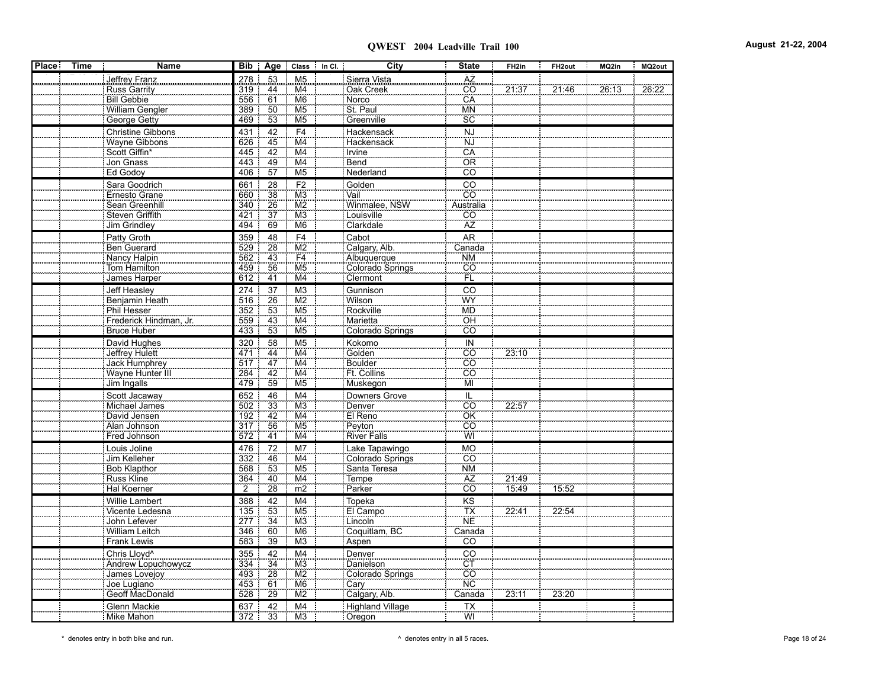# QWEST 2004 Leadville Trail 100

August 21-22, 2004

| Place | Time | Name | Bib | Age | Class | In Cl. | City | State | FH2in | FH2out | MQ2in | MQ2out |
|---|---|---|---|---|---|---|---|---|---|---|---|---|
| | | Jeffrey Franz | 278 | 53 | M5 | | Sierra Vista | AZ | | | | |
| | | Russ Garrity | 319 | 44 | M4 | | Oak Creek | CO | 21:37 | 21:46 | 26:13 | 26:22 |
| | | Bill Gebbie | 556 | 61 | M6 | | Norco | CA | | | | |
| | | William Gengler | 389 | 50 | M5 | | St. Paul | MN | | | | |
| | | George Getty | 469 | 53 | M5 | | Greenville | SC | | | | |
| | | Christine Gibbons | 431 | 42 | F4 | | Hackensack | NJ | | | | |
| | | Wayne Gibbons | 626 | 45 | M4 | | Hackensack | NJ | | | | |
| | | Scott Giffin* | 445 | 42 | M4 | | Irvine | CA | | | | |
| | | Jon Gnass | 443 | 49 | M4 | | Bend | OR | | | | |
| | | Ed Godoy | 406 | 57 | M5 | | Nederland | CO | | | | |
| | | Sara Goodrich | 661 | 28 | F2 | | Golden | CO | | | | |
| | | Ernesto Grane | 660 | 38 | M3 | | Vail | CO | | | | |
| | | Sean Greenhill | 340 | 26 | M2 | | Winmalee, NSW | Australia | | | | |
| | | Steven Griffith | 421 | 37 | M3 | | Louisville | CO | | | | |
| | | Jim Grindley | 494 | 69 | M6 | | Clarkdale | AZ | | | | |
| | | Patty Groth | 359 | 48 | F4 | | Cabot | AR | | | | |
| | | Ben Guerard | 529 | 28 | M2 | | Calgary, Alb. | Canada | | | | |
| | | Nancy Halpin | 562 | 43 | F4 | | Albuquerque | NM | | | | |
| | | Tom Hamilton | 459 | 56 | M5 | | Colorado Springs | CO | | | | |
| | | James Harper | 612 | 41 | M4 | | Clermont | FL | | | | |
| | | Jeff Heasley | 274 | 37 | M3 | | Gunnison | CO | | | | |
| | | Benjamin Heath | 516 | 26 | M2 | | Wilson | WY | | | | |
| | | Phil Hesser | 352 | 53 | M5 | | Rockville | MD | | | | |
| | | Frederick Hindman, Jr. | 559 | 43 | M4 | | Marietta | OH | | | | |
| | | Bruce Huber | 433 | 53 | M5 | | Colorado Springs | CO | | | | |
| | | David Hughes | 320 | 58 | M5 | | Kokomo | IN | | | | |
| | | Jeffrey Hulett | 471 | 44 | M4 | | Golden | CO | 23:10 | | | |
| | | Jack Humphrey | 517 | 47 | M4 | | Boulder | CO | | | | |
| | | Wayne Hunter III | 284 | 42 | M4 | | Ft. Collins | CO | | | | |
| | | Jim Ingalls | 479 | 59 | M5 | | Muskegon | MI | | | | |
| | | Scott Jacaway | 652 | 46 | M4 | | Downers Grove | IL | | | | |
| | | Michael James | 502 | 33 | M3 | | Denver | CO | 22:57 | | | |
| | | David Jensen | 192 | 42 | M4 | | El Reno | OK | | | | |
| | | Alan Johnson | 317 | 56 | M5 | | Peyton | CO | | | | |
| | | Fred Johnson | 572 | 41 | M4 | | River Falls | WI | | | | |
| | | Louis Joline | 476 | 72 | M7 | | Lake Tapawingo | MO | | | | |
| | | Jim Kelleher | 332 | 46 | M4 | | Colorado Springs | CO | | | | |
| | | Bob Klapthor | 568 | 53 | M5 | | Santa Teresa | NM | | | | |
| | | Russ Kline | 364 | 40 | M4 | | Tempe | AZ | 21:49 | | | |
| | | Hal Koerner | 2 | 28 | m2 | | Parker | CO | 15:49 | 15:52 | | |
| | | Willie Lambert | 388 | 42 | M4 | | Topeka | KS | | | | |
| | | Vicente Ledesna | 135 | 53 | M5 | | El Campo | TX | 22:41 | 22:54 | | |
| | | John Lefever | 277 | 34 | M3 | | Lincoln | NE | | | | |
| | | William Leitch | 346 | 60 | M6 | | Coquitlam, BC | Canada | | | | |
| | | Frank Lewis | 583 | 39 | M3 | | Aspen | CO | | | | |
| | | Chris Lloyd^ | 355 | 42 | M4 | | Denver | CO | | | | |
| | | Andrew Lopuchowycz | 334 | 34 | M3 | | Danielson | CT | | | | |
| | | James Lovejoy | 493 | 28 | M2 | | Colorado Springs | CO | | | | |
| | | Joe Lugiano | 453 | 61 | M6 | | Cary | NC | | | | |
| | | Geoff MacDonald | 528 | 29 | M2 | | Calgary, Alb. | Canada | 23:11 | 23:20 | | |
| | | Glenn Mackie | 637 | 42 | M4 | | Highland Village | TX | | | | |
| | | Mike Mahon | 372 | 33 | M3 | | Oregon | WI | | | | |

\* denotes entry in both bike and run.

^ denotes entry in all 5 races.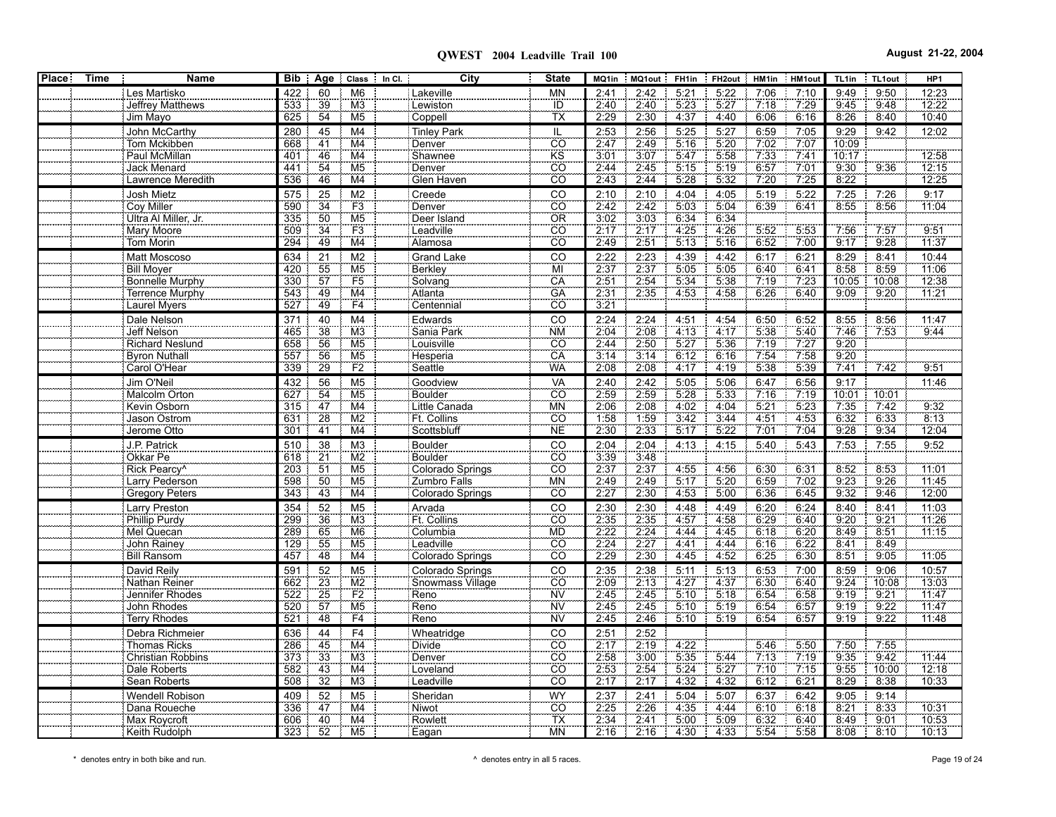# QWEST 2004 Leadville Trail 100

August 21-22, 2004

| Place | Time | Name | Bib | Age | Class | In Cl. | City | State | MQ1in | MQ1out | FH1in | FH2out | HM1in | HM1out | TL1in | TL1out | HP1 |
|---|---|---|---|---|---|---|---|---|---|---|---|---|---|---|---|---|---|
| | | Les Martisko | 422 | 60 | M6 | | Lakeville | MN | 2:41 | 2:42 | 5:21 | 5:22 | 7:06 | 7:10 | 9:49 | 9:50 | 12:23 |
| | | Jeffrey Matthews | 533 | 39 | M3 | | Lewiston | ID | 2:40 | 2:40 | 5:23 | 5:27 | 7:18 | 7:29 | 9:45 | 9:48 | 12:22 |
| | | Jim Mayo | 625 | 54 | M5 | | Coppell | TX | 2:29 | 2:30 | 4:37 | 4:40 | 6:06 | 6:16 | 8:26 | 8:40 | 10:40 |
| | | John McCarthy | 280 | 45 | M4 | | Tinley Park | IL | 2:53 | 2:56 | 5:25 | 5:27 | 6:59 | 7:05 | 9:29 | 9:42 | 12:02 |
| | | Tom Mckibben | 668 | 41 | M4 | | Denver | CO | 2:47 | 2:49 | 5:16 | 5:20 | 7:02 | 7:07 | 10:09 | | |
| | | Paul McMillan | 401 | 46 | M4 | | Shawnee | KS | 3:01 | 3:07 | 5:47 | 5:58 | 7:33 | 7:41 | 10:17 | | 12:58 |
| | | Jack Menard | 441 | 54 | M5 | | Denver | CO | 2:44 | 2:45 | 5:15 | 5:19 | 6:57 | 7:01 | 9:30 | 9:36 | 12:15 |
| | | Lawrence Meredith | 536 | 46 | M4 | | Glen Haven | CO | 2:43 | 2:44 | 5:28 | 5:32 | 7:20 | 7:25 | 8:22 | | 12:25 |
| | | Josh Mietz | 575 | 25 | M2 | | Creede | CO | 2:10 | 2:10 | 4:04 | 4:05 | 5:19 | 5:22 | 7:25 | 7:26 | 9:17 |
| | | Coy Miller | 590 | 34 | F3 | | Denver | CO | 2:42 | 2:42 | 5:03 | 5:04 | 6:39 | 6:41 | 8:55 | 8:56 | 11:04 |
| | | Ultra Al Miller, Jr. | 335 | 50 | M5 | | Deer Island | OR | 3:02 | 3:03 | 6:34 | 6:34 | | | | | |
| | | Mary Moore | 509 | 34 | F3 | | Leadville | CO | 2:17 | 2:17 | 4:25 | 4:26 | 5:52 | 5:53 | 7:56 | 7:57 | 9:51 |
| | | Tom Morin | 294 | 49 | M4 | | Alamosa | CO | 2:49 | 2:51 | 5:13 | 5:16 | 6:52 | 7:00 | 9:17 | 9:28 | 11:37 |
| | | Matt Moscoso | 634 | 21 | M2 | | Grand Lake | CO | 2:22 | 2:23 | 4:39 | 4:42 | 6:17 | 6:21 | 8:29 | 8:41 | 10:44 |
| | | Bill Moyer | 420 | 55 | M5 | | Berkley | MI | 2:37 | 2:37 | 5:05 | 5:05 | 6:40 | 6:41 | 8:58 | 8:59 | 11:06 |
| | | Bonnelle Murphy | 330 | 57 | F5 | | Solvang | CA | 2:51 | 2:54 | 5:34 | 5:38 | 7:19 | 7:23 | 10:05 | 10:08 | 12:38 |
| | | Terrence Murphy | 543 | 49 | M4 | | Atlanta | GA | 2:31 | 2:35 | 4:53 | 4:58 | 6:26 | 6:40 | 9:09 | 9:20 | 11:21 |
| | | Laurel Myers | 527 | 49 | F4 | | Centennial | CO | 3:21 | | | | | | | | |
| | | Dale Nelson | 371 | 40 | M4 | | Edwards | CO | 2:24 | 2:24 | 4:51 | 4:54 | 6:50 | 6:52 | 8:55 | 8:56 | 11:47 |
| | | Jeff Nelson | 465 | 38 | M3 | | Sania Park | NM | 2:04 | 2:08 | 4:13 | 4:17 | 5:38 | 5:40 | 7:46 | 7:53 | 9:44 |
| | | Richard Neslund | 658 | 56 | M5 | | Louisville | CO | 2:44 | 2:50 | 5:27 | 5:36 | 7:19 | 7:27 | 9:20 | | |
| | | Byron Nuthall | 557 | 56 | M5 | | Hesperia | CA | 3:14 | 3:14 | 6:12 | 6:16 | 7:54 | 7:58 | 9:20 | | |
| | | Carol O'Hear | 339 | 29 | F2 | | Seattle | WA | 2:08 | 2:08 | 4:17 | 4:19 | 5:38 | 5:39 | 7:41 | 7:42 | 9:51 |
| | | Jim O'Neil | 432 | 56 | M5 | | Goodview | VA | 2:40 | 2:42 | 5:05 | 5:06 | 6:47 | 6:56 | 9:17 | | 11:46 |
| | | Malcolm Orton | 627 | 54 | M5 | | Boulder | CO | 2:59 | 2:59 | 5:28 | 5:33 | 7:16 | 7:19 | 10:01 | 10:01 | |
| | | Kevin Osborn | 315 | 47 | M4 | | Little Canada | MN | 2:06 | 2:08 | 4:02 | 4:04 | 5:21 | 5:23 | 7:35 | 7:42 | 9:32 |
| | | Jason Ostrom | 631 | 28 | M2 | | Ft. Collins | CO | 1:58 | 1:59 | 3:42 | 3:44 | 4:51 | 4:53 | 6:32 | 6:33 | 8:13 |
| | | Jerome Otto | 301 | 41 | M4 | | Scottsbluff | NE | 2:30 | 2:33 | 5:17 | 5:22 | 7:01 | 7:04 | 9:28 | 9:34 | 12:04 |
| | | J.P. Patrick | 510 | 38 | M3 | | Boulder | CO | 2:04 | 2:04 | 4:13 | 4:15 | 5:40 | 5:43 | 7:53 | 7:55 | 9:52 |
| | | Okkar Pe | 618 | 21 | M2 | | Boulder | CO | 3:39 | 3:48 | | | | | | | |
| | | Rick Pearcy^ | 203 | 51 | M5 | | Colorado Springs | CO | 2:37 | 2:37 | 4:55 | 4:56 | 6:30 | 6:31 | 8:52 | 8:53 | 11:01 |
| | | Larry Pederson | 598 | 50 | M5 | | Zumbro Falls | MN | 2:49 | 2:49 | 5:17 | 5:20 | 6:59 | 7:02 | 9:23 | 9:26 | 11:45 |
| | | Gregory Peters | 343 | 43 | M4 | | Colorado Springs | CO | 2:27 | 2:30 | 4:53 | 5:00 | 6:36 | 6:45 | 9:32 | 9:46 | 12:00 |
| | | Larry Preston | 354 | 52 | M5 | | Arvada | CO | 2:30 | 2:30 | 4:48 | 4:49 | 6:20 | 6:24 | 8:40 | 8:41 | 11:03 |
| | | Phillip Purdy | 299 | 36 | M3 | | Ft. Collins | CO | 2:35 | 2:35 | 4:57 | 4:58 | 6:29 | 6:40 | 9:20 | 9:21 | 11:26 |
| | | Mel Quecan | 289 | 65 | M6 | | Columbia | MD | 2:22 | 2:24 | 4:44 | 4:45 | 6:18 | 6:20 | 8:49 | 8:51 | 11:15 |
| | | John Rainey | 129 | 55 | M5 | | Leadville | CO | 2:24 | 2:27 | 4:41 | 4:44 | 6:16 | 6:22 | 8:41 | 8:49 | |
| | | Bill Ransom | 457 | 48 | M4 | | Colorado Springs | CO | 2:29 | 2:30 | 4:45 | 4:52 | 6:25 | 6:30 | 8:51 | 9:05 | 11:05 |
| | | David Reily | 591 | 52 | M5 | | Colorado Springs | CO | 2:35 | 2:38 | 5:11 | 5:13 | 6:53 | 7:00 | 8:59 | 9:06 | 10:57 |
| | | Nathan Reiner | 662 | 23 | M2 | | Snowmass Village | CO | 2:09 | 2:13 | 4:27 | 4:37 | 6:30 | 6:40 | 9:24 | 10:08 | 13:03 |
| | | Jennifer Rhodes | 522 | 25 | F2 | | Reno | NV | 2:45 | 2:45 | 5:10 | 5:18 | 6:54 | 6:58 | 9:19 | 9:21 | 11:47 |
| | | John Rhodes | 520 | 57 | M5 | | Reno | NV | 2:45 | 2:45 | 5:10 | 5:19 | 6:54 | 6:57 | 9:19 | 9:22 | 11:47 |
| | | Terry Rhodes | 521 | 48 | F4 | | Reno | NV | 2:45 | 2:46 | 5:10 | 5:19 | 6:54 | 6:57 | 9:19 | 9:22 | 11:48 |
| | | Debra Richmeier | 636 | 44 | F4 | | Wheatridge | CO | 2:51 | 2:52 | | | | | | | |
| | | Thomas Ricks | 286 | 45 | M4 | | Divide | CO | 2:17 | 2:19 | 4:22 | | 5:46 | 5:50 | 7:50 | 7:55 | |
| | | Christian Robbins | 373 | 33 | M3 | | Denver | CO | 2:58 | 3:00 | 5:35 | 5:44 | 7:13 | 7:19 | 9:35 | 9:42 | 11:44 |
| | | Dale Roberts | 582 | 43 | M4 | | Loveland | CO | 2:53 | 2:54 | 5:24 | 5:27 | 7:10 | 7:15 | 9:55 | 10:00 | 12:18 |
| | | Sean Roberts | 508 | 32 | M3 | | Leadville | CO | 2:17 | 2:17 | 4:32 | 4:32 | 6:12 | 6:21 | 8:29 | 8:38 | 10:33 |
| | | Wendell Robison | 409 | 52 | M5 | | Sheridan | WY | 2:37 | 2:41 | 5:04 | 5:07 | 6:37 | 6:42 | 9:05 | 9:14 | |
| | | Dana Roueche | 336 | 47 | M4 | | Niwot | CO | 2:25 | 2:26 | 4:35 | 4:44 | 6:10 | 6:18 | 8:21 | 8:33 | 10:31 |
| | | Max Roycroft | 606 | 40 | M4 | | Rowlett | TX | 2:34 | 2:41 | 5:00 | 5:09 | 6:32 | 6:40 | 8:49 | 9:01 | 10:53 |
| | | Keith Rudolph | 323 | 52 | M5 | | Eagan | MN | 2:16 | 2:16 | 4:30 | 4:33 | 5:54 | 5:58 | 8:08 | 8:10 | 10:13 |

\* denotes entry in both bike and run.

^ denotes entry in all 5 races.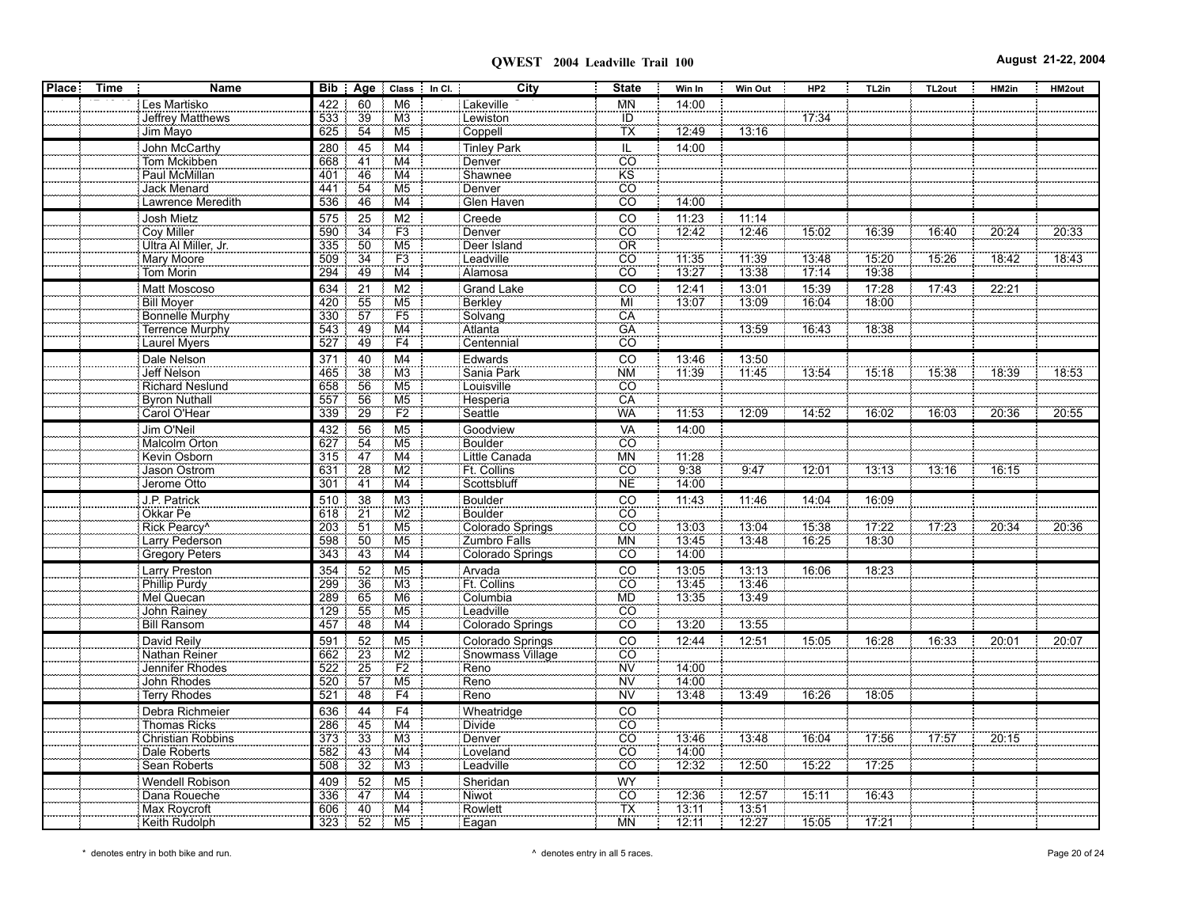# QWEST 2004 Leadville Trail 100

August 21-22, 2004

| Place | Time | Name | Bib | Age | Class | In Cl. | City | State | Win In | Win Out | HP2 | TL2in | TL2out | HM2in | HM2out |
|---|---|---|---|---|---|---|---|---|---|---|---|---|---|---|---|
| | | Les Martisko | 422 | 60 | M6 | | Lakeville | MN | 14:00 | | | | | | |
| | | Jeffrey Matthews | 533 | 39 | M3 | | Lewiston | ID | | | 17:34 | | | | |
| | | Jim Mayo | 625 | 54 | M5 | | Coppell | TX | 12:49 | 13:16 | | | | | |
| | | John McCarthy | 280 | 45 | M4 | | Tinley Park | IL | 14:00 | | | | | | |
| | | Tom Mckibben | 668 | 41 | M4 | | Denver | CO | | | | | | | |
| | | Paul McMillan | 401 | 46 | M4 | | Shawnee | KS | | | | | | | |
| | | Jack Menard | 441 | 54 | M5 | | Denver | CO | | | | | | | |
| | | Lawrence Meredith | 536 | 46 | M4 | | Glen Haven | CO | 14:00 | | | | | | |
| | | Josh Mietz | 575 | 25 | M2 | | Creede | CO | 11:23 | 11:14 | | | | | |
| | | Coy Miller | 590 | 34 | F3 | | Denver | CO | 12:42 | 12:46 | 15:02 | 16:39 | 16:40 | 20:24 | 20:33 |
| | | Ultra Al Miller, Jr. | 335 | 50 | M5 | | Deer Island | OR | | | | | | | |
| | | Mary Moore | 509 | 34 | F3 | | Leadville | CO | 11:35 | 11:39 | 13:48 | 15:20 | 15:26 | 18:42 | 18:43 |
| | | Tom Morin | 294 | 49 | M4 | | Alamosa | CO | 13:27 | 13:38 | 17:14 | 19:38 | | | |
| | | Matt Moscoso | 634 | 21 | M2 | | Grand Lake | CO | 12:41 | 13:01 | 15:39 | 17:28 | 17:43 | 22:21 | |
| | | Bill Moyer | 420 | 55 | M5 | | Berkley | MI | 13:07 | 13:09 | 16:04 | 18:00 | | | |
| | | Bonnelle Murphy | 330 | 57 | F5 | | Solvang | CA | | | | | | | |
| | | Terrence Murphy | 543 | 49 | M4 | | Atlanta | GA | | 13:59 | 16:43 | 18:38 | | | |
| | | Laurel Myers | 527 | 49 | F4 | | Centennial | CO | | | | | | | |
| | | Dale Nelson | 371 | 40 | M4 | | Edwards | CO | 13:46 | 13:50 | | | | | |
| | | Jeff Nelson | 465 | 38 | M3 | | Sania Park | NM | 11:39 | 11:45 | 13:54 | 15:18 | 15:38 | 18:39 | 18:53 |
| | | Richard Neslund | 658 | 56 | M5 | | Louisville | CO | | | | | | | |
| | | Byron Nuthall | 557 | 56 | M5 | | Hesperia | CA | | | | | | | |
| | | Carol O'Hear | 339 | 29 | F2 | | Seattle | WA | 11:53 | 12:09 | 14:52 | 16:02 | 16:03 | 20:36 | 20:55 |
| | | Jim O'Neil | 432 | 56 | M5 | | Goodview | VA | 14:00 | | | | | | |
| | | Malcolm Orton | 627 | 54 | M5 | | Boulder | CO | | | | | | | |
| | | Kevin Osborn | 315 | 47 | M4 | | Little Canada | MN | 11:28 | | | | | | |
| | | Jason Ostrom | 631 | 28 | M2 | | Ft. Collins | CO | 9:38 | 9:47 | 12:01 | 13:13 | 13:16 | 16:15 | |
| | | Jerome Otto | 301 | 41 | M4 | | Scottsbluff | NE | 14:00 | | | | | | |
| | | J.P. Patrick | 510 | 38 | M3 | | Boulder | CO | 11:43 | 11:46 | 14:04 | 16:09 | | | |
| | | Okkar Pe | 618 | 21 | M2 | | Boulder | CO | | | | | | | |
| | | Rick Pearcy^ | 203 | 51 | M5 | | Colorado Springs | CO | 13:03 | 13:04 | 15:38 | 17:22 | 17:23 | 20:34 | 20:36 |
| | | Larry Pederson | 598 | 50 | M5 | | Zumbro Falls | MN | 13:45 | 13:48 | 16:25 | 18:30 | | | |
| | | Gregory Peters | 343 | 43 | M4 | | Colorado Springs | CO | 14:00 | | | | | | |
| | | Larry Preston | 354 | 52 | M5 | | Arvada | CO | 13:05 | 13:13 | 16:06 | 18:23 | | | |
| | | Phillip Purdy | 299 | 36 | M3 | | Ft. Collins | CO | 13:45 | 13:46 | | | | | |
| | | Mel Quecan | 289 | 65 | M6 | | Columbia | MD | 13:35 | 13:49 | | | | | |
| | | John Rainey | 129 | 55 | M5 | | Leadville | CO | | | | | | | |
| | | Bill Ransom | 457 | 48 | M4 | | Colorado Springs | CO | 13:20 | 13:55 | | | | | |
| | | David Reily | 591 | 52 | M5 | | Colorado Springs | CO | 12:44 | 12:51 | 15:05 | 16:28 | 16:33 | 20:01 | 20:07 |
| | | Nathan Reiner | 662 | 23 | M2 | | Snowmass Village | CO | | | | | | | |
| | | Jennifer Rhodes | 522 | 25 | F2 | | Reno | NV | 14:00 | | | | | | |
| | | John Rhodes | 520 | 57 | M5 | | Reno | NV | 14:00 | | | | | | |
| | | Terry Rhodes | 521 | 48 | F4 | | Reno | NV | 13:48 | 13:49 | 16:26 | 18:05 | | | |
| | | Debra Richmeier | 636 | 44 | F4 | | Wheatridge | CO | | | | | | | |
| | | Thomas Ricks | 286 | 45 | M4 | | Divide | CO | | | | | | | |
| | | Christian Robbins | 373 | 33 | M3 | | Denver | CO | 13:46 | 13:48 | 16:04 | 17:56 | 17:57 | 20:15 | |
| | | Dale Roberts | 582 | 43 | M4 | | Loveland | CO | 14:00 | | | | | | |
| | | Sean Roberts | 508 | 32 | M3 | | Leadville | CO | 12:32 | 12:50 | 15:22 | 17:25 | | | |
| | | Wendell Robison | 409 | 52 | M5 | | Sheridan | WY | | | | | | | |
| | | Dana Roueche | 336 | 47 | M4 | | Niwot | CO | 12:36 | 12:57 | 15:11 | 16:43 | | | |
| | | Max Roycroft | 606 | 40 | M4 | | Rowlett | TX | 13:11 | 13:51 | | | | | |
| | | Keith Rudolph | 323 | 52 | M5 | | Eagan | MN | 12:11 | 12:27 | 15:05 | 17:21 | | | |

\* denotes entry in both bike and run.

^ denotes entry in all 5 races.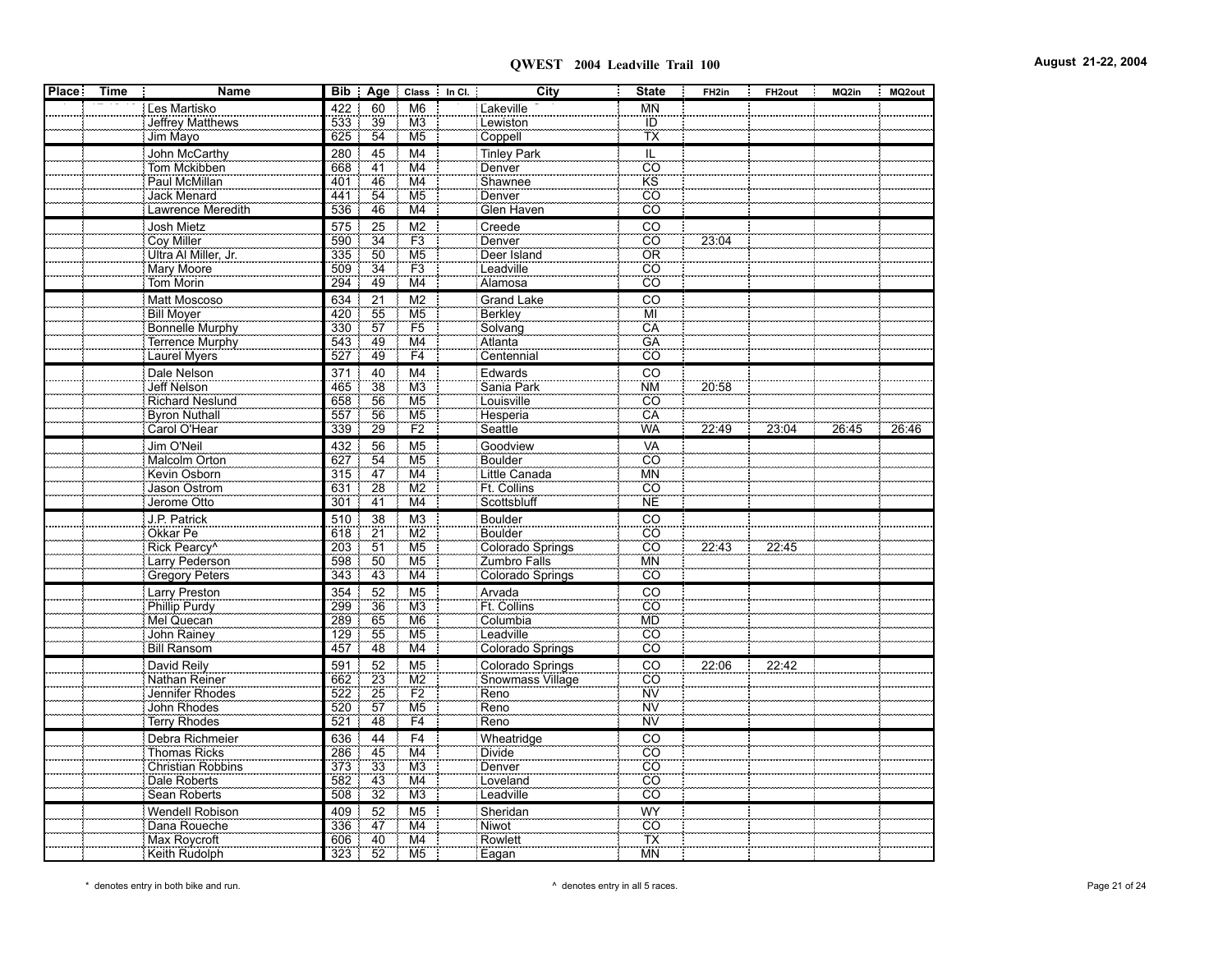# QWEST 2004 Leadville Trail 100

August 21-22, 2004

| Place | Time | Name | Bib | Age | Class | In Cl. | City | State | FH2in | FH2out | MQ2in | MQ2out |
|---|---|---|---|---|---|---|---|---|---|---|---|---|
| | | Les Martisko | 422 | 60 | M6 | | Lakeville | MN | | | | |
| | | Jeffrey Matthews | 533 | 39 | M3 | | Lewiston | ID | | | | |
| | | Jim Mayo | 625 | 54 | M5 | | Coppell | TX | | | | |
| | | John McCarthy | 280 | 45 | M4 | | Tinley Park | IL | | | | |
| | | Tom Mckibben | 668 | 41 | M4 | | Denver | CO | | | | |
| | | Paul McMillan | 401 | 46 | M4 | | Shawnee | KS | | | | |
| | | Jack Menard | 441 | 54 | M5 | | Denver | CO | | | | |
| | | Lawrence Meredith | 536 | 46 | M4 | | Glen Haven | CO | | | | |
| | | Josh Mietz | 575 | 25 | M2 | | Creede | CO | | | | |
| | | Coy Miller | 590 | 34 | F3 | | Denver | CO | 23:04 | | | |
| | | Ultra Al Miller, Jr. | 335 | 50 | M5 | | Deer Island | OR | | | | |
| | | Mary Moore | 509 | 34 | F3 | | Leadville | CO | | | | |
| | | Tom Morin | 294 | 49 | M4 | | Alamosa | CO | | | | |
| | | Matt Moscoso | 634 | 21 | M2 | | Grand Lake | CO | | | | |
| | | Bill Moyer | 420 | 55 | M5 | | Berkley | MI | | | | |
| | | Bonnelle Murphy | 330 | 57 | F5 | | Solvang | CA | | | | |
| | | Terrence Murphy | 543 | 49 | M4 | | Atlanta | GA | | | | |
| | | Laurel Myers | 527 | 49 | F4 | | Centennial | CO | | | | |
| | | Dale Nelson | 371 | 40 | M4 | | Edwards | CO | | | | |
| | | Jeff Nelson | 465 | 38 | M3 | | Sania Park | NM | 20:58 | | | |
| | | Richard Neslund | 658 | 56 | M5 | | Louisville | CO | | | | |
| | | Byron Nuthall | 557 | 56 | M5 | | Hesperia | CA | | | | |
| | | Carol O'Hear | 339 | 29 | F2 | | Seattle | WA | 22:49 | 23:04 | 26:45 | 26:46 |
| | | Jim O'Neil | 432 | 56 | M5 | | Goodview | VA | | | | |
| | | Malcolm Orton | 627 | 54 | M5 | | Boulder | CO | | | | |
| | | Kevin Osborn | 315 | 47 | M4 | | Little Canada | MN | | | | |
| | | Jason Ostrom | 631 | 28 | M2 | | Ft. Collins | CO | | | | |
| | | Jerome Otto | 301 | 41 | M4 | | Scottsbluff | NE | | | | |
| | | J.P. Patrick | 510 | 38 | M3 | | Boulder | CO | | | | |
| | | Okkar Pe | 618 | 21 | M2 | | Boulder | CO | | | | |
| | | Rick Pearcy^ | 203 | 51 | M5 | | Colorado Springs | CO | 22:43 | 22:45 | | |
| | | Larry Pederson | 598 | 50 | M5 | | Zumbro Falls | MN | | | | |
| | | Gregory Peters | 343 | 43 | M4 | | Colorado Springs | CO | | | | |
| | | Larry Preston | 354 | 52 | M5 | | Arvada | CO | | | | |
| | | Phillip Purdy | 299 | 36 | M3 | | Ft. Collins | CO | | | | |
| | | Mel Quecan | 289 | 65 | M6 | | Columbia | MD | | | | |
| | | John Rainey | 129 | 55 | M5 | | Leadville | CO | | | | |
| | | Bill Ransom | 457 | 48 | M4 | | Colorado Springs | CO | | | | |
| | | David Reily | 591 | 52 | M5 | | Colorado Springs | CO | 22:06 | 22:42 | | |
| | | Nathan Reiner | 662 | 23 | M2 | | Snowmass Village | CO | | | | |
| | | Jennifer Rhodes | 522 | 25 | F2 | | Reno | NV | | | | |
| | | John Rhodes | 520 | 57 | M5 | | Reno | NV | | | | |
| | | Terry Rhodes | 521 | 48 | F4 | | Reno | NV | | | | |
| | | Debra Richmeier | 636 | 44 | F4 | | Wheatridge | CO | | | | |
| | | Thomas Ricks | 286 | 45 | M4 | | Divide | CO | | | | |
| | | Christian Robbins | 373 | 33 | M3 | | Denver | CO | | | | |
| | | Dale Roberts | 582 | 43 | M4 | | Loveland | CO | | | | |
| | | Sean Roberts | 508 | 32 | M3 | | Leadville | CO | | | | |
| | | Wendell Robison | 409 | 52 | M5 | | Sheridan | WY | | | | |
| | | Dana Roueche | 336 | 47 | M4 | | Niwot | CO | | | | |
| | | Max Roycroft | 606 | 40 | M4 | | Rowlett | TX | | | | |
| | | Keith Rudolph | 323 | 52 | M5 | | Eagan | MN | | | | |

\* denotes entry in both bike and run.

^ denotes entry in all 5 races.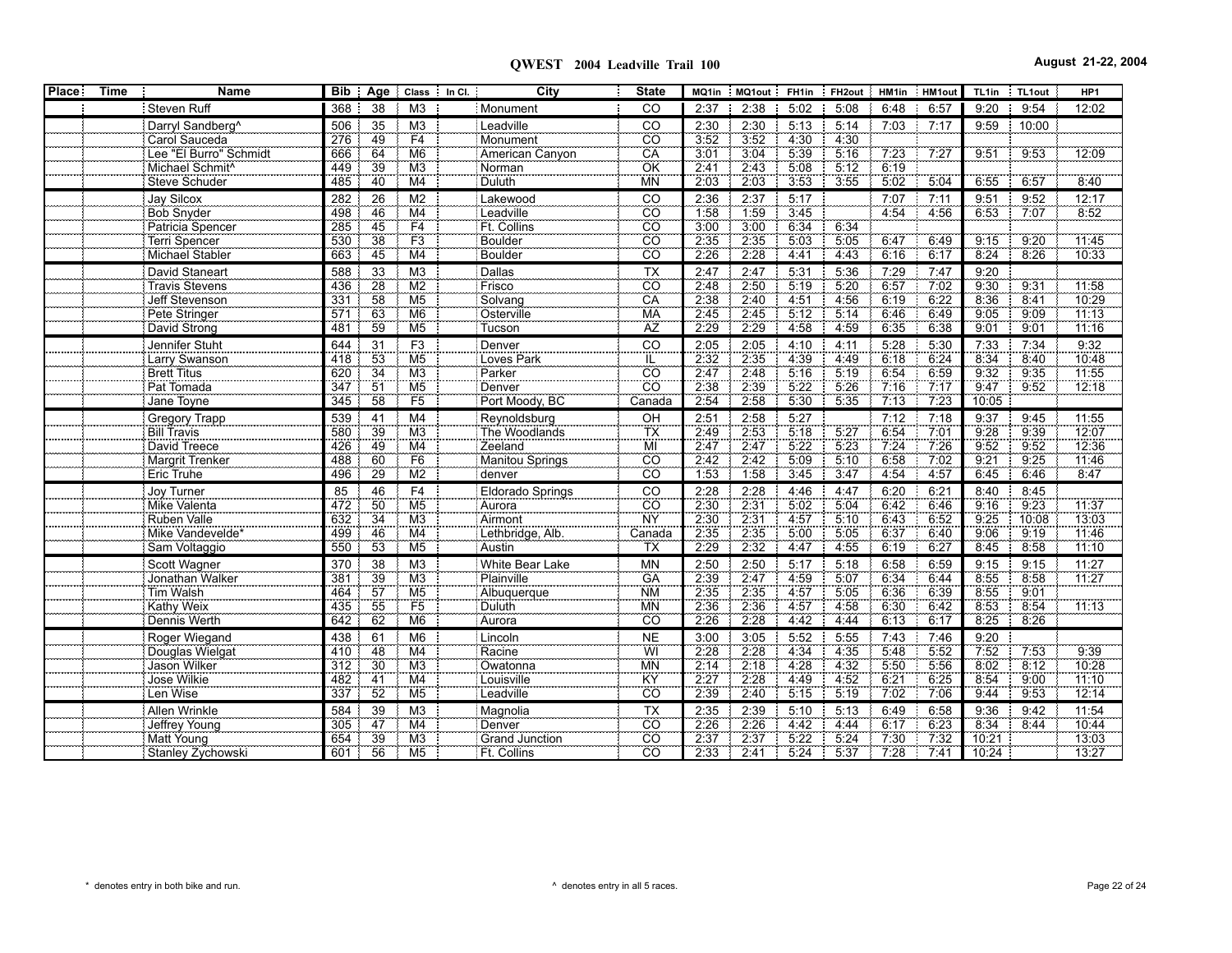# QWEST 2004 Leadville Trail 100

August 21-22, 2004

| Place | Time | Name | Bib | Age | Class | In Cl. | City | State | MQ1in | MQ1out | FH1in | FH2out | HM1in | HM1out | TL1in | TL1out | HP1 |
|---|---|---|---|---|---|---|---|---|---|---|---|---|---|---|---|---|---|
| | | Steven Ruff | 368 | 38 | M3 | | Monument | CO | 2:37 | 2:38 | 5:02 | 5:08 | 6:48 | 6:57 | 9:20 | 9:54 | 12:02 |
| | | Darryl Sandberg^ | 506 | 35 | M3 | | Leadville | CO | 2:30 | 2:30 | 5:13 | 5:14 | 7:03 | 7:17 | 9:59 | 10:00 | |
| | | Carol Sauceda | 276 | 49 | F4 | | Monument | CO | 3:52 | 3:52 | 4:30 | 4:30 | | | | | |
| | | Lee "El Burro" Schmidt | 666 | 64 | M6 | | American Canyon | CA | 3:01 | 3:04 | 5:39 | 5:16 | 7:23 | 7:27 | 9:51 | 9:53 | 12:09 |
| | | Michael Schmit^ | 449 | 39 | M3 | | Norman | OK | 2:41 | 2:43 | 5:08 | 5:12 | 6:19 | | | | |
| | | Steve Schuder | 485 | 40 | M4 | | Duluth | MN | 2:03 | 2:03 | 3:53 | 3:55 | 5:02 | 5:04 | 6:55 | 6:57 | 8:40 |
| | | Jay Silcox | 282 | 26 | M2 | | Lakewood | CO | 2:36 | 2:37 | 5:17 | | 7:07 | 7:11 | 9:51 | 9:52 | 12:17 |
| | | Bob Snyder | 498 | 46 | M4 | | Leadville | CO | 1:58 | 1:59 | 3:45 | | 4:54 | 4:56 | 6:53 | 7:07 | 8:52 |
| | | Patricia Spencer | 285 | 45 | F4 | | Ft. Collins | CO | 3:00 | 3:00 | 6:34 | 6:34 | | | | | |
| | | Terri Spencer | 530 | 38 | F3 | | Boulder | CO | 2:35 | 2:35 | 5:03 | 5:05 | 6:47 | 6:49 | 9:15 | 9:20 | 11:45 |
| | | Michael Stabler | 663 | 45 | M4 | | Boulder | CO | 2:26 | 2:28 | 4:41 | 4:43 | 6:16 | 6:17 | 8:24 | 8:26 | 10:33 |
| | | David Staneart | 588 | 33 | M3 | | Dallas | TX | 2:47 | 2:47 | 5:31 | 5:36 | 7:29 | 7:47 | 9:20 | | |
| | | Travis Stevens | 436 | 28 | M2 | | Frisco | CO | 2:48 | 2:50 | 5:19 | 5:20 | 6:57 | 7:02 | 9:30 | 9:31 | 11:58 |
| | | Jeff Stevenson | 331 | 58 | M5 | | Solvang | CA | 2:38 | 2:40 | 4:51 | 4:56 | 6:19 | 6:22 | 8:36 | 8:41 | 10:29 |
| | | Pete Stringer | 571 | 63 | M6 | | Osterville | MA | 2:45 | 2:45 | 5:12 | 5:14 | 6:46 | 6:49 | 9:05 | 9:09 | 11:13 |
| | | David Strong | 481 | 59 | M5 | | Tucson | AZ | 2:29 | 2:29 | 4:58 | 4:59 | 6:35 | 6:38 | 9:01 | 9:01 | 11:16 |
| | | Jennifer Stuht | 644 | 31 | F3 | | Denver | CO | 2:05 | 2:05 | 4:10 | 4:11 | 5:28 | 5:30 | 7:33 | 7:34 | 9:32 |
| | | Larry Swanson | 418 | 53 | M5 | | Loves Park | IL | 2:32 | 2:35 | 4:39 | 4:49 | 6:18 | 6:24 | 8:34 | 8:40 | 10:48 |
| | | Brett Titus | 620 | 34 | M3 | | Parker | CO | 2:47 | 2:48 | 5:16 | 5:19 | 6:54 | 6:59 | 9:32 | 9:35 | 11:55 |
| | | Pat Tomada | 347 | 51 | M5 | | Denver | CO | 2:38 | 2:39 | 5:22 | 5:26 | 7:16 | 7:17 | 9:47 | 9:52 | 12:18 |
| | | Jane Toyne | 345 | 58 | F5 | | Port Moody, BC | Canada | 2:54 | 2:58 | 5:30 | 5:35 | 7:13 | 7:23 | 10:05 | | |
| | | Gregory Trapp | 539 | 41 | M4 | | Reynoldsburg | OH | 2:51 | 2:58 | 5:27 | | 7:12 | 7:18 | 9:37 | 9:45 | 11:55 |
| | | Bill Travis | 580 | 39 | M3 | | The Woodlands | TX | 2:49 | 2:53 | 5:18 | 5:27 | 6:54 | 7:01 | 9:28 | 9:39 | 12:07 |
| | | David Treece | 426 | 49 | M4 | | Zeeland | MI | 2:47 | 2:47 | 5:22 | 5:23 | 7:24 | 7:26 | 9:52 | 9:52 | 12:36 |
| | | Margrit Trenker | 488 | 60 | F6 | | Manitou Springs | CO | 2:42 | 2:42 | 5:09 | 5:10 | 6:58 | 7:02 | 9:21 | 9:25 | 11:46 |
| | | Eric Truhe | 496 | 29 | M2 | | denver | CO | 1:53 | 1:58 | 3:45 | 3:47 | 4:54 | 4:57 | 6:45 | 6:46 | 8:47 |
| | | Joy Turner | 85 | 46 | F4 | | Eldorado Springs | CO | 2:28 | 2:28 | 4:46 | 4:47 | 6:20 | 6:21 | 8:40 | 8:45 | |
| | | Mike Valenta | 472 | 50 | M5 | | Aurora | CO | 2:30 | 2:31 | 5:02 | 5:04 | 6:42 | 6:46 | 9:16 | 9:23 | 11:37 |
| | | Ruben Valle | 632 | 34 | M3 | | Airmont | NY | 2:30 | 2:31 | 4:57 | 5:10 | 6:43 | 6:52 | 9:25 | 10:08 | 13:03 |
| | | Mike Vandevelde* | 499 | 46 | M4 | | Lethbridge, Alb. | Canada | 2:35 | 2:35 | 5:00 | 5:05 | 6:37 | 6:40 | 9:06 | 9:19 | 11:46 |
| | | Sam Voltaggio | 550 | 53 | M5 | | Austin | TX | 2:29 | 2:32 | 4:47 | 4:55 | 6:19 | 6:27 | 8:45 | 8:58 | 11:10 |
| | | Scott Wagner | 370 | 38 | M3 | | White Bear Lake | MN | 2:50 | 2:50 | 5:17 | 5:18 | 6:58 | 6:59 | 9:15 | 9:15 | 11:27 |
| | | Jonathan Walker | 381 | 39 | M3 | | Plainville | GA | 2:39 | 2:47 | 4:59 | 5:07 | 6:34 | 6:44 | 8:55 | 8:58 | 11:27 |
| | | Tim Walsh | 464 | 57 | M5 | | Albuquerque | NM | 2:35 | 2:35 | 4:57 | 5:05 | 6:36 | 6:39 | 8:55 | 9:01 | |
| | | Kathy Weix | 435 | 55 | F5 | | Duluth | MN | 2:36 | 2:36 | 4:57 | 4:58 | 6:30 | 6:42 | 8:53 | 8:54 | 11:13 |
| | | Dennis Werth | 642 | 62 | M6 | | Aurora | CO | 2:26 | 2:28 | 4:42 | 4:44 | 6:13 | 6:17 | 8:25 | 8:26 | |
| | | Roger Wiegand | 438 | 61 | M6 | | Lincoln | NE | 3:00 | 3:05 | 5:52 | 5:55 | 7:43 | 7:46 | 9:20 | | |
| | | Douglas Wielgat | 410 | 48 | M4 | | Racine | WI | 2:28 | 2:28 | 4:34 | 4:35 | 5:48 | 5:52 | 7:52 | 7:53 | 9:39 |
| | | Jason Wilker | 312 | 30 | M3 | | Owatonna | MN | 2:14 | 2:18 | 4:28 | 4:32 | 5:50 | 5:56 | 8:02 | 8:12 | 10:28 |
| | | Jose Wilkie | 482 | 41 | M4 | | Louisville | KY | 2:27 | 2:28 | 4:49 | 4:52 | 6:21 | 6:25 | 8:54 | 9:00 | 11:10 |
| | | Len Wise | 337 | 52 | M5 | | Leadville | CO | 2:39 | 2:40 | 5:15 | 5:19 | 7:02 | 7:06 | 9:44 | 9:53 | 12:14 |
| | | Allen Wrinkle | 584 | 39 | M3 | | Magnolia | TX | 2:35 | 2:39 | 5:10 | 5:13 | 6:49 | 6:58 | 9:36 | 9:42 | 11:54 |
| | | Jeffrey Young | 305 | 47 | M4 | | Denver | CO | 2:26 | 2:26 | 4:42 | 4:44 | 6:17 | 6:23 | 8:34 | 8:44 | 10:44 |
| | | Matt Young | 654 | 39 | M3 | | Grand Junction | CO | 2:37 | 2:37 | 5:22 | 5:24 | 7:30 | 7:32 | 10:21 | | 13:03 |
| | | Stanley Zychowski | 601 | 56 | M5 | | Ft. Collins | CO | 2:33 | 2:41 | 5:24 | 5:37 | 7:28 | 7:41 | 10:24 | | 13:27 |

\* denotes entry in both bike and run.

^ denotes entry in all 5 races.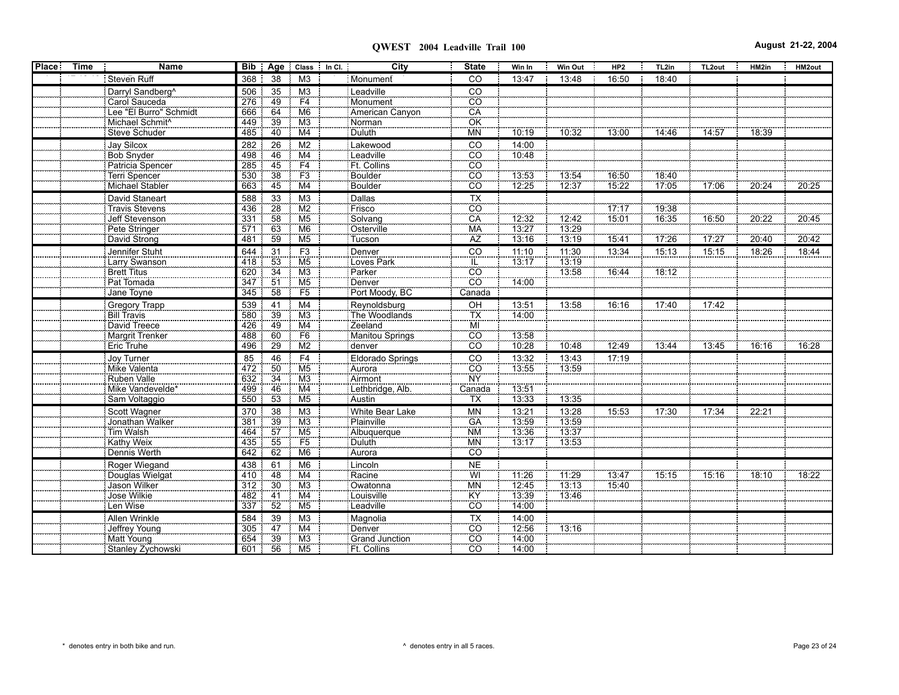# QWEST 2004 Leadville Trail 100

August 21-22, 2004

| Place | Time | Name | Bib | Age | Class | In Cl. | City | State | Win In | Win Out | HP2 | TL2in | TL2out | HM2in | HM2out |
|---|---|---|---|---|---|---|---|---|---|---|---|---|---|---|---|
| | | Steven Ruff | 368 | 38 | M3 | | Monument | CO | 13:47 | 13:48 | 16:50 | 18:40 | | | |
| | | Darryl Sandberg^ | 506 | 35 | M3 | | Leadville | CO | | | | | | | |
| | | Carol Sauceda | 276 | 49 | F4 | | Monument | CO | | | | | | | |
| | | Lee "El Burro" Schmidt | 666 | 64 | M6 | | American Canyon | CA | | | | | | | |
| | | Michael Schmit^ | 449 | 39 | M3 | | Norman | OK | | | | | | | |
| | | Steve Schuder | 485 | 40 | M4 | | Duluth | MN | 10:19 | 10:32 | 13:00 | 14:46 | 14:57 | 18:39 | |
| | | Jay Silcox | 282 | 26 | M2 | | Lakewood | CO | 14:00 | | | | | | |
| | | Bob Snyder | 498 | 46 | M4 | | Leadville | CO | 10:48 | | | | | | |
| | | Patricia Spencer | 285 | 45 | F4 | | Ft. Collins | CO | | | | | | | |
| | | Terri Spencer | 530 | 38 | F3 | | Boulder | CO | 13:53 | 13:54 | 16:50 | 18:40 | | | |
| | | Michael Stabler | 663 | 45 | M4 | | Boulder | CO | 12:25 | 12:37 | 15:22 | 17:05 | 17:06 | 20:24 | 20:25 |
| | | David Staneart | 588 | 33 | M3 | | Dallas | TX | | | | | | | |
| | | Travis Stevens | 436 | 28 | M2 | | Frisco | CO | | | 17:17 | 19:38 | | | |
| | | Jeff Stevenson | 331 | 58 | M5 | | Solvang | CA | 12:32 | 12:42 | 15:01 | 16:35 | 16:50 | 20:22 | 20:45 |
| | | Pete Stringer | 571 | 63 | M6 | | Osterville | MA | 13:27 | 13:29 | | | | | |
| | | David Strong | 481 | 59 | M5 | | Tucson | AZ | 13:16 | 13:19 | 15:41 | 17:26 | 17:27 | 20:40 | 20:42 |
| | | Jennifer Stuht | 644 | 31 | F3 | | Denver | CO | 11:10 | 11:30 | 13:34 | 15:13 | 15:15 | 18:26 | 18:44 |
| | | Larry Swanson | 418 | 53 | M5 | | Loves Park | IL | 13:17 | 13:19 | | | | | |
| | | Brett Titus | 620 | 34 | M3 | | Parker | CO | | 13:58 | 16:44 | 18:12 | | | |
| | | Pat Tomada | 347 | 51 | M5 | | Denver | CO | 14:00 | | | | | | |
| | | Jane Toyne | 345 | 58 | F5 | | Port Moody, BC | Canada | | | | | | | |
| | | Gregory Trapp | 539 | 41 | M4 | | Reynoldsburg | OH | 13:51 | 13:58 | 16:16 | 17:40 | 17:42 | | |
| | | Bill Travis | 580 | 39 | M3 | | The Woodlands | TX | 14:00 | | | | | | |
| | | David Treece | 426 | 49 | M4 | | Zeeland | MI | | | | | | | |
| | | Margrit Trenker | 488 | 60 | F6 | | Manitou Springs | CO | 13:58 | | | | | | |
| | | Eric Truhe | 496 | 29 | M2 | | denver | CO | 10:28 | 10:48 | 12:49 | 13:44 | 13:45 | 16:16 | 16:28 |
| | | Joy Turner | 85 | 46 | F4 | | Eldorado Springs | CO | 13:32 | 13:43 | 17:19 | | | | |
| | | Mike Valenta | 472 | 50 | M5 | | Aurora | CO | 13:55 | 13:59 | | | | | |
| | | Ruben Valle | 632 | 34 | M3 | | Airmont | NY | | | | | | | |
| | | Mike Vandevelde* | 499 | 46 | M4 | | Lethbridge, Alb. | Canada | 13:51 | | | | | | |
| | | Sam Voltaggio | 550 | 53 | M5 | | Austin | TX | 13:33 | 13:35 | | | | | |
| | | Scott Wagner | 370 | 38 | M3 | | White Bear Lake | MN | 13:21 | 13:28 | 15:53 | 17:30 | 17:34 | 22:21 | |
| | | Jonathan Walker | 381 | 39 | M3 | | Plainville | GA | 13:59 | 13:59 | | | | | |
| | | Tim Walsh | 464 | 57 | M5 | | Albuquerque | NM | 13:36 | 13:37 | | | | | |
| | | Kathy Weix | 435 | 55 | F5 | | Duluth | MN | 13:17 | 13:53 | | | | | |
| | | Dennis Werth | 642 | 62 | M6 | | Aurora | CO | | | | | | | |
| | | Roger Wiegand | 438 | 61 | M6 | | Lincoln | NE | | | | | | | |
| | | Douglas Wielgat | 410 | 48 | M4 | | Racine | WI | 11:26 | 11:29 | 13:47 | 15:15 | 15:16 | 18:10 | 18:22 |
| | | Jason Wilker | 312 | 30 | M3 | | Owatonna | MN | 12:45 | 13:13 | 15:40 | | | | |
| | | Jose Wilkie | 482 | 41 | M4 | | Louisville | KY | 13:39 | 13:46 | | | | | |
| | | Len Wise | 337 | 52 | M5 | | Leadville | CO | 14:00 | | | | | | |
| | | Allen Wrinkle | 584 | 39 | M3 | | Magnolia | TX | 14:00 | | | | | | |
| | | Jeffrey Young | 305 | 47 | M4 | | Denver | CO | 12:56 | 13:16 | | | | | |
| | | Matt Young | 654 | 39 | M3 | | Grand Junction | CO | 14:00 | | | | | | |
| | | Stanley Zychowski | 601 | 56 | M5 | | Ft. Collins | CO | 14:00 | | | | | | |

\* denotes entry in both bike and run.

^ denotes entry in all 5 races.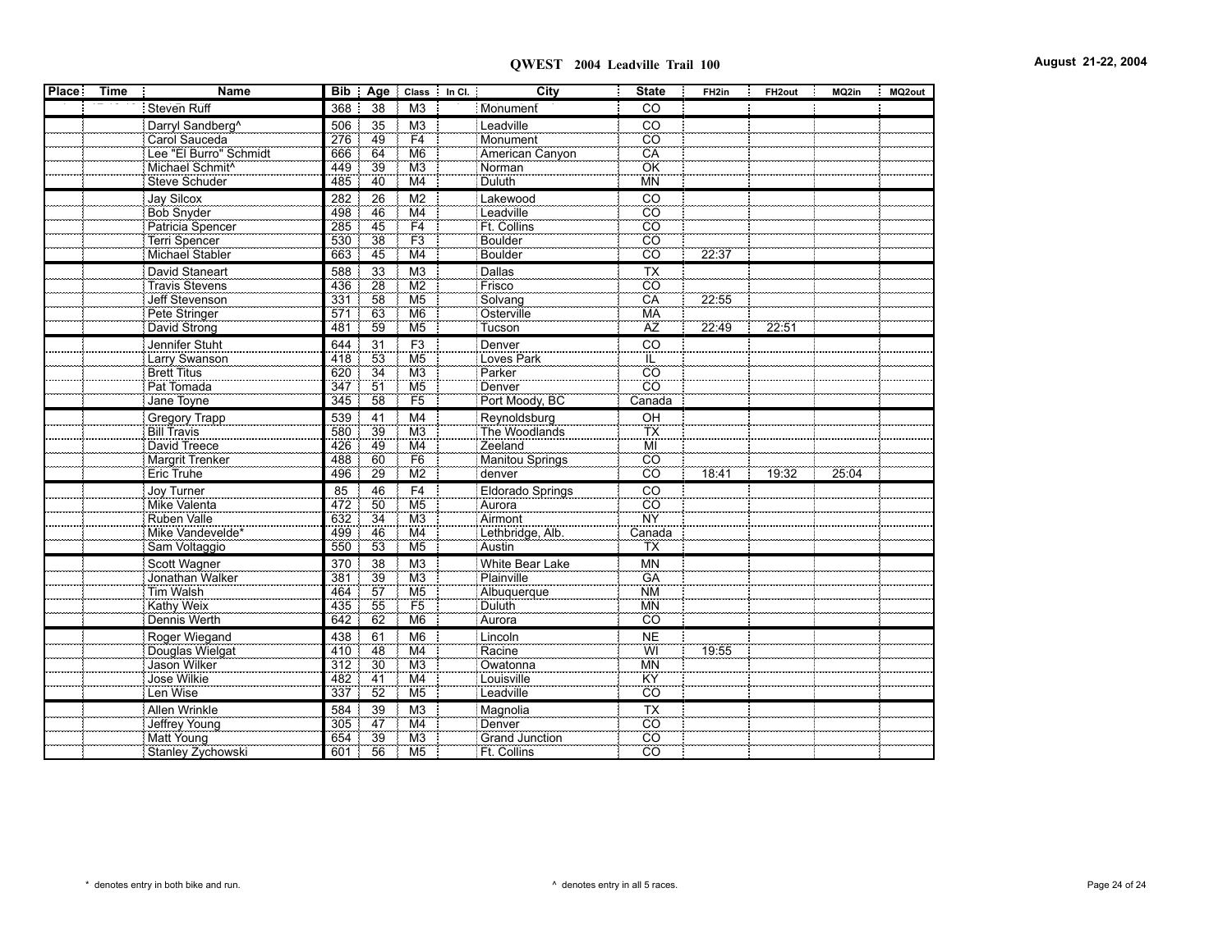# QWEST 2004 Leadville Trail 100

August 21-22, 2004

| Place | Time | Name | Bib | Age | Class | In Cl. | City | State | FH2in | FH2out | MQ2in | MQ2out |
|---|---|---|---|---|---|---|---|---|---|---|---|---|
| | | Steven Ruff | 368 | 38 | M3 | | Monument | CO | | | | |
| | | Darryl Sandberg^ | 506 | 35 | M3 | | Leadville | CO | | | | |
| | | Carol Sauceda | 276 | 49 | F4 | | Monument | CO | | | | |
| | | Lee "El Burro" Schmidt | 666 | 64 | M6 | | American Canyon | CA | | | | |
| | | Michael Schmit^ | 449 | 39 | M3 | | Norman | OK | | | | |
| | | Steve Schuder | 485 | 40 | M4 | | Duluth | MN | | | | |
| | | Jay Silcox | 282 | 26 | M2 | | Lakewood | CO | | | | |
| | | Bob Snyder | 498 | 46 | M4 | | Leadville | CO | | | | |
| | | Patricia Spencer | 285 | 45 | F4 | | Ft. Collins | CO | | | | |
| | | Terri Spencer | 530 | 38 | F3 | | Boulder | CO | | | | |
| | | Michael Stabler | 663 | 45 | M4 | | Boulder | CO | 22:37 | | | |
| | | David Staneart | 588 | 33 | M3 | | Dallas | TX | | | | |
| | | Travis Stevens | 436 | 28 | M2 | | Frisco | CO | | | | |
| | | Jeff Stevenson | 331 | 58 | M5 | | Solvang | CA | 22:55 | | | |
| | | Pete Stringer | 571 | 63 | M6 | | Osterville | MA | | | | |
| | | David Strong | 481 | 59 | M5 | | Tucson | AZ | 22:49 | 22:51 | | |
| | | Jennifer Stuht | 644 | 31 | F3 | | Denver | CO | | | | |
| | | Larry Swanson | 418 | 53 | M5 | | Loves Park | IL | | | | |
| | | Brett Titus | 620 | 34 | M3 | | Parker | CO | | | | |
| | | Pat Tomada | 347 | 51 | M5 | | Denver | CO | | | | |
| | | Jane Toyne | 345 | 58 | F5 | | Port Moody, BC | Canada | | | | |
| | | Gregory Trapp | 539 | 41 | M4 | | Reynoldsburg | OH | | | | |
| | | Bill Travis | 580 | 39 | M3 | | The Woodlands | TX | | | | |
| | | David Treece | 426 | 49 | M4 | | Zeeland | MI | | | | |
| | | Margrit Trenker | 488 | 60 | F6 | | Manitou Springs | CO | | | | |
| | | Eric Truhe | 496 | 29 | M2 | | denver | CO | 18:41 | 19:32 | 25:04 | |
| | | Joy Turner | 85 | 46 | F4 | | Eldorado Springs | CO | | | | |
| | | Mike Valenta | 472 | 50 | M5 | | Aurora | CO | | | | |
| | | Ruben Valle | 632 | 34 | M3 | | Airmont | NY | | | | |
| | | Mike Vandevelde* | 499 | 46 | M4 | | Lethbridge, Alb. | Canada | | | | |
| | | Sam Voltaggio | 550 | 53 | M5 | | Austin | TX | | | | |
| | | Scott Wagner | 370 | 38 | M3 | | White Bear Lake | MN | | | | |
| | | Jonathan Walker | 381 | 39 | M3 | | Plainville | GA | | | | |
| | | Tim Walsh | 464 | 57 | M5 | | Albuquerque | NM | | | | |
| | | Kathy Weix | 435 | 55 | F5 | | Duluth | MN | | | | |
| | | Dennis Werth | 642 | 62 | M6 | | Aurora | CO | | | | |
| | | Roger Wiegand | 438 | 61 | M6 | | Lincoln | NE | | | | |
| | | Douglas Wielgat | 410 | 48 | M4 | | Racine | WI | 19:55 | | | |
| | | Jason Wilker | 312 | 30 | M3 | | Owatonna | MN | | | | |
| | | Jose Wilkie | 482 | 41 | M4 | | Louisville | KY | | | | |
| | | Len Wise | 337 | 52 | M5 | | Leadville | CO | | | | |
| | | Allen Wrinkle | 584 | 39 | M3 | | Magnolia | TX | | | | |
| | | Jeffrey Young | 305 | 47 | M4 | | Denver | CO | | | | |
| | | Matt Young | 654 | 39 | M3 | | Grand Junction | CO | | | | |
| | | Stanley Zychowski | 601 | 56 | M5 | | Ft. Collins | CO | | | | |

\* denotes entry in both bike and run.

^ denotes entry in all 5 races.